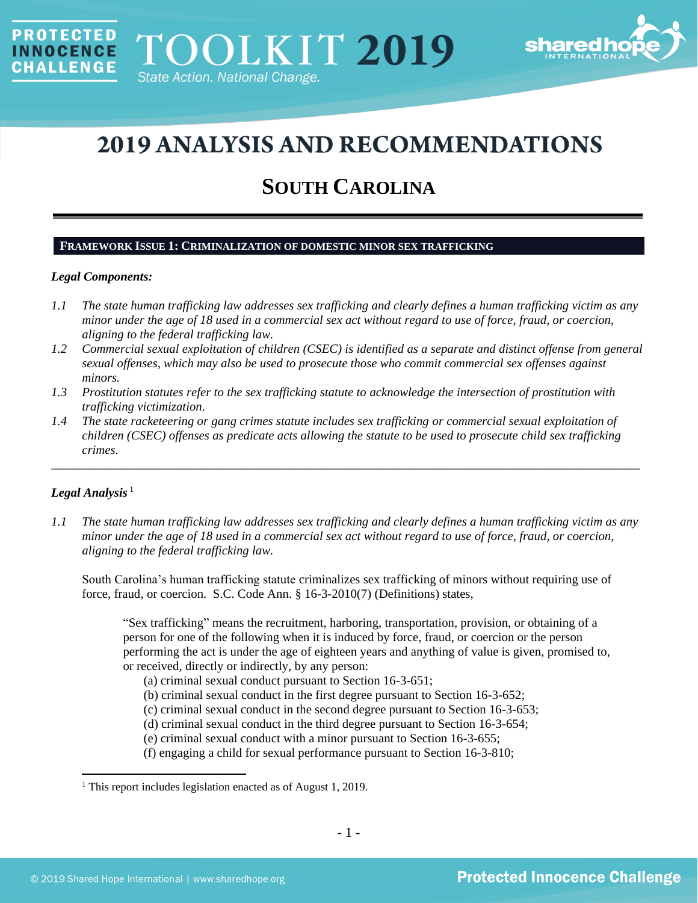# 2019 ANALYSIS AND RECOMMENDATIONS

## SOUTH CAROLINA

### FRAMEWORK ISSUE 1: CRIMINALIZATION OF DOMESTIC MINOR SEX TRAFFICKING

***Legal Components:***

*1.1 The state human trafficking law addresses sex trafficking and clearly defines a human trafficking victim as any minor under the age of 18 used in a commercial sex act without regard to use of force, fraud, or coercion, aligning to the federal trafficking law.*

*1.2 Commercial sexual exploitation of children (CSEC) is identified as a separate and distinct offense from general sexual offenses, which may also be used to prosecute those who commit commercial sex offenses against minors.*

*1.3 Prostitution statutes refer to the sex trafficking statute to acknowledge the intersection of prostitution with trafficking victimization.*

*1.4 The state racketeering or gang crimes statute includes sex trafficking or commercial sexual exploitation of children (CSEC) offenses as predicate acts allowing the statute to be used to prosecute child sex trafficking crimes.*

---

***Legal Analysis*** [1]

*1.1 The state human trafficking law addresses sex trafficking and clearly defines a human trafficking victim as any minor under the age of 18 used in a commercial sex act without regard to use of force, fraud, or coercion, aligning to the federal trafficking law.*

South Carolina's human trafficking statute criminalizes sex trafficking of minors without requiring use of force, fraud, or coercion. S.C. Code Ann. § 16-3-2010(7) (Definitions) states,

> "Sex trafficking" means the recruitment, harboring, transportation, provision, or obtaining of a person for one of the following when it is induced by force, fraud, or coercion or the person performing the act is under the age of eighteen years and anything of value is given, promised to, or received, directly or indirectly, by any person:
> (a) criminal sexual conduct pursuant to Section 16-3-651;
> (b) criminal sexual conduct in the first degree pursuant to Section 16-3-652;
> (c) criminal sexual conduct in the second degree pursuant to Section 16-3-653;
> (d) criminal sexual conduct in the third degree pursuant to Section 16-3-654;
> (e) criminal sexual conduct with a minor pursuant to Section 16-3-655;
> (f) engaging a child for sexual performance pursuant to Section 16-3-810;

[1] This report includes legislation enacted as of August 1, 2019.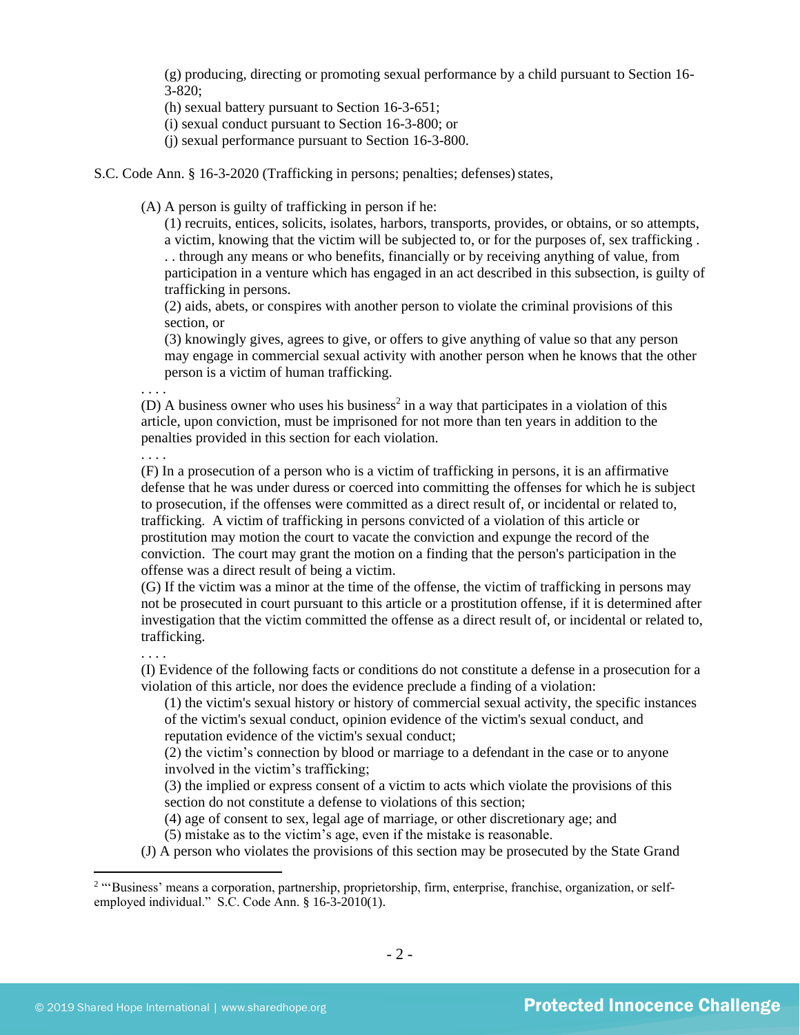(g) producing, directing or promoting sexual performance by a child pursuant to Section 16-3-820;
(h) sexual battery pursuant to Section 16-3-651;
(i) sexual conduct pursuant to Section 16-3-800; or
(j) sexual performance pursuant to Section 16-3-800.

S.C. Code Ann. § 16-3-2020 (Trafficking in persons; penalties; defenses) states,

> (A) A person is guilty of trafficking in person if he:
>
> (1) recruits, entices, solicits, isolates, harbors, transports, provides, or obtains, or so attempts, a victim, knowing that the victim will be subjected to, or for the purposes of, sex trafficking . . . through any means or who benefits, financially or by receiving anything of value, from participation in a venture which has engaged in an act described in this subsection, is guilty of trafficking in persons.
>
> (2) aids, abets, or conspires with another person to violate the criminal provisions of this section, or
>
> (3) knowingly gives, agrees to give, or offers to give anything of value so that any person may engage in commercial sexual activity with another person when he knows that the other person is a victim of human trafficking.
>
> . . . .
>
> (D) A business owner who uses his business[2] in a way that participates in a violation of this article, upon conviction, must be imprisoned for not more than ten years in addition to the penalties provided in this section for each violation.
>
> . . . .
>
> (F) In a prosecution of a person who is a victim of trafficking in persons, it is an affirmative defense that he was under duress or coerced into committing the offenses for which he is subject to prosecution, if the offenses were committed as a direct result of, or incidental or related to, trafficking. A victim of trafficking in persons convicted of a violation of this article or prostitution may motion the court to vacate the conviction and expunge the record of the conviction. The court may grant the motion on a finding that the person's participation in the offense was a direct result of being a victim.
>
> (G) If the victim was a minor at the time of the offense, the victim of trafficking in persons may not be prosecuted in court pursuant to this article or a prostitution offense, if it is determined after investigation that the victim committed the offense as a direct result of, or incidental or related to, trafficking.
>
> . . . .
>
> (I) Evidence of the following facts or conditions do not constitute a defense in a prosecution for a violation of this article, nor does the evidence preclude a finding of a violation:
>
> (1) the victim's sexual history or history of commercial sexual activity, the specific instances of the victim's sexual conduct, opinion evidence of the victim's sexual conduct, and reputation evidence of the victim's sexual conduct;
>
> (2) the victim's connection by blood or marriage to a defendant in the case or to anyone involved in the victim's trafficking;
>
> (3) the implied or express consent of a victim to acts which violate the provisions of this section do not constitute a defense to violations of this section;
>
> (4) age of consent to sex, legal age of marriage, or other discretionary age; and
>
> (5) mistake as to the victim's age, even if the mistake is reasonable.
>
> (J) A person who violates the provisions of this section may be prosecuted by the State Grand

[2] "'Business' means a corporation, partnership, proprietorship, firm, enterprise, franchise, organization, or self-employed individual." S.C. Code Ann. § 16-3-2010(1).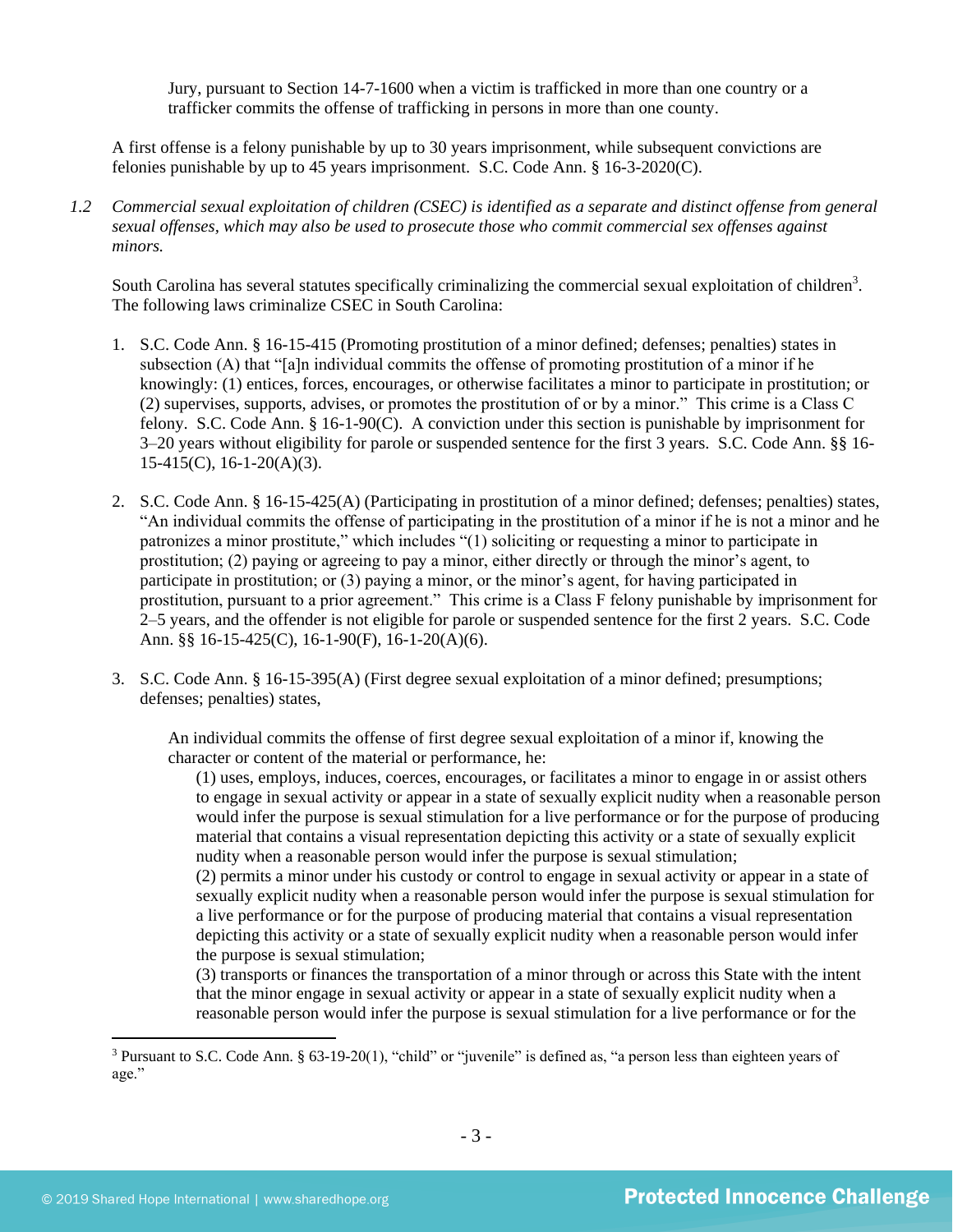Jury, pursuant to Section 14-7-1600 when a victim is trafficked in more than one country or a trafficker commits the offense of trafficking in persons in more than one county.

A first offense is a felony punishable by up to 30 years imprisonment, while subsequent convictions are felonies punishable by up to 45 years imprisonment. S.C. Code Ann. § 16-3-2020(C).

*1.2 Commercial sexual exploitation of children (CSEC) is identified as a separate and distinct offense from general sexual offenses, which may also be used to prosecute those who commit commercial sex offenses against minors.*

South Carolina has several statutes specifically criminalizing the commercial sexual exploitation of children[3]. The following laws criminalize CSEC in South Carolina:

1. S.C. Code Ann. § 16-15-415 (Promoting prostitution of a minor defined; defenses; penalties) states in subsection (A) that "[a]n individual commits the offense of promoting prostitution of a minor if he knowingly: (1) entices, forces, encourages, or otherwise facilitates a minor to participate in prostitution; or (2) supervises, supports, advises, or promotes the prostitution of or by a minor." This crime is a Class C felony. S.C. Code Ann. § 16-1-90(C). A conviction under this section is punishable by imprisonment for 3–20 years without eligibility for parole or suspended sentence for the first 3 years. S.C. Code Ann. §§ 16-15-415(C), 16-1-20(A)(3).

2. S.C. Code Ann. § 16-15-425(A) (Participating in prostitution of a minor defined; defenses; penalties) states, "An individual commits the offense of participating in the prostitution of a minor if he is not a minor and he patronizes a minor prostitute," which includes "(1) soliciting or requesting a minor to participate in prostitution; (2) paying or agreeing to pay a minor, either directly or through the minor's agent, to participate in prostitution; or (3) paying a minor, or the minor's agent, for having participated in prostitution, pursuant to a prior agreement." This crime is a Class F felony punishable by imprisonment for 2–5 years, and the offender is not eligible for parole or suspended sentence for the first 2 years. S.C. Code Ann. §§ 16-15-425(C), 16-1-90(F), 16-1-20(A)(6).

3. S.C. Code Ann. § 16-15-395(A) (First degree sexual exploitation of a minor defined; presumptions; defenses; penalties) states,

   An individual commits the offense of first degree sexual exploitation of a minor if, knowing the character or content of the material or performance, he:

   (1) uses, employs, induces, coerces, encourages, or facilitates a minor to engage in or assist others to engage in sexual activity or appear in a state of sexually explicit nudity when a reasonable person would infer the purpose is sexual stimulation for a live performance or for the purpose of producing material that contains a visual representation depicting this activity or a state of sexually explicit nudity when a reasonable person would infer the purpose is sexual stimulation;

   (2) permits a minor under his custody or control to engage in sexual activity or appear in a state of sexually explicit nudity when a reasonable person would infer the purpose is sexual stimulation for a live performance or for the purpose of producing material that contains a visual representation depicting this activity or a state of sexually explicit nudity when a reasonable person would infer the purpose is sexual stimulation;

   (3) transports or finances the transportation of a minor through or across this State with the intent that the minor engage in sexual activity or appear in a state of sexually explicit nudity when a reasonable person would infer the purpose is sexual stimulation for a live performance or for the

[3] Pursuant to S.C. Code Ann. § 63-19-20(1), "child" or "juvenile" is defined as, "a person less than eighteen years of age."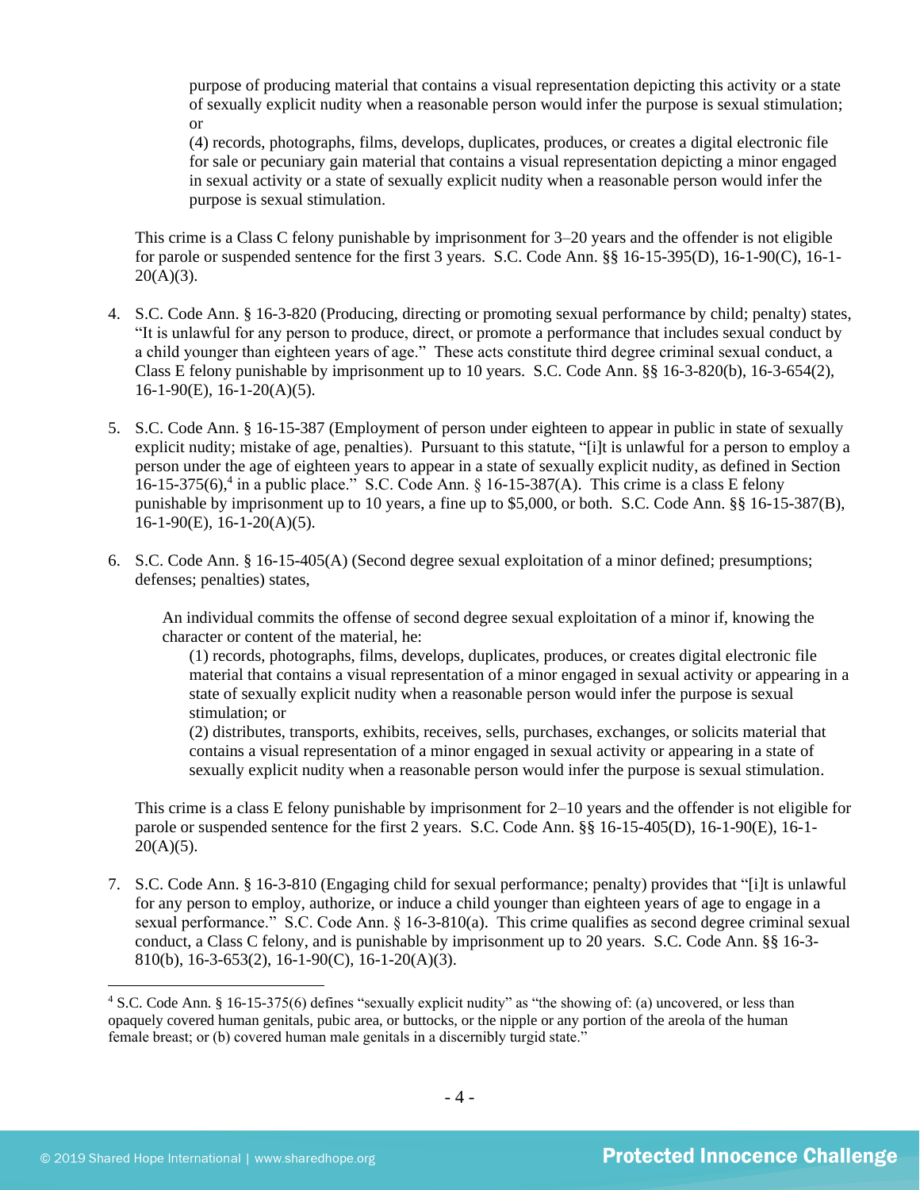purpose of producing material that contains a visual representation depicting this activity or a state of sexually explicit nudity when a reasonable person would infer the purpose is sexual stimulation; or

(4) records, photographs, films, develops, duplicates, produces, or creates a digital electronic file for sale or pecuniary gain material that contains a visual representation depicting a minor engaged in sexual activity or a state of sexually explicit nudity when a reasonable person would infer the purpose is sexual stimulation.

This crime is a Class C felony punishable by imprisonment for 3–20 years and the offender is not eligible for parole or suspended sentence for the first 3 years. S.C. Code Ann. §§ 16-15-395(D), 16-1-90(C), 16-1-20(A)(3).

4. S.C. Code Ann. § 16-3-820 (Producing, directing or promoting sexual performance by child; penalty) states, "It is unlawful for any person to produce, direct, or promote a performance that includes sexual conduct by a child younger than eighteen years of age." These acts constitute third degree criminal sexual conduct, a Class E felony punishable by imprisonment up to 10 years. S.C. Code Ann. §§ 16-3-820(b), 16-3-654(2), 16-1-90(E), 16-1-20(A)(5).

5. S.C. Code Ann. § 16-15-387 (Employment of person under eighteen to appear in public in state of sexually explicit nudity; mistake of age, penalties). Pursuant to this statute, "[i]t is unlawful for a person to employ a person under the age of eighteen years to appear in a state of sexually explicit nudity, as defined in Section 16-15-375(6),[4] in a public place." S.C. Code Ann. § 16-15-387(A). This crime is a class E felony punishable by imprisonment up to 10 years, a fine up to $5,000, or both. S.C. Code Ann. §§ 16-15-387(B), 16-1-90(E), 16-1-20(A)(5).

6. S.C. Code Ann. § 16-15-405(A) (Second degree sexual exploitation of a minor defined; presumptions; defenses; penalties) states,

   An individual commits the offense of second degree sexual exploitation of a minor if, knowing the character or content of the material, he:

   (1) records, photographs, films, develops, duplicates, produces, or creates digital electronic file material that contains a visual representation of a minor engaged in sexual activity or appearing in a state of sexually explicit nudity when a reasonable person would infer the purpose is sexual stimulation; or

   (2) distributes, transports, exhibits, receives, sells, purchases, exchanges, or solicits material that contains a visual representation of a minor engaged in sexual activity or appearing in a state of sexually explicit nudity when a reasonable person would infer the purpose is sexual stimulation.

   This crime is a class E felony punishable by imprisonment for 2–10 years and the offender is not eligible for parole or suspended sentence for the first 2 years. S.C. Code Ann. §§ 16-15-405(D), 16-1-90(E), 16-1-20(A)(5).

7. S.C. Code Ann. § 16-3-810 (Engaging child for sexual performance; penalty) provides that "[i]t is unlawful for any person to employ, authorize, or induce a child younger than eighteen years of age to engage in a sexual performance." S.C. Code Ann. § 16-3-810(a). This crime qualifies as second degree criminal sexual conduct, a Class C felony, and is punishable by imprisonment up to 20 years. S.C. Code Ann. §§ 16-3-810(b), 16-3-653(2), 16-1-90(C), 16-1-20(A)(3).

[4] S.C. Code Ann. § 16-15-375(6) defines "sexually explicit nudity" as "the showing of: (a) uncovered, or less than opaquely covered human genitals, pubic area, or buttocks, or the nipple or any portion of the areola of the human female breast; or (b) covered human male genitals in a discernibly turgid state."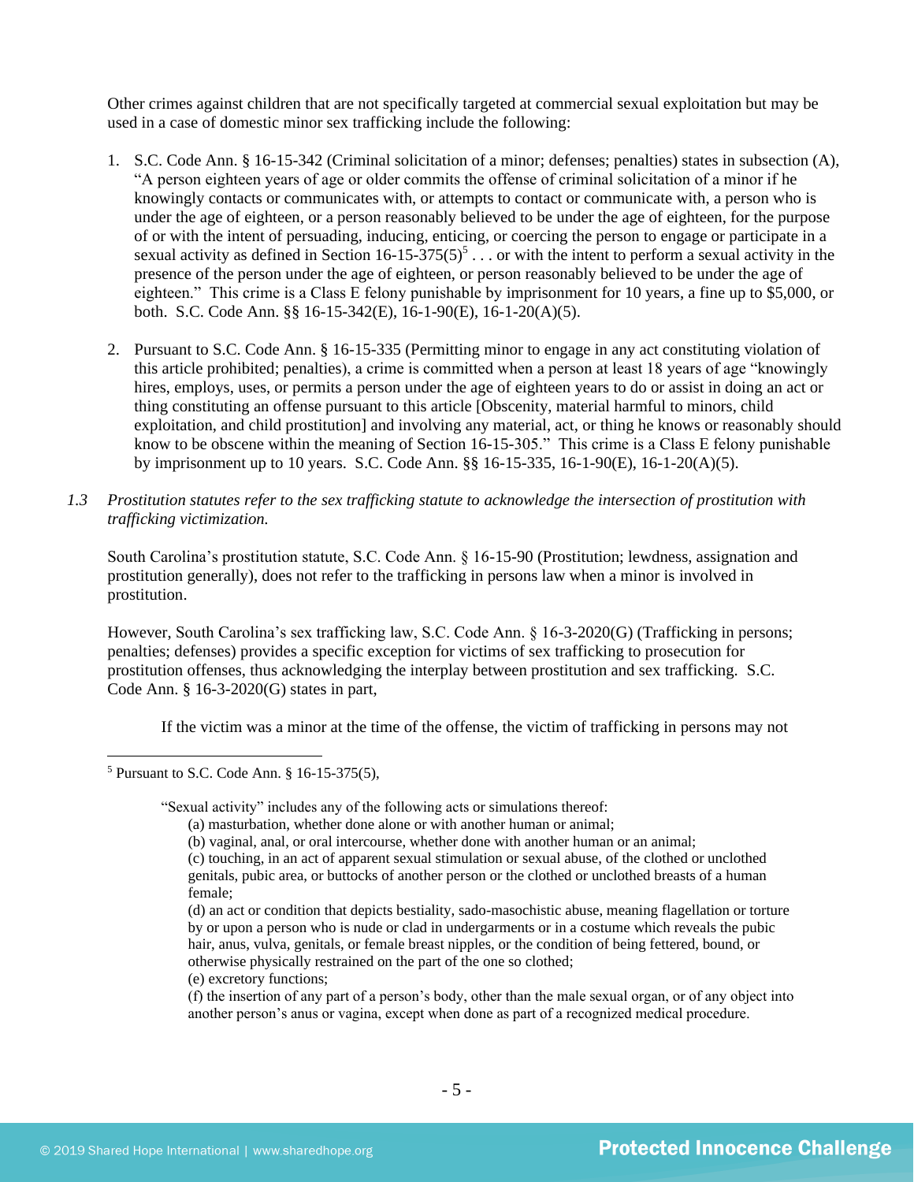Other crimes against children that are not specifically targeted at commercial sexual exploitation but may be used in a case of domestic minor sex trafficking include the following:

1. S.C. Code Ann. § 16-15-342 (Criminal solicitation of a minor; defenses; penalties) states in subsection (A), "A person eighteen years of age or older commits the offense of criminal solicitation of a minor if he knowingly contacts or communicates with, or attempts to contact or communicate with, a person who is under the age of eighteen, or a person reasonably believed to be under the age of eighteen, for the purpose of or with the intent of persuading, inducing, enticing, or coercing the person to engage or participate in a sexual activity as defined in Section 16-15-375(5)[5] . . . or with the intent to perform a sexual activity in the presence of the person under the age of eighteen, or person reasonably believed to be under the age of eighteen." This crime is a Class E felony punishable by imprisonment for 10 years, a fine up to $5,000, or both. S.C. Code Ann. §§ 16-15-342(E), 16-1-90(E), 16-1-20(A)(5).

2. Pursuant to S.C. Code Ann. § 16-15-335 (Permitting minor to engage in any act constituting violation of this article prohibited; penalties), a crime is committed when a person at least 18 years of age "knowingly hires, employs, uses, or permits a person under the age of eighteen years to do or assist in doing an act or thing constituting an offense pursuant to this article [Obscenity, material harmful to minors, child exploitation, and child prostitution] and involving any material, act, or thing he knows or reasonably should know to be obscene within the meaning of Section 16-15-305." This crime is a Class E felony punishable by imprisonment up to 10 years. S.C. Code Ann. §§ 16-15-335, 16-1-90(E), 16-1-20(A)(5).

*1.3 Prostitution statutes refer to the sex trafficking statute to acknowledge the intersection of prostitution with trafficking victimization.*

South Carolina's prostitution statute, S.C. Code Ann. § 16-15-90 (Prostitution; lewdness, assignation and prostitution generally), does not refer to the trafficking in persons law when a minor is involved in prostitution.

However, South Carolina's sex trafficking law, S.C. Code Ann. § 16-3-2020(G) (Trafficking in persons; penalties; defenses) provides a specific exception for victims of sex trafficking to prosecution for prostitution offenses, thus acknowledging the interplay between prostitution and sex trafficking. S.C. Code Ann. § 16-3-2020(G) states in part,

> If the victim was a minor at the time of the offense, the victim of trafficking in persons may not

---

[5] Pursuant to S.C. Code Ann. § 16-15-375(5),

> "Sexual activity" includes any of the following acts or simulations thereof:
> (a) masturbation, whether done alone or with another human or animal;
> (b) vaginal, anal, or oral intercourse, whether done with another human or an animal;
> (c) touching, in an act of apparent sexual stimulation or sexual abuse, of the clothed or unclothed genitals, pubic area, or buttocks of another person or the clothed or unclothed breasts of a human female;
> (d) an act or condition that depicts bestiality, sado-masochistic abuse, meaning flagellation or torture by or upon a person who is nude or clad in undergarments or in a costume which reveals the pubic hair, anus, vulva, genitals, or female breast nipples, or the condition of being fettered, bound, or otherwise physically restrained on the part of the one so clothed;
> (e) excretory functions;
> (f) the insertion of any part of a person's body, other than the male sexual organ, or of any object into another person's anus or vagina, except when done as part of a recognized medical procedure.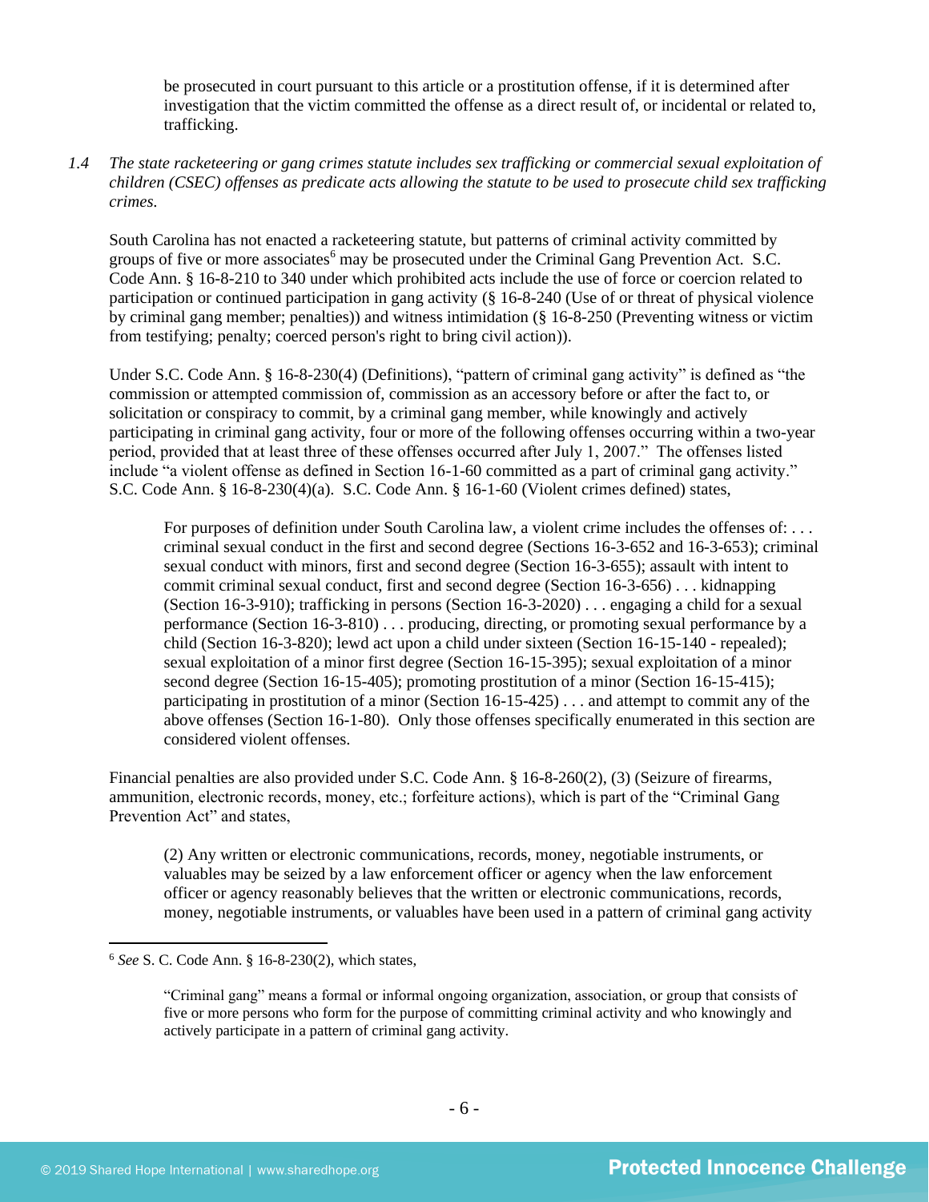be prosecuted in court pursuant to this article or a prostitution offense, if it is determined after investigation that the victim committed the offense as a direct result of, or incidental or related to, trafficking.

1.4 *The state racketeering or gang crimes statute includes sex trafficking or commercial sexual exploitation of children (CSEC) offenses as predicate acts allowing the statute to be used to prosecute child sex trafficking crimes.*

South Carolina has not enacted a racketeering statute, but patterns of criminal activity committed by groups of five or more associates[6] may be prosecuted under the Criminal Gang Prevention Act. S.C. Code Ann. § 16-8-210 to 340 under which prohibited acts include the use of force or coercion related to participation or continued participation in gang activity (§ 16-8-240 (Use of or threat of physical violence by criminal gang member; penalties)) and witness intimidation (§ 16-8-250 (Preventing witness or victim from testifying; penalty; coerced person's right to bring civil action)).

Under S.C. Code Ann. § 16-8-230(4) (Definitions), "pattern of criminal gang activity" is defined as "the commission or attempted commission of, commission as an accessory before or after the fact to, or solicitation or conspiracy to commit, by a criminal gang member, while knowingly and actively participating in criminal gang activity, four or more of the following offenses occurring within a two-year period, provided that at least three of these offenses occurred after July 1, 2007." The offenses listed include "a violent offense as defined in Section 16-1-60 committed as a part of criminal gang activity." S.C. Code Ann. § 16-8-230(4)(a). S.C. Code Ann. § 16-1-60 (Violent crimes defined) states,

> For purposes of definition under South Carolina law, a violent crime includes the offenses of: . . . criminal sexual conduct in the first and second degree (Sections 16-3-652 and 16-3-653); criminal sexual conduct with minors, first and second degree (Section 16-3-655); assault with intent to commit criminal sexual conduct, first and second degree (Section 16-3-656) . . . kidnapping (Section 16-3-910); trafficking in persons (Section 16-3-2020) . . . engaging a child for a sexual performance (Section 16-3-810) . . . producing, directing, or promoting sexual performance by a child (Section 16-3-820); lewd act upon a child under sixteen (Section 16-15-140 - repealed); sexual exploitation of a minor first degree (Section 16-15-395); sexual exploitation of a minor second degree (Section 16-15-405); promoting prostitution of a minor (Section 16-15-415); participating in prostitution of a minor (Section 16-15-425) . . . and attempt to commit any of the above offenses (Section 16-1-80). Only those offenses specifically enumerated in this section are considered violent offenses.

Financial penalties are also provided under S.C. Code Ann. § 16-8-260(2), (3) (Seizure of firearms, ammunition, electronic records, money, etc.; forfeiture actions), which is part of the "Criminal Gang Prevention Act" and states,

> (2) Any written or electronic communications, records, money, negotiable instruments, or valuables may be seized by a law enforcement officer or agency when the law enforcement officer or agency reasonably believes that the written or electronic communications, records, money, negotiable instruments, or valuables have been used in a pattern of criminal gang activity

---

[6] *See* S. C. Code Ann. § 16-8-230(2), which states,

> "Criminal gang" means a formal or informal ongoing organization, association, or group that consists of five or more persons who form for the purpose of committing criminal activity and who knowingly and actively participate in a pattern of criminal gang activity.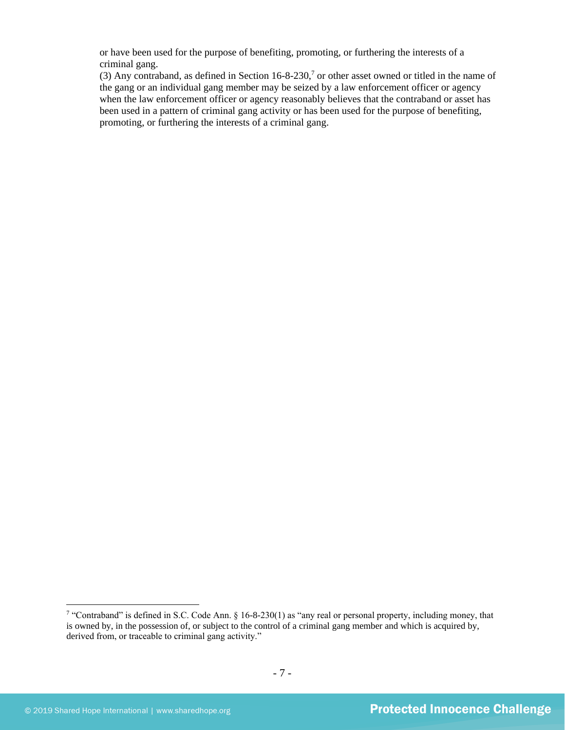or have been used for the purpose of benefiting, promoting, or furthering the interests of a criminal gang.

(3) Any contraband, as defined in Section 16-8-230,[7] or other asset owned or titled in the name of the gang or an individual gang member may be seized by a law enforcement officer or agency when the law enforcement officer or agency reasonably believes that the contraband or asset has been used in a pattern of criminal gang activity or has been used for the purpose of benefiting, promoting, or furthering the interests of a criminal gang.

[7] "Contraband" is defined in S.C. Code Ann. § 16-8-230(1) as "any real or personal property, including money, that is owned by, in the possession of, or subject to the control of a criminal gang member and which is acquired by, derived from, or traceable to criminal gang activity."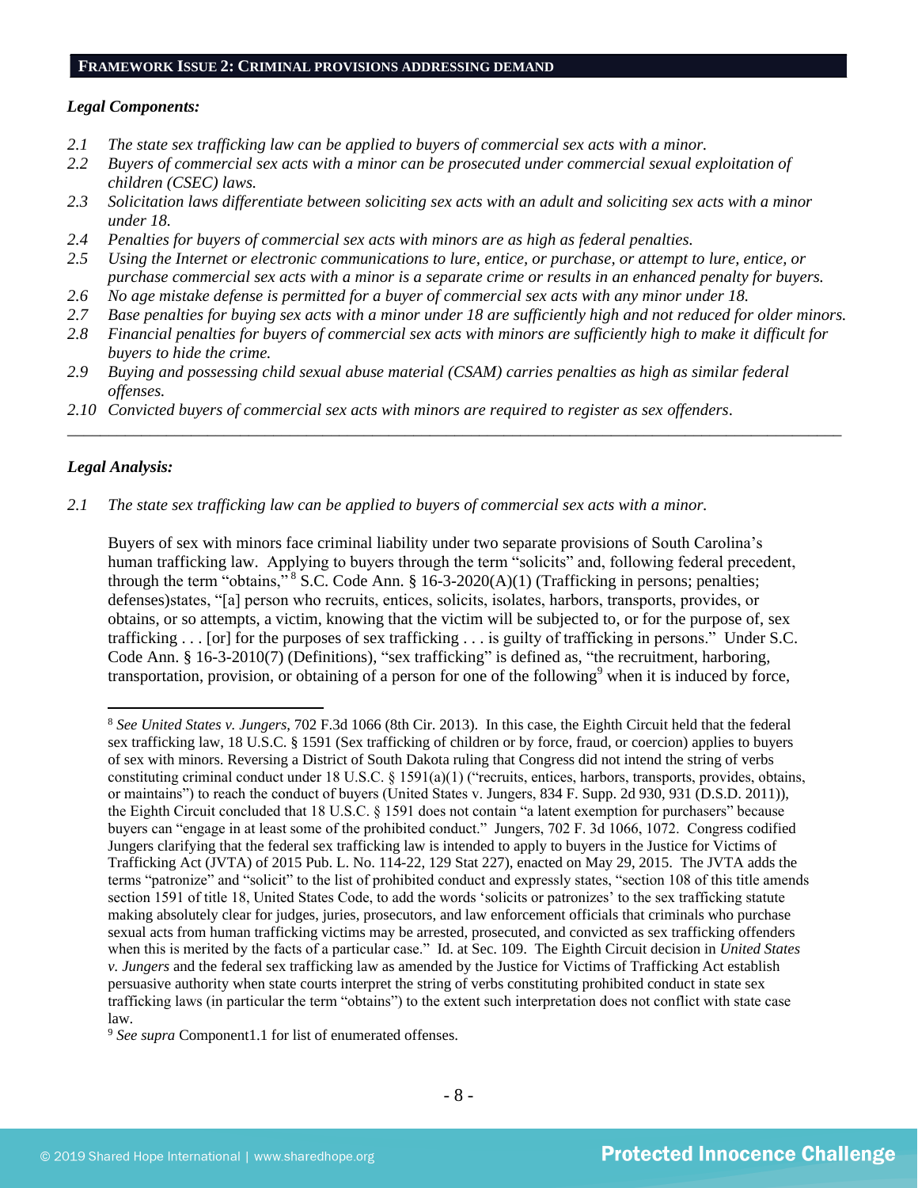**FRAMEWORK ISSUE 2: CRIMINAL PROVISIONS ADDRESSING DEMAND**

***Legal Components:***

*2.1 The state sex trafficking law can be applied to buyers of commercial sex acts with a minor.*
*2.2 Buyers of commercial sex acts with a minor can be prosecuted under commercial sexual exploitation of children (CSEC) laws.*
*2.3 Solicitation laws differentiate between soliciting sex acts with an adult and soliciting sex acts with a minor under 18.*
*2.4 Penalties for buyers of commercial sex acts with minors are as high as federal penalties.*
*2.5 Using the Internet or electronic communications to lure, entice, or purchase, or attempt to lure, entice, or purchase commercial sex acts with a minor is a separate crime or results in an enhanced penalty for buyers.*
*2.6 No age mistake defense is permitted for a buyer of commercial sex acts with any minor under 18.*
*2.7 Base penalties for buying sex acts with a minor under 18 are sufficiently high and not reduced for older minors.*
*2.8 Financial penalties for buyers of commercial sex acts with minors are sufficiently high to make it difficult for buyers to hide the crime.*
*2.9 Buying and possessing child sexual abuse material (CSAM) carries penalties as high as similar federal offenses.*
*2.10 Convicted buyers of commercial sex acts with minors are required to register as sex offenders.*

---

***Legal Analysis:***

*2.1 The state sex trafficking law can be applied to buyers of commercial sex acts with a minor.*

Buyers of sex with minors face criminal liability under two separate provisions of South Carolina's human trafficking law. Applying to buyers through the term "solicits" and, following federal precedent, through the term "obtains,"[8] S.C. Code Ann. § 16-3-2020(A)(1) (Trafficking in persons; penalties; defenses)states, "[a] person who recruits, entices, solicits, isolates, harbors, transports, provides, or obtains, or so attempts, a victim, knowing that the victim will be subjected to, or for the purpose of, sex trafficking . . . [or] for the purposes of sex trafficking . . . is guilty of trafficking in persons." Under S.C. Code Ann. § 16-3-2010(7) (Definitions), "sex trafficking" is defined as, "the recruitment, harboring, transportation, provision, or obtaining of a person for one of the following[9] when it is induced by force,

---

[8] *See United States v. Jungers*, 702 F.3d 1066 (8th Cir. 2013). In this case, the Eighth Circuit held that the federal sex trafficking law, 18 U.S.C. § 1591 (Sex trafficking of children or by force, fraud, or coercion) applies to buyers of sex with minors. Reversing a District of South Dakota ruling that Congress did not intend the string of verbs constituting criminal conduct under 18 U.S.C. § 1591(a)(1) ("recruits, entices, harbors, transports, provides, obtains, or maintains") to reach the conduct of buyers (United States v. Jungers, 834 F. Supp. 2d 930, 931 (D.S.D. 2011)), the Eighth Circuit concluded that 18 U.S.C. § 1591 does not contain "a latent exemption for purchasers" because buyers can "engage in at least some of the prohibited conduct." Jungers, 702 F. 3d 1066, 1072. Congress codified Jungers clarifying that the federal sex trafficking law is intended to apply to buyers in the Justice for Victims of Trafficking Act (JVTA) of 2015 Pub. L. No. 114-22, 129 Stat 227), enacted on May 29, 2015. The JVTA adds the terms "patronize" and "solicit" to the list of prohibited conduct and expressly states, "section 108 of this title amends section 1591 of title 18, United States Code, to add the words 'solicits or patronizes' to the sex trafficking statute making absolutely clear for judges, juries, prosecutors, and law enforcement officials that criminals who purchase sexual acts from human trafficking victims may be arrested, prosecuted, and convicted as sex trafficking offenders when this is merited by the facts of a particular case." Id. at Sec. 109. The Eighth Circuit decision in *United States v. Jungers* and the federal sex trafficking law as amended by the Justice for Victims of Trafficking Act establish persuasive authority when state courts interpret the string of verbs constituting prohibited conduct in state sex trafficking laws (in particular the term "obtains") to the extent such interpretation does not conflict with state case law.

[9] *See supra* Component1.1 for list of enumerated offenses.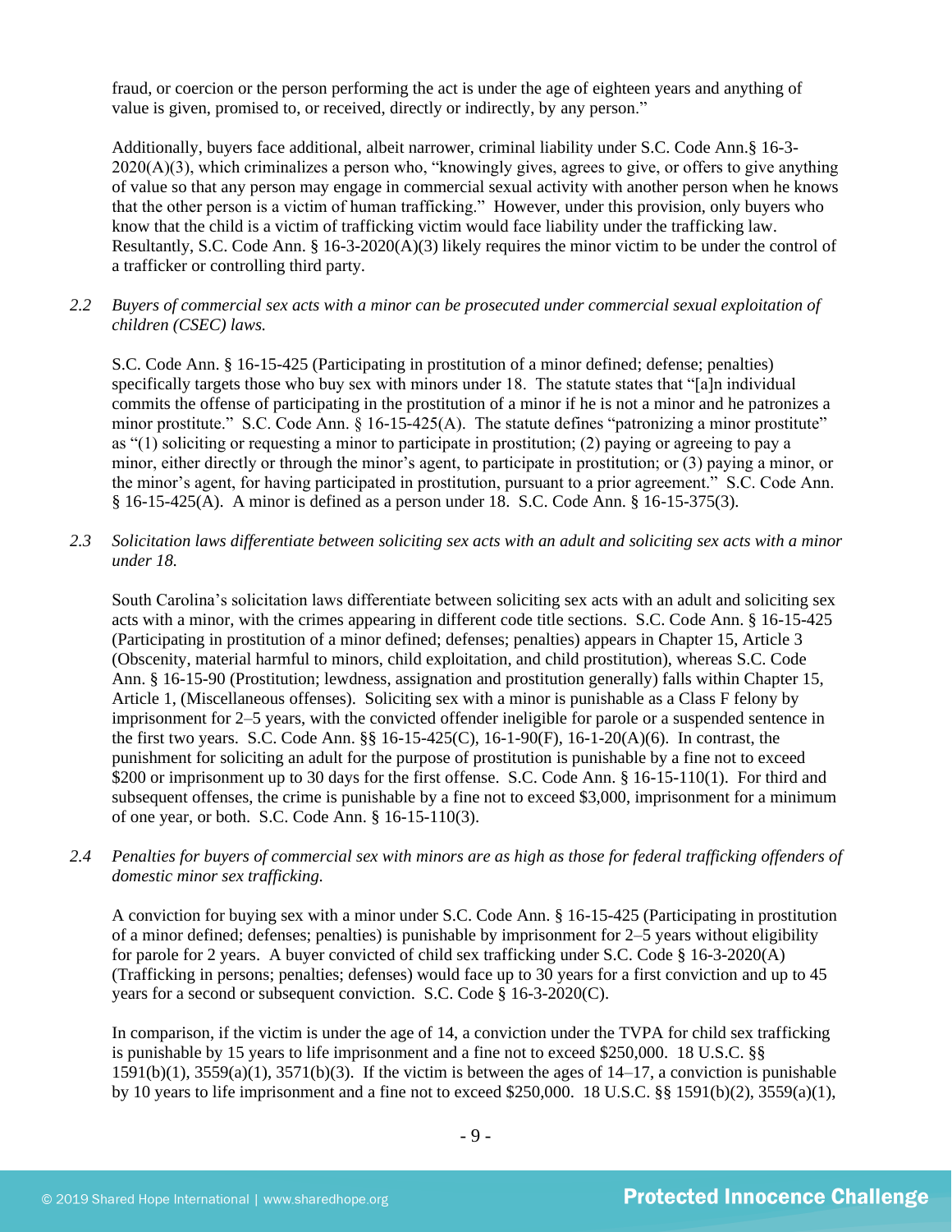fraud, or coercion or the person performing the act is under the age of eighteen years and anything of value is given, promised to, or received, directly or indirectly, by any person."

Additionally, buyers face additional, albeit narrower, criminal liability under S.C. Code Ann.§ 16-3-2020(A)(3), which criminalizes a person who, "knowingly gives, agrees to give, or offers to give anything of value so that any person may engage in commercial sexual activity with another person when he knows that the other person is a victim of human trafficking." However, under this provision, only buyers who know that the child is a victim of trafficking victim would face liability under the trafficking law. Resultantly, S.C. Code Ann. § 16-3-2020(A)(3) likely requires the minor victim to be under the control of a trafficker or controlling third party.

*2.2 Buyers of commercial sex acts with a minor can be prosecuted under commercial sexual exploitation of children (CSEC) laws.*

S.C. Code Ann. § 16-15-425 (Participating in prostitution of a minor defined; defense; penalties) specifically targets those who buy sex with minors under 18. The statute states that "[a]n individual commits the offense of participating in the prostitution of a minor if he is not a minor and he patronizes a minor prostitute." S.C. Code Ann. § 16-15-425(A). The statute defines "patronizing a minor prostitute" as "(1) soliciting or requesting a minor to participate in prostitution; (2) paying or agreeing to pay a minor, either directly or through the minor's agent, to participate in prostitution; or (3) paying a minor, or the minor's agent, for having participated in prostitution, pursuant to a prior agreement." S.C. Code Ann. § 16-15-425(A). A minor is defined as a person under 18. S.C. Code Ann. § 16-15-375(3).

*2.3 Solicitation laws differentiate between soliciting sex acts with an adult and soliciting sex acts with a minor under 18.*

South Carolina's solicitation laws differentiate between soliciting sex acts with an adult and soliciting sex acts with a minor, with the crimes appearing in different code title sections. S.C. Code Ann. § 16-15-425 (Participating in prostitution of a minor defined; defenses; penalties) appears in Chapter 15, Article 3 (Obscenity, material harmful to minors, child exploitation, and child prostitution), whereas S.C. Code Ann. § 16-15-90 (Prostitution; lewdness, assignation and prostitution generally) falls within Chapter 15, Article 1, (Miscellaneous offenses). Soliciting sex with a minor is punishable as a Class F felony by imprisonment for 2–5 years, with the convicted offender ineligible for parole or a suspended sentence in the first two years. S.C. Code Ann. §§ 16-15-425(C), 16-1-90(F), 16-1-20(A)(6). In contrast, the punishment for soliciting an adult for the purpose of prostitution is punishable by a fine not to exceed $200 or imprisonment up to 30 days for the first offense. S.C. Code Ann. § 16-15-110(1). For third and subsequent offenses, the crime is punishable by a fine not to exceed $3,000, imprisonment for a minimum of one year, or both. S.C. Code Ann. § 16-15-110(3).

*2.4 Penalties for buyers of commercial sex with minors are as high as those for federal trafficking offenders of domestic minor sex trafficking.*

A conviction for buying sex with a minor under S.C. Code Ann. § 16-15-425 (Participating in prostitution of a minor defined; defenses; penalties) is punishable by imprisonment for 2–5 years without eligibility for parole for 2 years. A buyer convicted of child sex trafficking under S.C. Code § 16-3-2020(A) (Trafficking in persons; penalties; defenses) would face up to 30 years for a first conviction and up to 45 years for a second or subsequent conviction. S.C. Code § 16-3-2020(C).

In comparison, if the victim is under the age of 14, a conviction under the TVPA for child sex trafficking is punishable by 15 years to life imprisonment and a fine not to exceed $250,000. 18 U.S.C. §§ 1591(b)(1), 3559(a)(1), 3571(b)(3). If the victim is between the ages of 14–17, a conviction is punishable by 10 years to life imprisonment and a fine not to exceed $250,000. 18 U.S.C. §§ 1591(b)(2), 3559(a)(1),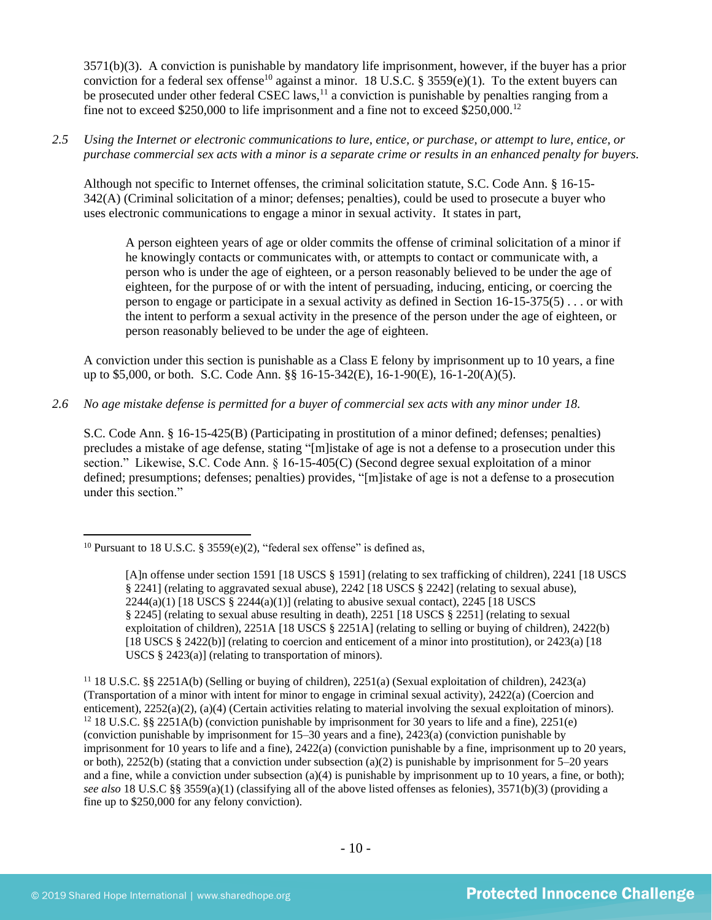3571(b)(3). A conviction is punishable by mandatory life imprisonment, however, if the buyer has a prior conviction for a federal sex offense[10] against a minor. 18 U.S.C. § 3559(e)(1). To the extent buyers can be prosecuted under other federal CSEC laws,[11] a conviction is punishable by penalties ranging from a fine not to exceed $250,000 to life imprisonment and a fine not to exceed $250,000.[12]

*2.5 Using the Internet or electronic communications to lure, entice, or purchase, or attempt to lure, entice, or purchase commercial sex acts with a minor is a separate crime or results in an enhanced penalty for buyers.*

Although not specific to Internet offenses, the criminal solicitation statute, S.C. Code Ann. § 16-15-342(A) (Criminal solicitation of a minor; defenses; penalties), could be used to prosecute a buyer who uses electronic communications to engage a minor in sexual activity. It states in part,

> A person eighteen years of age or older commits the offense of criminal solicitation of a minor if he knowingly contacts or communicates with, or attempts to contact or communicate with, a person who is under the age of eighteen, or a person reasonably believed to be under the age of eighteen, for the purpose of or with the intent of persuading, inducing, enticing, or coercing the person to engage or participate in a sexual activity as defined in Section 16-15-375(5) . . . or with the intent to perform a sexual activity in the presence of the person under the age of eighteen, or person reasonably believed to be under the age of eighteen.

A conviction under this section is punishable as a Class E felony by imprisonment up to 10 years, a fine up to $5,000, or both. S.C. Code Ann. §§ 16-15-342(E), 16-1-90(E), 16-1-20(A)(5).

*2.6 No age mistake defense is permitted for a buyer of commercial sex acts with any minor under 18.*

S.C. Code Ann. § 16-15-425(B) (Participating in prostitution of a minor defined; defenses; penalties) precludes a mistake of age defense, stating "[m]istake of age is not a defense to a prosecution under this section." Likewise, S.C. Code Ann. § 16-15-405(C) (Second degree sexual exploitation of a minor defined; presumptions; defenses; penalties) provides, "[m]istake of age is not a defense to a prosecution under this section."

---

[10] Pursuant to 18 U.S.C. § 3559(e)(2), "federal sex offense" is defined as,

> [A]n offense under section 1591 [18 USCS § 1591] (relating to sex trafficking of children), 2241 [18 USCS § 2241] (relating to aggravated sexual abuse), 2242 [18 USCS § 2242] (relating to sexual abuse), 2244(a)(1) [18 USCS § 2244(a)(1)] (relating to abusive sexual contact), 2245 [18 USCS § 2245] (relating to sexual abuse resulting in death), 2251 [18 USCS § 2251] (relating to sexual exploitation of children), 2251A [18 USCS § 2251A] (relating to selling or buying of children), 2422(b) [18 USCS § 2422(b)] (relating to coercion and enticement of a minor into prostitution), or 2423(a) [18 USCS § 2423(a)] (relating to transportation of minors).

[11] 18 U.S.C. §§ 2251A(b) (Selling or buying of children), 2251(a) (Sexual exploitation of children), 2423(a) (Transportation of a minor with intent for minor to engage in criminal sexual activity), 2422(a) (Coercion and enticement), 2252(a)(2), (a)(4) (Certain activities relating to material involving the sexual exploitation of minors).

[12] 18 U.S.C. §§ 2251A(b) (conviction punishable by imprisonment for 30 years to life and a fine), 2251(e) (conviction punishable by imprisonment for 15–30 years and a fine), 2423(a) (conviction punishable by imprisonment for 10 years to life and a fine), 2422(a) (conviction punishable by a fine, imprisonment up to 20 years, or both), 2252(b) (stating that a conviction under subsection (a)(2) is punishable by imprisonment for 5–20 years and a fine, while a conviction under subsection (a)(4) is punishable by imprisonment up to 10 years, a fine, or both); *see also* 18 U.S.C §§ 3559(a)(1) (classifying all of the above listed offenses as felonies), 3571(b)(3) (providing a fine up to $250,000 for any felony conviction).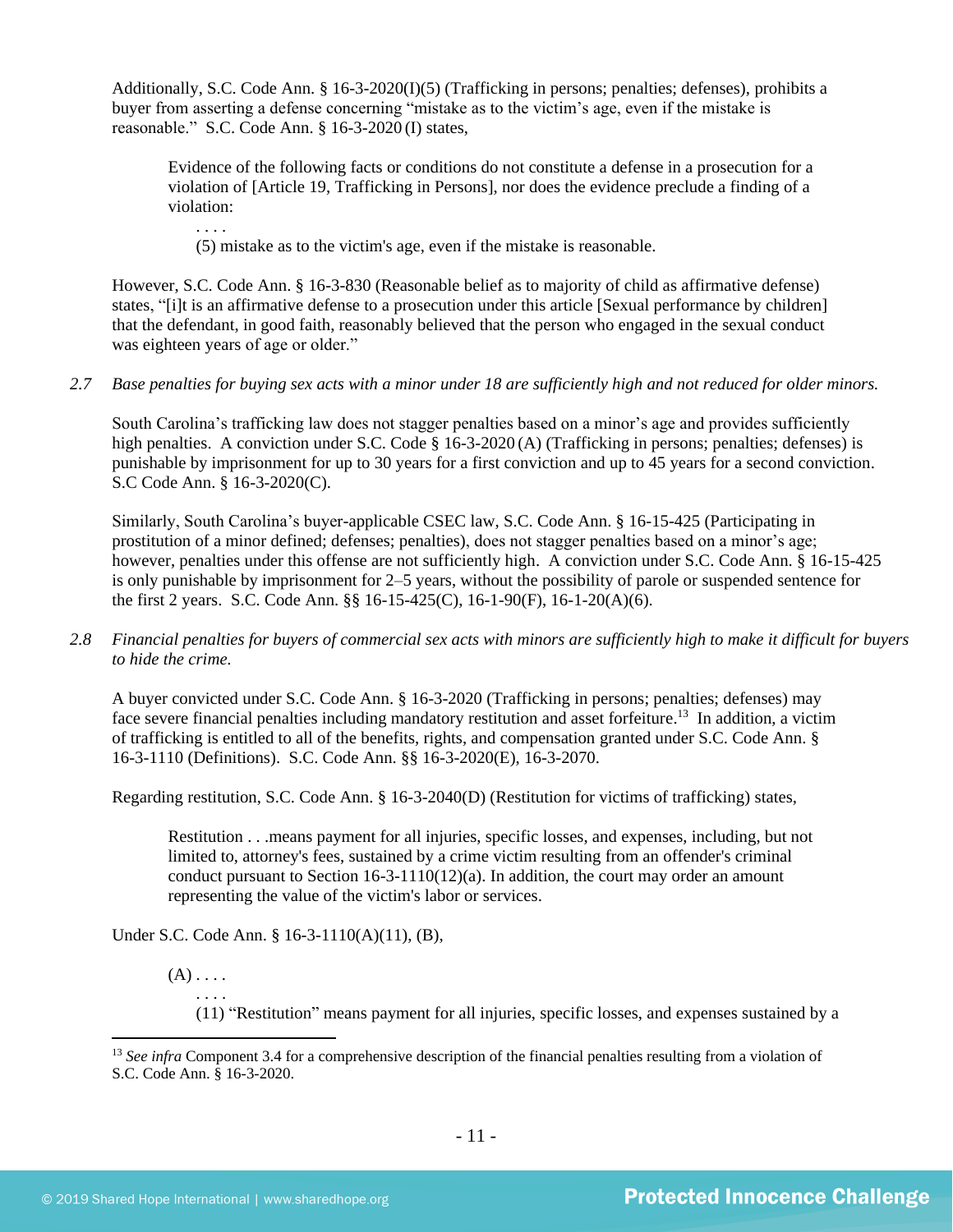Additionally, S.C. Code Ann. § 16-3-2020(I)(5) (Trafficking in persons; penalties; defenses), prohibits a buyer from asserting a defense concerning "mistake as to the victim's age, even if the mistake is reasonable." S.C. Code Ann. § 16-3-2020 (I) states,

> Evidence of the following facts or conditions do not constitute a defense in a prosecution for a violation of [Article 19, Trafficking in Persons], nor does the evidence preclude a finding of a violation:
>
> . . . .
>
> (5) mistake as to the victim's age, even if the mistake is reasonable.

However, S.C. Code Ann. § 16-3-830 (Reasonable belief as to majority of child as affirmative defense) states, "[i]t is an affirmative defense to a prosecution under this article [Sexual performance by children] that the defendant, in good faith, reasonably believed that the person who engaged in the sexual conduct was eighteen years of age or older."

*2.7 Base penalties for buying sex acts with a minor under 18 are sufficiently high and not reduced for older minors.*

South Carolina's trafficking law does not stagger penalties based on a minor's age and provides sufficiently high penalties. A conviction under S.C. Code § 16-3-2020 (A) (Trafficking in persons; penalties; defenses) is punishable by imprisonment for up to 30 years for a first conviction and up to 45 years for a second conviction. S.C Code Ann. § 16-3-2020(C).

Similarly, South Carolina's buyer-applicable CSEC law, S.C. Code Ann. § 16-15-425 (Participating in prostitution of a minor defined; defenses; penalties), does not stagger penalties based on a minor's age; however, penalties under this offense are not sufficiently high. A conviction under S.C. Code Ann. § 16-15-425 is only punishable by imprisonment for 2–5 years, without the possibility of parole or suspended sentence for the first 2 years. S.C. Code Ann. §§ 16-15-425(C), 16-1-90(F), 16-1-20(A)(6).

*2.8 Financial penalties for buyers of commercial sex acts with minors are sufficiently high to make it difficult for buyers to hide the crime.*

A buyer convicted under S.C. Code Ann. § 16-3-2020 (Trafficking in persons; penalties; defenses) may face severe financial penalties including mandatory restitution and asset forfeiture.[13] In addition, a victim of trafficking is entitled to all of the benefits, rights, and compensation granted under S.C. Code Ann. § 16-3-1110 (Definitions). S.C. Code Ann. §§ 16-3-2020(E), 16-3-2070.

Regarding restitution, S.C. Code Ann. § 16-3-2040(D) (Restitution for victims of trafficking) states,

> Restitution . . .means payment for all injuries, specific losses, and expenses, including, but not limited to, attorney's fees, sustained by a crime victim resulting from an offender's criminal conduct pursuant to Section 16-3-1110(12)(a). In addition, the court may order an amount representing the value of the victim's labor or services.

Under S.C. Code Ann. § 16-3-1110(A)(11), (B),

> (A) . . . .
>
> . . . .
>
> (11) "Restitution" means payment for all injuries, specific losses, and expenses sustained by a

[13] *See infra* Component 3.4 for a comprehensive description of the financial penalties resulting from a violation of S.C. Code Ann. § 16-3-2020.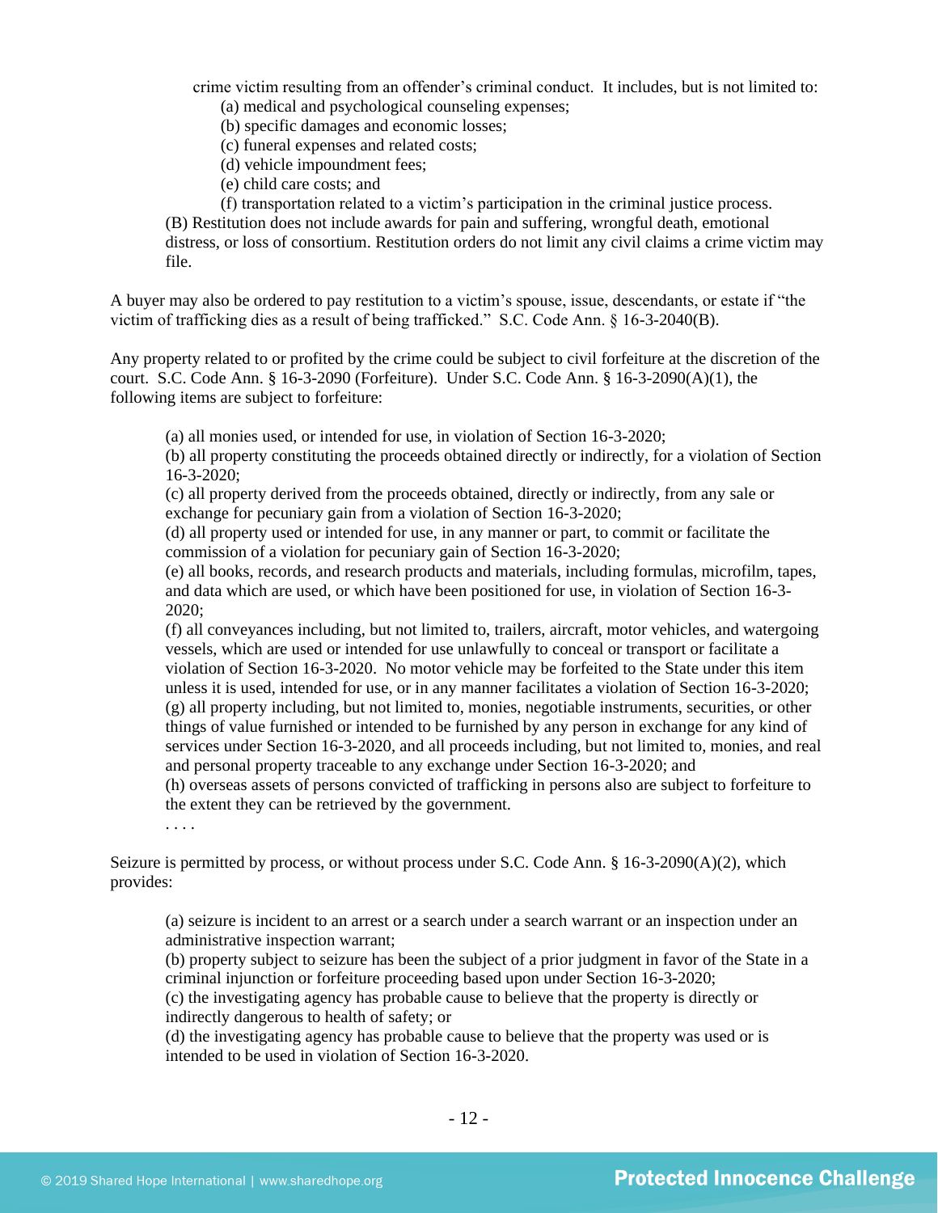crime victim resulting from an offender's criminal conduct. It includes, but is not limited to:

(a) medical and psychological counseling expenses;
(b) specific damages and economic losses;
(c) funeral expenses and related costs;
(d) vehicle impoundment fees;
(e) child care costs; and
(f) transportation related to a victim's participation in the criminal justice process.

(B) Restitution does not include awards for pain and suffering, wrongful death, emotional distress, or loss of consortium. Restitution orders do not limit any civil claims a crime victim may file.

A buyer may also be ordered to pay restitution to a victim's spouse, issue, descendants, or estate if "the victim of trafficking dies as a result of being trafficked." S.C. Code Ann. § 16-3-2040(B).

Any property related to or profited by the crime could be subject to civil forfeiture at the discretion of the court. S.C. Code Ann. § 16-3-2090 (Forfeiture). Under S.C. Code Ann. § 16-3-2090(A)(1), the following items are subject to forfeiture:

> (a) all monies used, or intended for use, in violation of Section 16-3-2020;
> (b) all property constituting the proceeds obtained directly or indirectly, for a violation of Section 16-3-2020;
> (c) all property derived from the proceeds obtained, directly or indirectly, from any sale or exchange for pecuniary gain from a violation of Section 16-3-2020;
> (d) all property used or intended for use, in any manner or part, to commit or facilitate the commission of a violation for pecuniary gain of Section 16-3-2020;
> (e) all books, records, and research products and materials, including formulas, microfilm, tapes, and data which are used, or which have been positioned for use, in violation of Section 16-3-2020;
> (f) all conveyances including, but not limited to, trailers, aircraft, motor vehicles, and watergoing vessels, which are used or intended for use unlawfully to conceal or transport or facilitate a violation of Section 16-3-2020. No motor vehicle may be forfeited to the State under this item unless it is used, intended for use, or in any manner facilitates a violation of Section 16-3-2020;
> (g) all property including, but not limited to, monies, negotiable instruments, securities, or other things of value furnished or intended to be furnished by any person in exchange for any kind of services under Section 16-3-2020, and all proceeds including, but not limited to, monies, and real and personal property traceable to any exchange under Section 16-3-2020; and
> (h) overseas assets of persons convicted of trafficking in persons also are subject to forfeiture to the extent they can be retrieved by the government.
> . . . .

Seizure is permitted by process, or without process under S.C. Code Ann. § 16-3-2090(A)(2), which provides:

> (a) seizure is incident to an arrest or a search under a search warrant or an inspection under an administrative inspection warrant;
> (b) property subject to seizure has been the subject of a prior judgment in favor of the State in a criminal injunction or forfeiture proceeding based upon under Section 16-3-2020;
> (c) the investigating agency has probable cause to believe that the property is directly or indirectly dangerous to health of safety; or
> (d) the investigating agency has probable cause to believe that the property was used or is intended to be used in violation of Section 16-3-2020.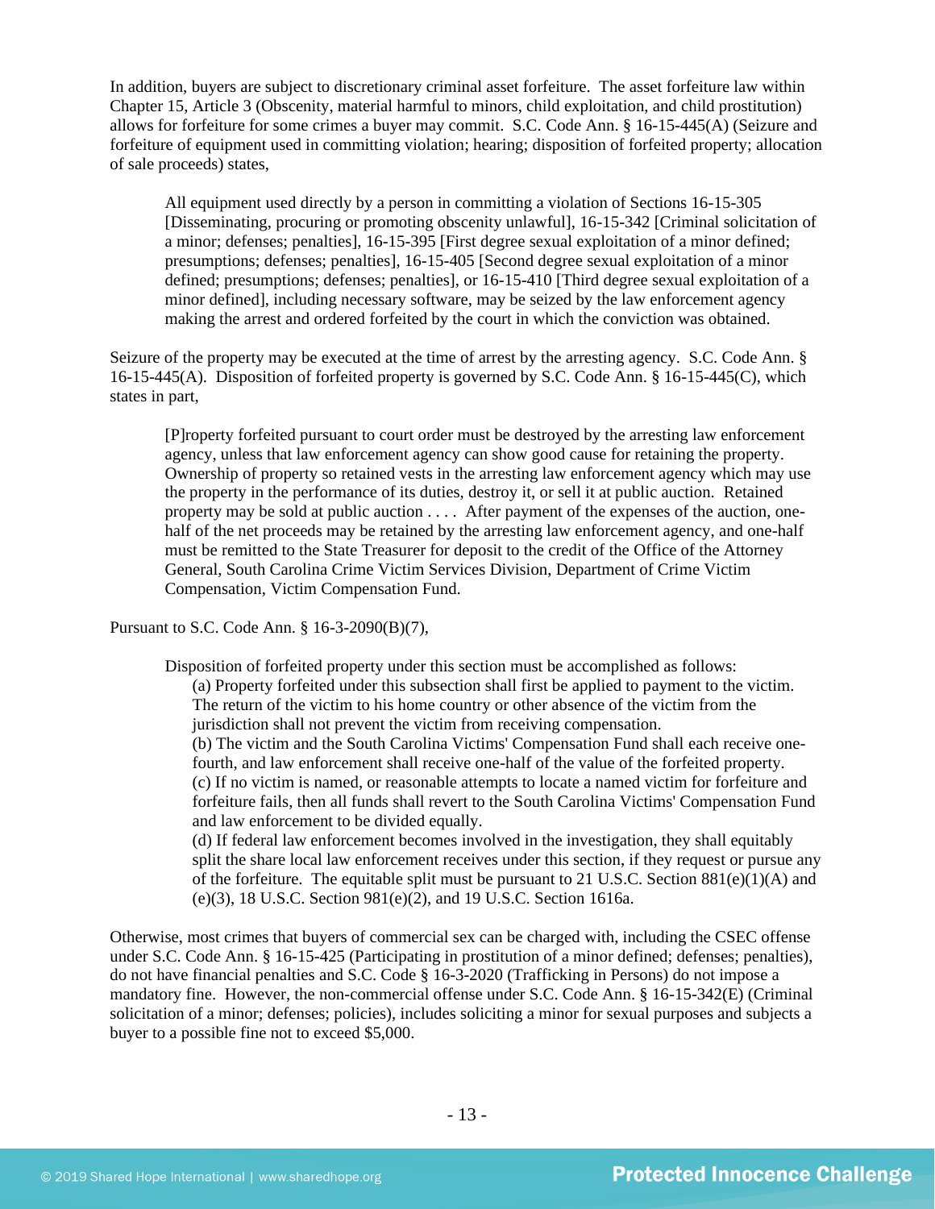In addition, buyers are subject to discretionary criminal asset forfeiture. The asset forfeiture law within Chapter 15, Article 3 (Obscenity, material harmful to minors, child exploitation, and child prostitution) allows for forfeiture for some crimes a buyer may commit. S.C. Code Ann. § 16-15-445(A) (Seizure and forfeiture of equipment used in committing violation; hearing; disposition of forfeited property; allocation of sale proceeds) states,

> All equipment used directly by a person in committing a violation of Sections 16-15-305 [Disseminating, procuring or promoting obscenity unlawful], 16-15-342 [Criminal solicitation of a minor; defenses; penalties], 16-15-395 [First degree sexual exploitation of a minor defined; presumptions; defenses; penalties], 16-15-405 [Second degree sexual exploitation of a minor defined; presumptions; defenses; penalties], or 16-15-410 [Third degree sexual exploitation of a minor defined], including necessary software, may be seized by the law enforcement agency making the arrest and ordered forfeited by the court in which the conviction was obtained.

Seizure of the property may be executed at the time of arrest by the arresting agency. S.C. Code Ann. § 16-15-445(A). Disposition of forfeited property is governed by S.C. Code Ann. § 16-15-445(C), which states in part,

> [P]roperty forfeited pursuant to court order must be destroyed by the arresting law enforcement agency, unless that law enforcement agency can show good cause for retaining the property. Ownership of property so retained vests in the arresting law enforcement agency which may use the property in the performance of its duties, destroy it, or sell it at public auction. Retained property may be sold at public auction . . . . After payment of the expenses of the auction, one-half of the net proceeds may be retained by the arresting law enforcement agency, and one-half must be remitted to the State Treasurer for deposit to the credit of the Office of the Attorney General, South Carolina Crime Victim Services Division, Department of Crime Victim Compensation, Victim Compensation Fund.

Pursuant to S.C. Code Ann. § 16-3-2090(B)(7),

> Disposition of forfeited property under this section must be accomplished as follows:
>
> (a) Property forfeited under this subsection shall first be applied to payment to the victim. The return of the victim to his home country or other absence of the victim from the jurisdiction shall not prevent the victim from receiving compensation.
>
> (b) The victim and the South Carolina Victims' Compensation Fund shall each receive one-fourth, and law enforcement shall receive one-half of the value of the forfeited property.
>
> (c) If no victim is named, or reasonable attempts to locate a named victim for forfeiture and forfeiture fails, then all funds shall revert to the South Carolina Victims' Compensation Fund and law enforcement to be divided equally.
>
> (d) If federal law enforcement becomes involved in the investigation, they shall equitably split the share local law enforcement receives under this section, if they request or pursue any of the forfeiture. The equitable split must be pursuant to 21 U.S.C. Section 881(e)(1)(A) and (e)(3), 18 U.S.C. Section 981(e)(2), and 19 U.S.C. Section 1616a.

Otherwise, most crimes that buyers of commercial sex can be charged with, including the CSEC offense under S.C. Code Ann. § 16-15-425 (Participating in prostitution of a minor defined; defenses; penalties), do not have financial penalties and S.C. Code § 16-3-2020 (Trafficking in Persons) do not impose a mandatory fine. However, the non-commercial offense under S.C. Code Ann. § 16-15-342(E) (Criminal solicitation of a minor; defenses; policies), includes soliciting a minor for sexual purposes and subjects a buyer to a possible fine not to exceed $5,000.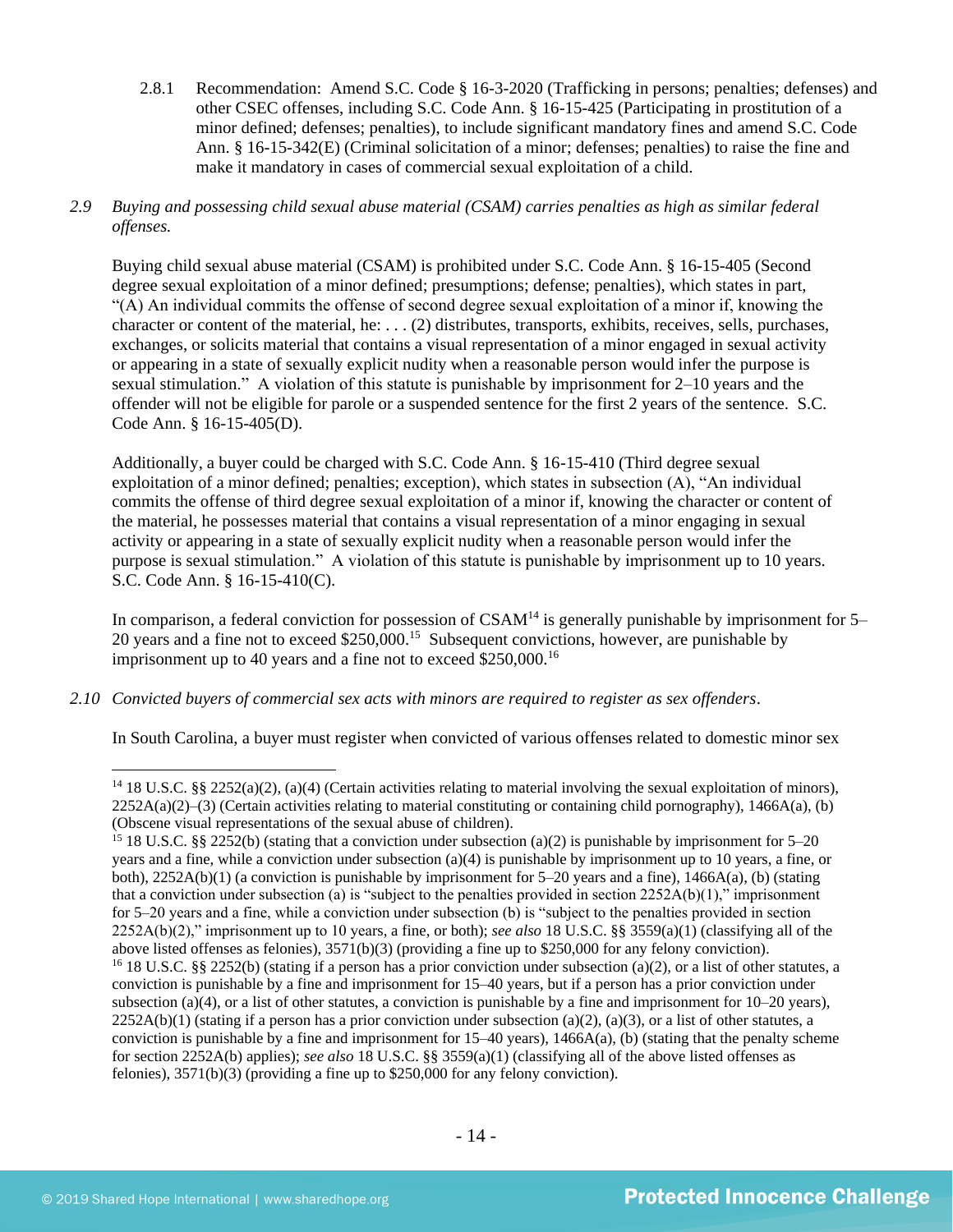2.8.1 Recommendation: Amend S.C. Code § 16-3-2020 (Trafficking in persons; penalties; defenses) and other CSEC offenses, including S.C. Code Ann. § 16-15-425 (Participating in prostitution of a minor defined; defenses; penalties), to include significant mandatory fines and amend S.C. Code Ann. § 16-15-342(E) (Criminal solicitation of a minor; defenses; penalties) to raise the fine and make it mandatory in cases of commercial sexual exploitation of a child.

*2.9 Buying and possessing child sexual abuse material (CSAM) carries penalties as high as similar federal offenses.*

Buying child sexual abuse material (CSAM) is prohibited under S.C. Code Ann. § 16-15-405 (Second degree sexual exploitation of a minor defined; presumptions; defense; penalties), which states in part, "(A) An individual commits the offense of second degree sexual exploitation of a minor if, knowing the character or content of the material, he: . . . (2) distributes, transports, exhibits, receives, sells, purchases, exchanges, or solicits material that contains a visual representation of a minor engaged in sexual activity or appearing in a state of sexually explicit nudity when a reasonable person would infer the purpose is sexual stimulation." A violation of this statute is punishable by imprisonment for 2–10 years and the offender will not be eligible for parole or a suspended sentence for the first 2 years of the sentence. S.C. Code Ann. § 16-15-405(D).

Additionally, a buyer could be charged with S.C. Code Ann. § 16-15-410 (Third degree sexual exploitation of a minor defined; penalties; exception), which states in subsection (A), "An individual commits the offense of third degree sexual exploitation of a minor if, knowing the character or content of the material, he possesses material that contains a visual representation of a minor engaging in sexual activity or appearing in a state of sexually explicit nudity when a reasonable person would infer the purpose is sexual stimulation." A violation of this statute is punishable by imprisonment up to 10 years. S.C. Code Ann. § 16-15-410(C).

In comparison, a federal conviction for possession of CSAM[14] is generally punishable by imprisonment for 5–20 years and a fine not to exceed $250,000.[15] Subsequent convictions, however, are punishable by imprisonment up to 40 years and a fine not to exceed $250,000.[16]

*2.10 Convicted buyers of commercial sex acts with minors are required to register as sex offenders.*

In South Carolina, a buyer must register when convicted of various offenses related to domestic minor sex

---

[14] 18 U.S.C. §§ 2252(a)(2), (a)(4) (Certain activities relating to material involving the sexual exploitation of minors), 2252A(a)(2)–(3) (Certain activities relating to material constituting or containing child pornography), 1466A(a), (b) (Obscene visual representations of the sexual abuse of children).

[15] 18 U.S.C. §§ 2252(b) (stating that a conviction under subsection (a)(2) is punishable by imprisonment for 5–20 years and a fine, while a conviction under subsection (a)(4) is punishable by imprisonment up to 10 years, a fine, or both), 2252A(b)(1) (a conviction is punishable by imprisonment for 5–20 years and a fine), 1466A(a), (b) (stating that a conviction under subsection (a) is "subject to the penalties provided in section 2252A(b)(1)," imprisonment for 5–20 years and a fine, while a conviction under subsection (b) is "subject to the penalties provided in section 2252A(b)(2)," imprisonment up to 10 years, a fine, or both); *see also* 18 U.S.C. §§ 3559(a)(1) (classifying all of the above listed offenses as felonies), 3571(b)(3) (providing a fine up to $250,000 for any felony conviction).

[16] 18 U.S.C. §§ 2252(b) (stating if a person has a prior conviction under subsection (a)(2), or a list of other statutes, a conviction is punishable by a fine and imprisonment for 15–40 years, but if a person has a prior conviction under subsection (a)(4), or a list of other statutes, a conviction is punishable by a fine and imprisonment for 10–20 years), 2252A(b)(1) (stating if a person has a prior conviction under subsection (a)(2), (a)(3), or a list of other statutes, a conviction is punishable by a fine and imprisonment for 15–40 years), 1466A(a), (b) (stating that the penalty scheme for section 2252A(b) applies); *see also* 18 U.S.C. §§ 3559(a)(1) (classifying all of the above listed offenses as felonies), 3571(b)(3) (providing a fine up to $250,000 for any felony conviction).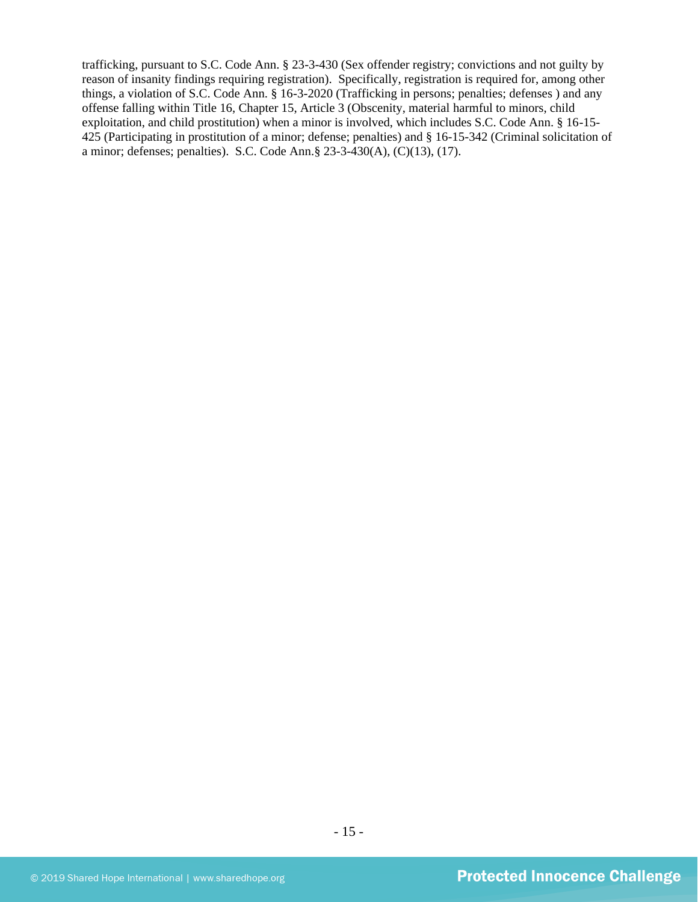trafficking, pursuant to S.C. Code Ann. § 23-3-430 (Sex offender registry; convictions and not guilty by reason of insanity findings requiring registration). Specifically, registration is required for, among other things, a violation of S.C. Code Ann. § 16-3-2020 (Trafficking in persons; penalties; defenses ) and any offense falling within Title 16, Chapter 15, Article 3 (Obscenity, material harmful to minors, child exploitation, and child prostitution) when a minor is involved, which includes S.C. Code Ann. § 16-15-425 (Participating in prostitution of a minor; defense; penalties) and § 16-15-342 (Criminal solicitation of a minor; defenses; penalties). S.C. Code Ann.§ 23-3-430(A), (C)(13), (17).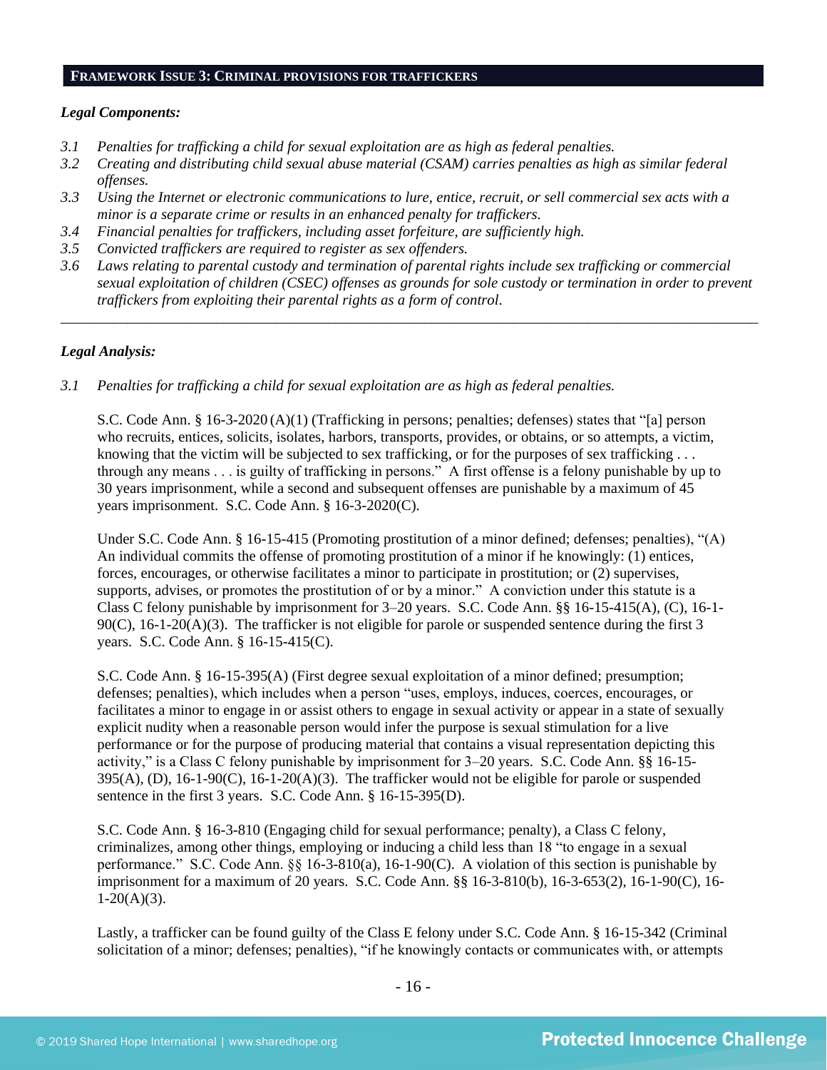## FRAMEWORK ISSUE 3: CRIMINAL PROVISIONS FOR TRAFFICKERS

***Legal Components:***

*3.1 Penalties for trafficking a child for sexual exploitation are as high as federal penalties.*
*3.2 Creating and distributing child sexual abuse material (CSAM) carries penalties as high as similar federal offenses.*
*3.3 Using the Internet or electronic communications to lure, entice, recruit, or sell commercial sex acts with a minor is a separate crime or results in an enhanced penalty for traffickers.*
*3.4 Financial penalties for traffickers, including asset forfeiture, are sufficiently high.*
*3.5 Convicted traffickers are required to register as sex offenders.*
*3.6 Laws relating to parental custody and termination of parental rights include sex trafficking or commercial sexual exploitation of children (CSEC) offenses as grounds for sole custody or termination in order to prevent traffickers from exploiting their parental rights as a form of control.*

---

***Legal Analysis:***

*3.1 Penalties for trafficking a child for sexual exploitation are as high as federal penalties.*

S.C. Code Ann. § 16-3-2020 (A)(1) (Trafficking in persons; penalties; defenses) states that "[a] person who recruits, entices, solicits, isolates, harbors, transports, provides, or obtains, or so attempts, a victim, knowing that the victim will be subjected to sex trafficking, or for the purposes of sex trafficking . . . through any means . . . is guilty of trafficking in persons." A first offense is a felony punishable by up to 30 years imprisonment, while a second and subsequent offenses are punishable by a maximum of 45 years imprisonment. S.C. Code Ann. § 16-3-2020(C).

Under S.C. Code Ann. § 16-15-415 (Promoting prostitution of a minor defined; defenses; penalties), "(A) An individual commits the offense of promoting prostitution of a minor if he knowingly: (1) entices, forces, encourages, or otherwise facilitates a minor to participate in prostitution; or (2) supervises, supports, advises, or promotes the prostitution of or by a minor." A conviction under this statute is a Class C felony punishable by imprisonment for 3–20 years. S.C. Code Ann. §§ 16-15-415(A), (C), 16-1-90(C), 16-1-20(A)(3). The trafficker is not eligible for parole or suspended sentence during the first 3 years. S.C. Code Ann. § 16-15-415(C).

S.C. Code Ann. § 16-15-395(A) (First degree sexual exploitation of a minor defined; presumption; defenses; penalties), which includes when a person "uses, employs, induces, coerces, encourages, or facilitates a minor to engage in or assist others to engage in sexual activity or appear in a state of sexually explicit nudity when a reasonable person would infer the purpose is sexual stimulation for a live performance or for the purpose of producing material that contains a visual representation depicting this activity," is a Class C felony punishable by imprisonment for 3–20 years. S.C. Code Ann. §§ 16-15-395(A), (D), 16-1-90(C), 16-1-20(A)(3). The trafficker would not be eligible for parole or suspended sentence in the first 3 years. S.C. Code Ann. § 16-15-395(D).

S.C. Code Ann. § 16-3-810 (Engaging child for sexual performance; penalty), a Class C felony, criminalizes, among other things, employing or inducing a child less than 18 "to engage in a sexual performance." S.C. Code Ann. §§ 16-3-810(a), 16-1-90(C). A violation of this section is punishable by imprisonment for a maximum of 20 years. S.C. Code Ann. §§ 16-3-810(b), 16-3-653(2), 16-1-90(C), 16-1-20(A)(3).

Lastly, a trafficker can be found guilty of the Class E felony under S.C. Code Ann. § 16-15-342 (Criminal solicitation of a minor; defenses; penalties), "if he knowingly contacts or communicates with, or attempts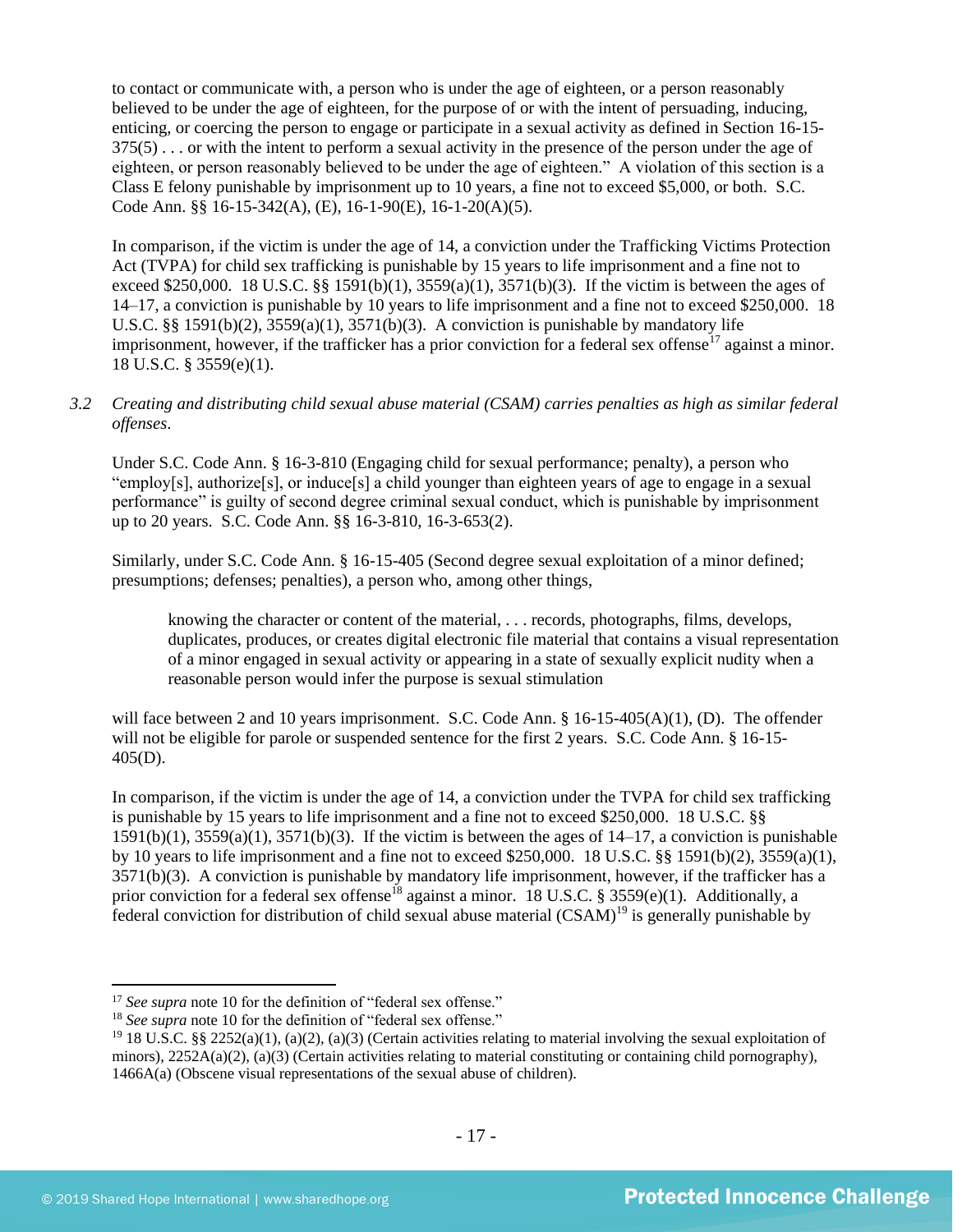to contact or communicate with, a person who is under the age of eighteen, or a person reasonably believed to be under the age of eighteen, for the purpose of or with the intent of persuading, inducing, enticing, or coercing the person to engage or participate in a sexual activity as defined in Section 16-15-375(5) . . . or with the intent to perform a sexual activity in the presence of the person under the age of eighteen, or person reasonably believed to be under the age of eighteen." A violation of this section is a Class E felony punishable by imprisonment up to 10 years, a fine not to exceed $5,000, or both. S.C. Code Ann. §§ 16-15-342(A), (E), 16-1-90(E), 16-1-20(A)(5).

In comparison, if the victim is under the age of 14, a conviction under the Trafficking Victims Protection Act (TVPA) for child sex trafficking is punishable by 15 years to life imprisonment and a fine not to exceed $250,000. 18 U.S.C. §§ 1591(b)(1), 3559(a)(1), 3571(b)(3). If the victim is between the ages of 14–17, a conviction is punishable by 10 years to life imprisonment and a fine not to exceed $250,000. 18 U.S.C. §§ 1591(b)(2), 3559(a)(1), 3571(b)(3). A conviction is punishable by mandatory life imprisonment, however, if the trafficker has a prior conviction for a federal sex offense[17] against a minor. 18 U.S.C. § 3559(e)(1).

*3.2 Creating and distributing child sexual abuse material (CSAM) carries penalties as high as similar federal offenses.*

Under S.C. Code Ann. § 16-3-810 (Engaging child for sexual performance; penalty), a person who "employ[s], authorize[s], or induce[s] a child younger than eighteen years of age to engage in a sexual performance" is guilty of second degree criminal sexual conduct, which is punishable by imprisonment up to 20 years. S.C. Code Ann. §§ 16-3-810, 16-3-653(2).

Similarly, under S.C. Code Ann. § 16-15-405 (Second degree sexual exploitation of a minor defined; presumptions; defenses; penalties), a person who, among other things,

> knowing the character or content of the material, . . . records, photographs, films, develops, duplicates, produces, or creates digital electronic file material that contains a visual representation of a minor engaged in sexual activity or appearing in a state of sexually explicit nudity when a reasonable person would infer the purpose is sexual stimulation

will face between 2 and 10 years imprisonment. S.C. Code Ann. § 16-15-405(A)(1), (D). The offender will not be eligible for parole or suspended sentence for the first 2 years. S.C. Code Ann. § 16-15-405(D).

In comparison, if the victim is under the age of 14, a conviction under the TVPA for child sex trafficking is punishable by 15 years to life imprisonment and a fine not to exceed $250,000. 18 U.S.C. §§ 1591(b)(1), 3559(a)(1), 3571(b)(3). If the victim is between the ages of 14–17, a conviction is punishable by 10 years to life imprisonment and a fine not to exceed $250,000. 18 U.S.C. §§ 1591(b)(2), 3559(a)(1), 3571(b)(3). A conviction is punishable by mandatory life imprisonment, however, if the trafficker has a prior conviction for a federal sex offense[18] against a minor. 18 U.S.C. § 3559(e)(1). Additionally, a federal conviction for distribution of child sexual abuse material (CSAM)[19] is generally punishable by

---

[17] *See supra* note 10 for the definition of "federal sex offense."

[18] *See supra* note 10 for the definition of "federal sex offense."

[19] 18 U.S.C. §§ 2252(a)(1), (a)(2), (a)(3) (Certain activities relating to material involving the sexual exploitation of minors), 2252A(a)(2), (a)(3) (Certain activities relating to material constituting or containing child pornography), 1466A(a) (Obscene visual representations of the sexual abuse of children).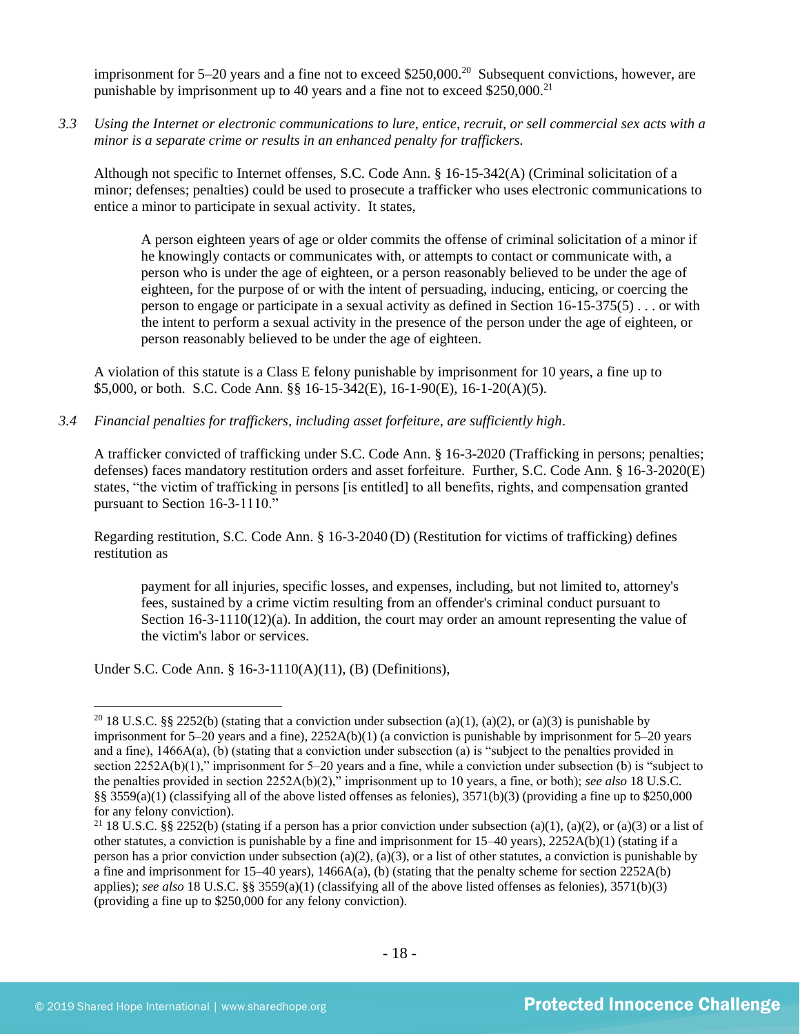imprisonment for 5–20 years and a fine not to exceed $250,000.[20] Subsequent convictions, however, are punishable by imprisonment up to 40 years and a fine not to exceed $250,000.[21]

3.3 *Using the Internet or electronic communications to lure, entice, recruit, or sell commercial sex acts with a minor is a separate crime or results in an enhanced penalty for traffickers.*

Although not specific to Internet offenses, S.C. Code Ann. § 16-15-342(A) (Criminal solicitation of a minor; defenses; penalties) could be used to prosecute a trafficker who uses electronic communications to entice a minor to participate in sexual activity. It states,

> A person eighteen years of age or older commits the offense of criminal solicitation of a minor if he knowingly contacts or communicates with, or attempts to contact or communicate with, a person who is under the age of eighteen, or a person reasonably believed to be under the age of eighteen, for the purpose of or with the intent of persuading, inducing, enticing, or coercing the person to engage or participate in a sexual activity as defined in Section 16-15-375(5) . . . or with the intent to perform a sexual activity in the presence of the person under the age of eighteen, or person reasonably believed to be under the age of eighteen.

A violation of this statute is a Class E felony punishable by imprisonment for 10 years, a fine up to $5,000, or both. S.C. Code Ann. §§ 16-15-342(E), 16-1-90(E), 16-1-20(A)(5).

3.4 *Financial penalties for traffickers, including asset forfeiture, are sufficiently high*.

A trafficker convicted of trafficking under S.C. Code Ann. § 16-3-2020 (Trafficking in persons; penalties; defenses) faces mandatory restitution orders and asset forfeiture. Further, S.C. Code Ann. § 16-3-2020(E) states, "the victim of trafficking in persons [is entitled] to all benefits, rights, and compensation granted pursuant to Section 16-3-1110."

Regarding restitution, S.C. Code Ann. § 16-3-2040 (D) (Restitution for victims of trafficking) defines restitution as

> payment for all injuries, specific losses, and expenses, including, but not limited to, attorney's fees, sustained by a crime victim resulting from an offender's criminal conduct pursuant to Section 16-3-1110(12)(a). In addition, the court may order an amount representing the value of the victim's labor or services.

Under S.C. Code Ann. § 16-3-1110(A)(11), (B) (Definitions),

---

[20] 18 U.S.C. §§ 2252(b) (stating that a conviction under subsection (a)(1), (a)(2), or (a)(3) is punishable by imprisonment for 5–20 years and a fine), 2252A(b)(1) (a conviction is punishable by imprisonment for 5–20 years and a fine), 1466A(a), (b) (stating that a conviction under subsection (a) is "subject to the penalties provided in section 2252A(b)(1)," imprisonment for 5–20 years and a fine, while a conviction under subsection (b) is "subject to the penalties provided in section 2252A(b)(2)," imprisonment up to 10 years, a fine, or both); *see also* 18 U.S.C. §§ 3559(a)(1) (classifying all of the above listed offenses as felonies), 3571(b)(3) (providing a fine up to $250,000 for any felony conviction).

[21] 18 U.S.C. §§ 2252(b) (stating if a person has a prior conviction under subsection (a)(1), (a)(2), or (a)(3) or a list of other statutes, a conviction is punishable by a fine and imprisonment for 15–40 years), 2252A(b)(1) (stating if a person has a prior conviction under subsection (a)(2), (a)(3), or a list of other statutes, a conviction is punishable by a fine and imprisonment for 15–40 years), 1466A(a), (b) (stating that the penalty scheme for section 2252A(b) applies); *see also* 18 U.S.C. §§ 3559(a)(1) (classifying all of the above listed offenses as felonies), 3571(b)(3) (providing a fine up to $250,000 for any felony conviction).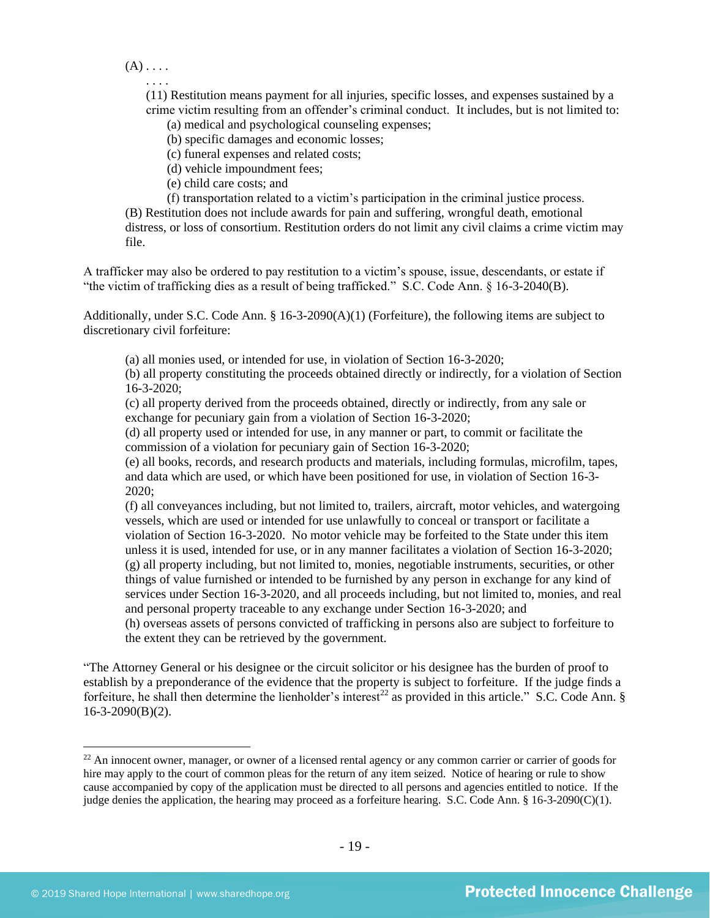(A) . . . .

. . . .

(11) Restitution means payment for all injuries, specific losses, and expenses sustained by a crime victim resulting from an offender's criminal conduct. It includes, but is not limited to:

(a) medical and psychological counseling expenses;

(b) specific damages and economic losses;

(c) funeral expenses and related costs;

(d) vehicle impoundment fees;

(e) child care costs; and

(f) transportation related to a victim's participation in the criminal justice process.

(B) Restitution does not include awards for pain and suffering, wrongful death, emotional distress, or loss of consortium. Restitution orders do not limit any civil claims a crime victim may file.

A trafficker may also be ordered to pay restitution to a victim's spouse, issue, descendants, or estate if "the victim of trafficking dies as a result of being trafficked." S.C. Code Ann. § 16-3-2040(B).

Additionally, under S.C. Code Ann. § 16-3-2090(A)(1) (Forfeiture), the following items are subject to discretionary civil forfeiture:

> (a) all monies used, or intended for use, in violation of Section 16-3-2020;
>
> (b) all property constituting the proceeds obtained directly or indirectly, for a violation of Section 16-3-2020;
>
> (c) all property derived from the proceeds obtained, directly or indirectly, from any sale or exchange for pecuniary gain from a violation of Section 16-3-2020;
>
> (d) all property used or intended for use, in any manner or part, to commit or facilitate the commission of a violation for pecuniary gain of Section 16-3-2020;
>
> (e) all books, records, and research products and materials, including formulas, microfilm, tapes, and data which are used, or which have been positioned for use, in violation of Section 16-3-2020;
>
> (f) all conveyances including, but not limited to, trailers, aircraft, motor vehicles, and watergoing vessels, which are used or intended for use unlawfully to conceal or transport or facilitate a violation of Section 16-3-2020. No motor vehicle may be forfeited to the State under this item unless it is used, intended for use, or in any manner facilitates a violation of Section 16-3-2020;
>
> (g) all property including, but not limited to, monies, negotiable instruments, securities, or other things of value furnished or intended to be furnished by any person in exchange for any kind of services under Section 16-3-2020, and all proceeds including, but not limited to, monies, and real and personal property traceable to any exchange under Section 16-3-2020; and
>
> (h) overseas assets of persons convicted of trafficking in persons also are subject to forfeiture to the extent they can be retrieved by the government.

"The Attorney General or his designee or the circuit solicitor or his designee has the burden of proof to establish by a preponderance of the evidence that the property is subject to forfeiture. If the judge finds a forfeiture, he shall then determine the lienholder's interest[22] as provided in this article." S.C. Code Ann. § 16-3-2090(B)(2).

---

[22] An innocent owner, manager, or owner of a licensed rental agency or any common carrier or carrier of goods for hire may apply to the court of common pleas for the return of any item seized. Notice of hearing or rule to show cause accompanied by copy of the application must be directed to all persons and agencies entitled to notice. If the judge denies the application, the hearing may proceed as a forfeiture hearing. S.C. Code Ann. § 16-3-2090(C)(1).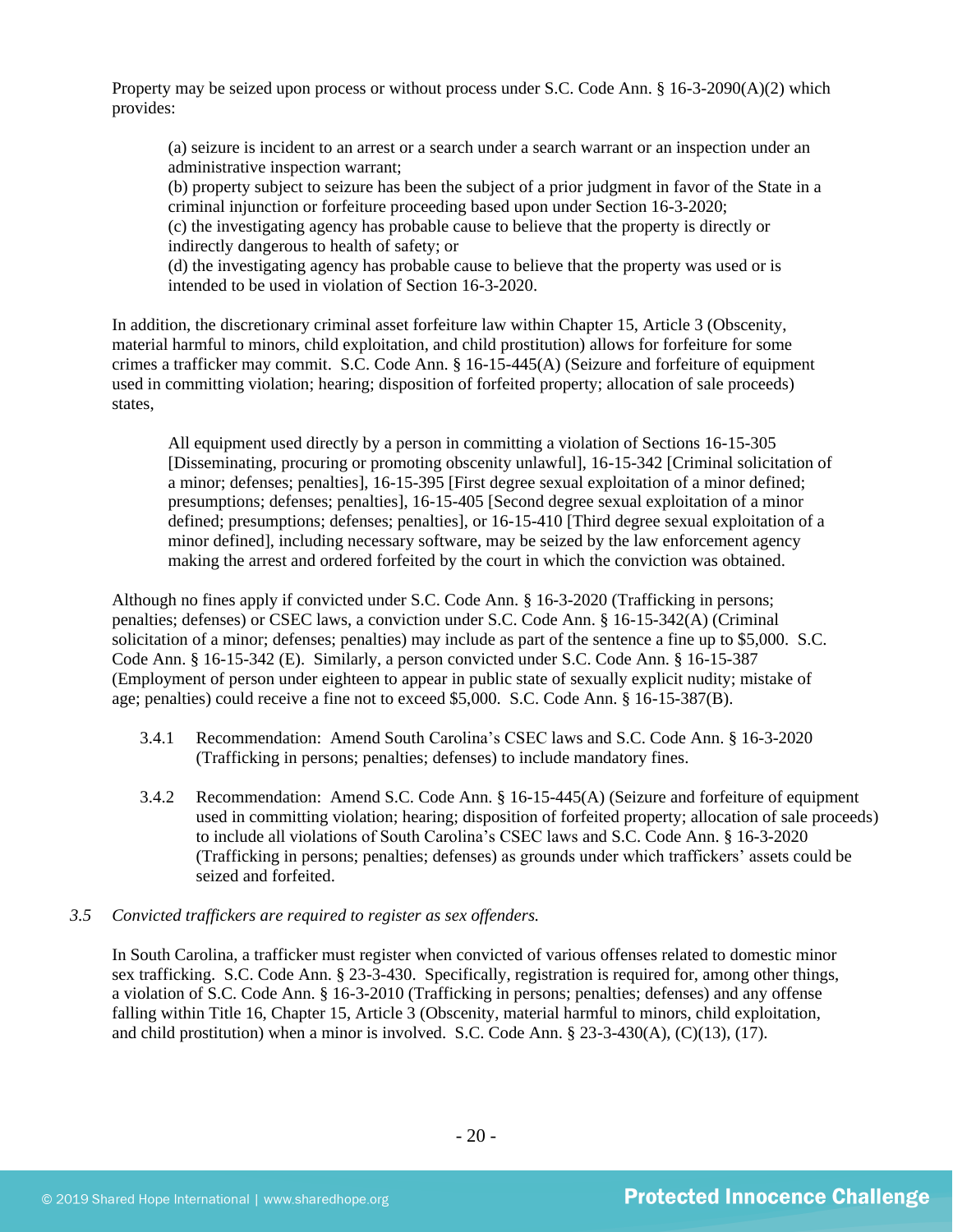Property may be seized upon process or without process under S.C. Code Ann. § 16-3-2090(A)(2) which provides:

> (a) seizure is incident to an arrest or a search under a search warrant or an inspection under an administrative inspection warrant;
> (b) property subject to seizure has been the subject of a prior judgment in favor of the State in a criminal injunction or forfeiture proceeding based upon under Section 16-3-2020;
> (c) the investigating agency has probable cause to believe that the property is directly or indirectly dangerous to health of safety; or
> (d) the investigating agency has probable cause to believe that the property was used or is intended to be used in violation of Section 16-3-2020.

In addition, the discretionary criminal asset forfeiture law within Chapter 15, Article 3 (Obscenity, material harmful to minors, child exploitation, and child prostitution) allows for forfeiture for some crimes a trafficker may commit. S.C. Code Ann. § 16-15-445(A) (Seizure and forfeiture of equipment used in committing violation; hearing; disposition of forfeited property; allocation of sale proceeds) states,

> All equipment used directly by a person in committing a violation of Sections 16-15-305 [Disseminating, procuring or promoting obscenity unlawful], 16-15-342 [Criminal solicitation of a minor; defenses; penalties], 16-15-395 [First degree sexual exploitation of a minor defined; presumptions; defenses; penalties], 16-15-405 [Second degree sexual exploitation of a minor defined; presumptions; defenses; penalties], or 16-15-410 [Third degree sexual exploitation of a minor defined], including necessary software, may be seized by the law enforcement agency making the arrest and ordered forfeited by the court in which the conviction was obtained.

Although no fines apply if convicted under S.C. Code Ann. § 16-3-2020 (Trafficking in persons; penalties; defenses) or CSEC laws, a conviction under S.C. Code Ann. § 16-15-342(A) (Criminal solicitation of a minor; defenses; penalties) may include as part of the sentence a fine up to $5,000. S.C. Code Ann. § 16-15-342 (E). Similarly, a person convicted under S.C. Code Ann. § 16-15-387 (Employment of person under eighteen to appear in public state of sexually explicit nudity; mistake of age; penalties) could receive a fine not to exceed $5,000. S.C. Code Ann. § 16-15-387(B).

3.4.1 Recommendation: Amend South Carolina's CSEC laws and S.C. Code Ann. § 16-3-2020 (Trafficking in persons; penalties; defenses) to include mandatory fines.

3.4.2 Recommendation: Amend S.C. Code Ann. § 16-15-445(A) (Seizure and forfeiture of equipment used in committing violation; hearing; disposition of forfeited property; allocation of sale proceeds) to include all violations of South Carolina's CSEC laws and S.C. Code Ann. § 16-3-2020 (Trafficking in persons; penalties; defenses) as grounds under which traffickers' assets could be seized and forfeited.

*3.5 Convicted traffickers are required to register as sex offenders.*

In South Carolina, a trafficker must register when convicted of various offenses related to domestic minor sex trafficking. S.C. Code Ann. § 23-3-430. Specifically, registration is required for, among other things, a violation of S.C. Code Ann. § 16-3-2010 (Trafficking in persons; penalties; defenses) and any offense falling within Title 16, Chapter 15, Article 3 (Obscenity, material harmful to minors, child exploitation, and child prostitution) when a minor is involved. S.C. Code Ann. § 23-3-430(A), (C)(13), (17).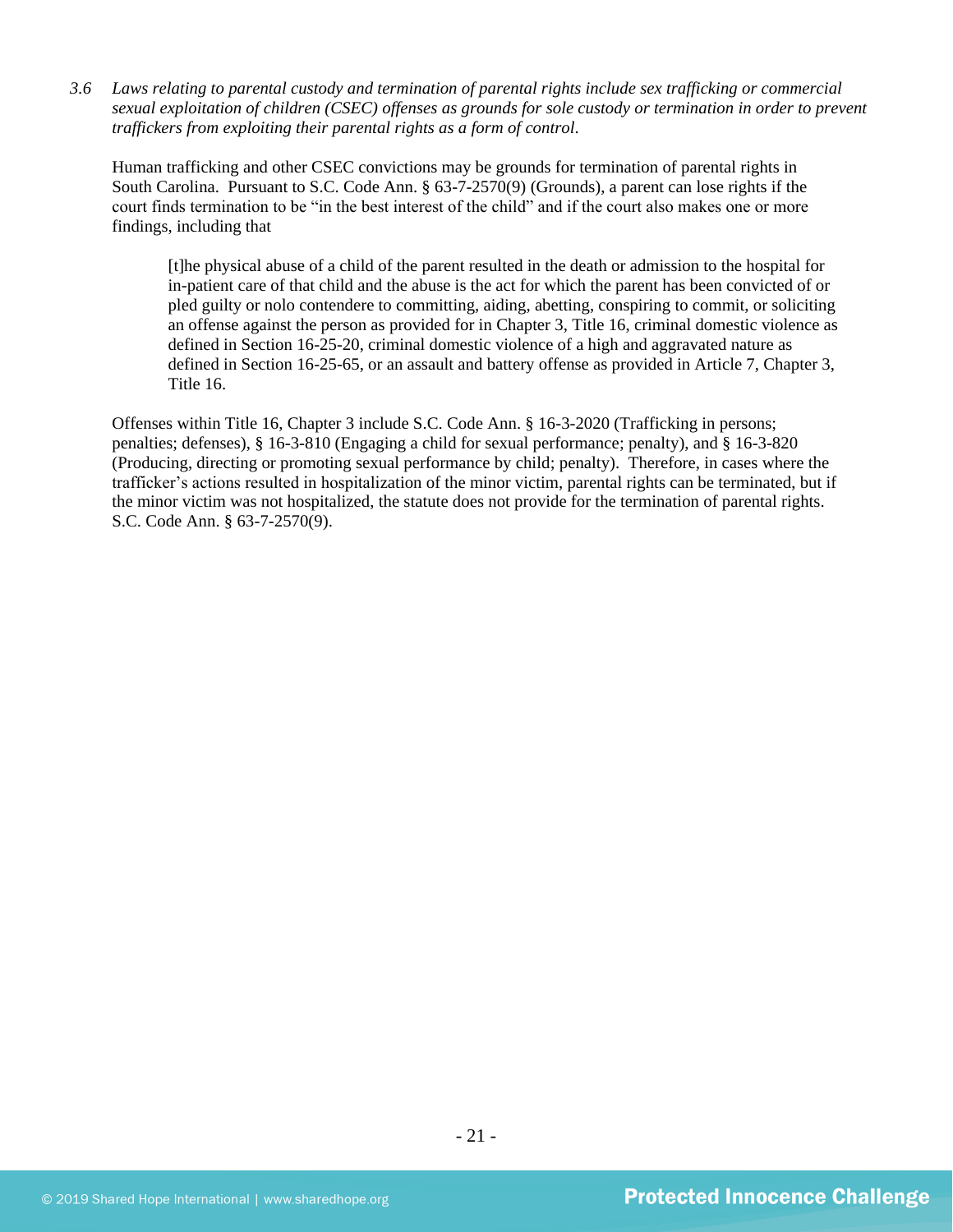*3.6 Laws relating to parental custody and termination of parental rights include sex trafficking or commercial sexual exploitation of children (CSEC) offenses as grounds for sole custody or termination in order to prevent traffickers from exploiting their parental rights as a form of control.*

Human trafficking and other CSEC convictions may be grounds for termination of parental rights in South Carolina. Pursuant to S.C. Code Ann. § 63-7-2570(9) (Grounds), a parent can lose rights if the court finds termination to be "in the best interest of the child" and if the court also makes one or more findings, including that

> [t]he physical abuse of a child of the parent resulted in the death or admission to the hospital for in-patient care of that child and the abuse is the act for which the parent has been convicted of or pled guilty or nolo contendere to committing, aiding, abetting, conspiring to commit, or soliciting an offense against the person as provided for in Chapter 3, Title 16, criminal domestic violence as defined in Section 16-25-20, criminal domestic violence of a high and aggravated nature as defined in Section 16-25-65, or an assault and battery offense as provided in Article 7, Chapter 3, Title 16.

Offenses within Title 16, Chapter 3 include S.C. Code Ann. § 16-3-2020 (Trafficking in persons; penalties; defenses), § 16-3-810 (Engaging a child for sexual performance; penalty), and § 16-3-820 (Producing, directing or promoting sexual performance by child; penalty). Therefore, in cases where the trafficker's actions resulted in hospitalization of the minor victim, parental rights can be terminated, but if the minor victim was not hospitalized, the statute does not provide for the termination of parental rights. S.C. Code Ann. § 63-7-2570(9).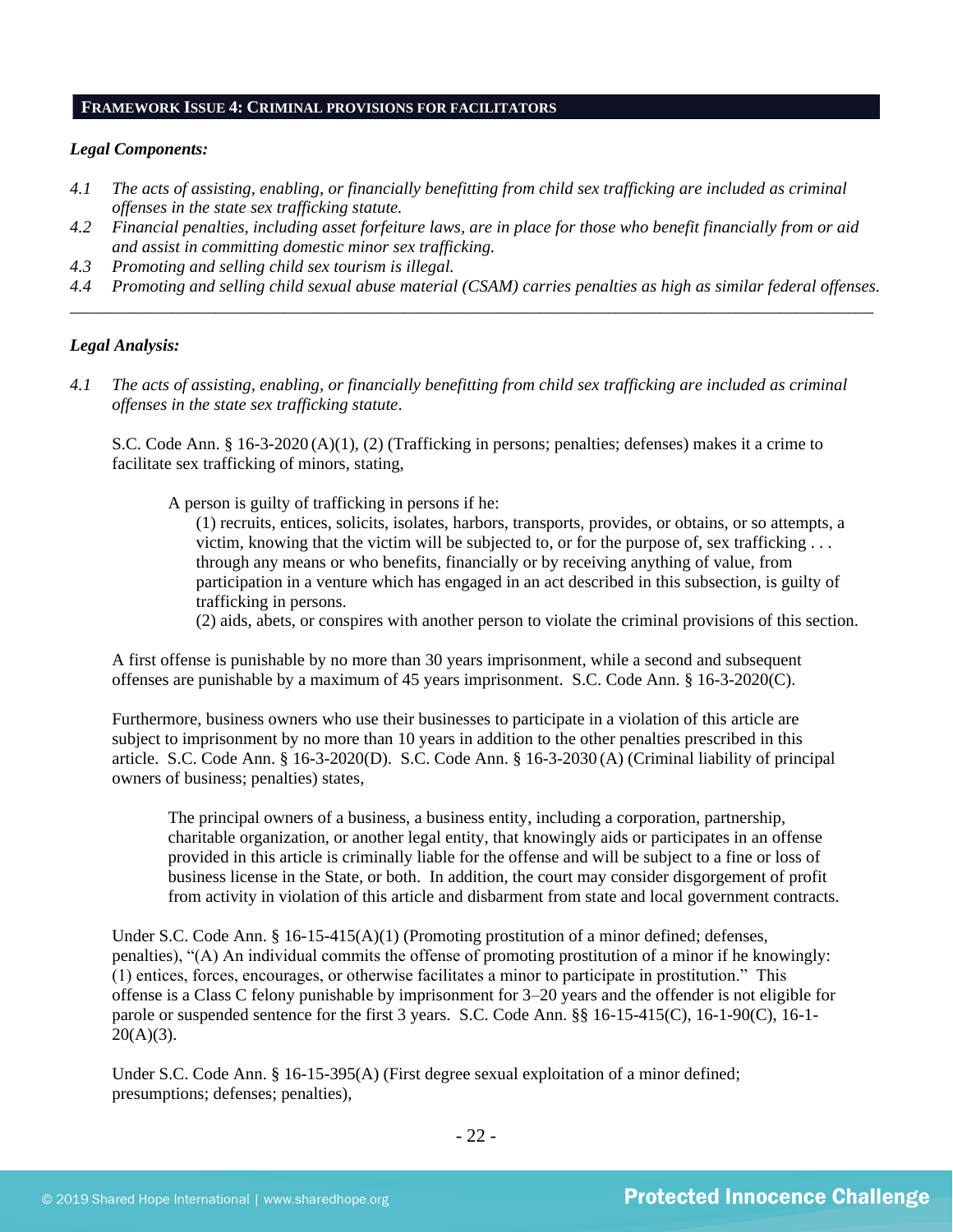## FRAMEWORK ISSUE 4: CRIMINAL PROVISIONS FOR FACILITATORS

***Legal Components:***

*4.1 The acts of assisting, enabling, or financially benefitting from child sex trafficking are included as criminal offenses in the state sex trafficking statute.*

*4.2 Financial penalties, including asset forfeiture laws, are in place for those who benefit financially from or aid and assist in committing domestic minor sex trafficking.*

*4.3 Promoting and selling child sex tourism is illegal.*

*4.4 Promoting and selling child sexual abuse material (CSAM) carries penalties as high as similar federal offenses.*

---

***Legal Analysis:***

*4.1 The acts of assisting, enabling, or financially benefitting from child sex trafficking are included as criminal offenses in the state sex trafficking statute.*

S.C. Code Ann. § 16-3-2020 (A)(1), (2) (Trafficking in persons; penalties; defenses) makes it a crime to facilitate sex trafficking of minors, stating,

> A person is guilty of trafficking in persons if he:
>
> (1) recruits, entices, solicits, isolates, harbors, transports, provides, or obtains, or so attempts, a victim, knowing that the victim will be subjected to, or for the purpose of, sex trafficking . . . through any means or who benefits, financially or by receiving anything of value, from participation in a venture which has engaged in an act described in this subsection, is guilty of trafficking in persons.
>
> (2) aids, abets, or conspires with another person to violate the criminal provisions of this section.

A first offense is punishable by no more than 30 years imprisonment, while a second and subsequent offenses are punishable by a maximum of 45 years imprisonment. S.C. Code Ann. § 16-3-2020(C).

Furthermore, business owners who use their businesses to participate in a violation of this article are subject to imprisonment by no more than 10 years in addition to the other penalties prescribed in this article. S.C. Code Ann. § 16-3-2020(D). S.C. Code Ann. § 16-3-2030 (A) (Criminal liability of principal owners of business; penalties) states,

> The principal owners of a business, a business entity, including a corporation, partnership, charitable organization, or another legal entity, that knowingly aids or participates in an offense provided in this article is criminally liable for the offense and will be subject to a fine or loss of business license in the State, or both. In addition, the court may consider disgorgement of profit from activity in violation of this article and disbarment from state and local government contracts.

Under S.C. Code Ann. § 16-15-415(A)(1) (Promoting prostitution of a minor defined; defenses, penalties), "(A) An individual commits the offense of promoting prostitution of a minor if he knowingly: (1) entices, forces, encourages, or otherwise facilitates a minor to participate in prostitution." This offense is a Class C felony punishable by imprisonment for 3–20 years and the offender is not eligible for parole or suspended sentence for the first 3 years. S.C. Code Ann. §§ 16-15-415(C), 16-1-90(C), 16-1-20(A)(3).

Under S.C. Code Ann. § 16-15-395(A) (First degree sexual exploitation of a minor defined; presumptions; defenses; penalties),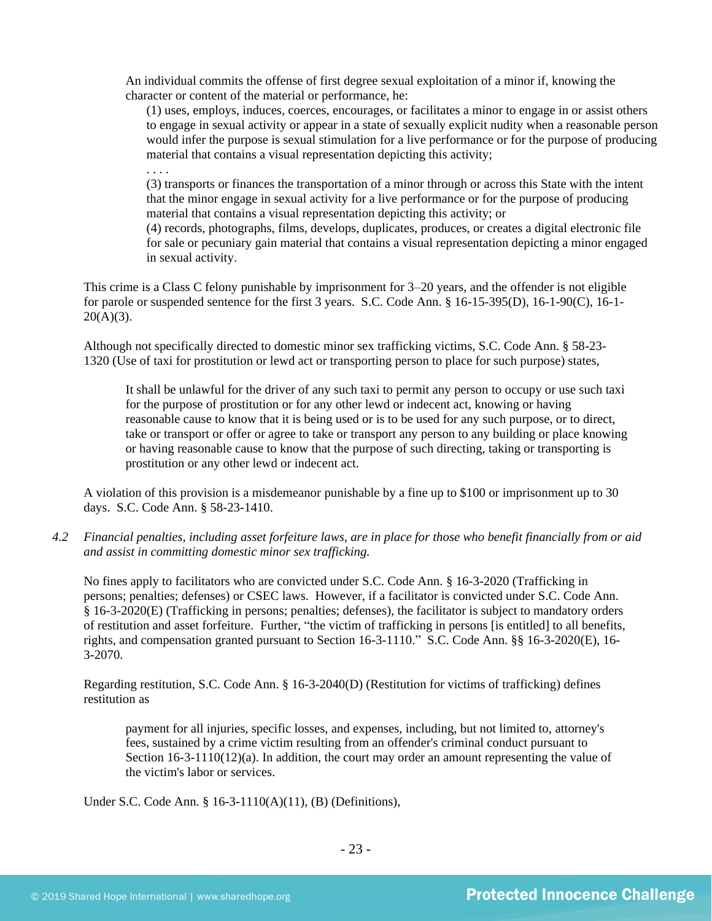> An individual commits the offense of first degree sexual exploitation of a minor if, knowing the character or content of the material or performance, he:
>
> (1) uses, employs, induces, coerces, encourages, or facilitates a minor to engage in or assist others to engage in sexual activity or appear in a state of sexually explicit nudity when a reasonable person would infer the purpose is sexual stimulation for a live performance or for the purpose of producing material that contains a visual representation depicting this activity;
>
> . . . .
>
> (3) transports or finances the transportation of a minor through or across this State with the intent that the minor engage in sexual activity for a live performance or for the purpose of producing material that contains a visual representation depicting this activity; or
>
> (4) records, photographs, films, develops, duplicates, produces, or creates a digital electronic file for sale or pecuniary gain material that contains a visual representation depicting a minor engaged in sexual activity.

This crime is a Class C felony punishable by imprisonment for 3–20 years, and the offender is not eligible for parole or suspended sentence for the first 3 years. S.C. Code Ann. § 16-15-395(D), 16-1-90(C), 16-1-20(A)(3).

Although not specifically directed to domestic minor sex trafficking victims, S.C. Code Ann. § 58-23-1320 (Use of taxi for prostitution or lewd act or transporting person to place for such purpose) states,

> It shall be unlawful for the driver of any such taxi to permit any person to occupy or use such taxi for the purpose of prostitution or for any other lewd or indecent act, knowing or having reasonable cause to know that it is being used or is to be used for any such purpose, or to direct, take or transport or offer or agree to take or transport any person to any building or place knowing or having reasonable cause to know that the purpose of such directing, taking or transporting is prostitution or any other lewd or indecent act.

A violation of this provision is a misdemeanor punishable by a fine up to $100 or imprisonment up to 30 days. S.C. Code Ann. § 58-23-1410.

*4.2 Financial penalties, including asset forfeiture laws, are in place for those who benefit financially from or aid and assist in committing domestic minor sex trafficking.*

No fines apply to facilitators who are convicted under S.C. Code Ann. § 16-3-2020 (Trafficking in persons; penalties; defenses) or CSEC laws. However, if a facilitator is convicted under S.C. Code Ann. § 16-3-2020(E) (Trafficking in persons; penalties; defenses), the facilitator is subject to mandatory orders of restitution and asset forfeiture. Further, "the victim of trafficking in persons [is entitled] to all benefits, rights, and compensation granted pursuant to Section 16-3-1110." S.C. Code Ann. §§ 16-3-2020(E), 16-3-2070.

Regarding restitution, S.C. Code Ann. § 16-3-2040(D) (Restitution for victims of trafficking) defines restitution as

> payment for all injuries, specific losses, and expenses, including, but not limited to, attorney's fees, sustained by a crime victim resulting from an offender's criminal conduct pursuant to Section 16-3-1110(12)(a). In addition, the court may order an amount representing the value of the victim's labor or services.

Under S.C. Code Ann. § 16-3-1110(A)(11), (B) (Definitions),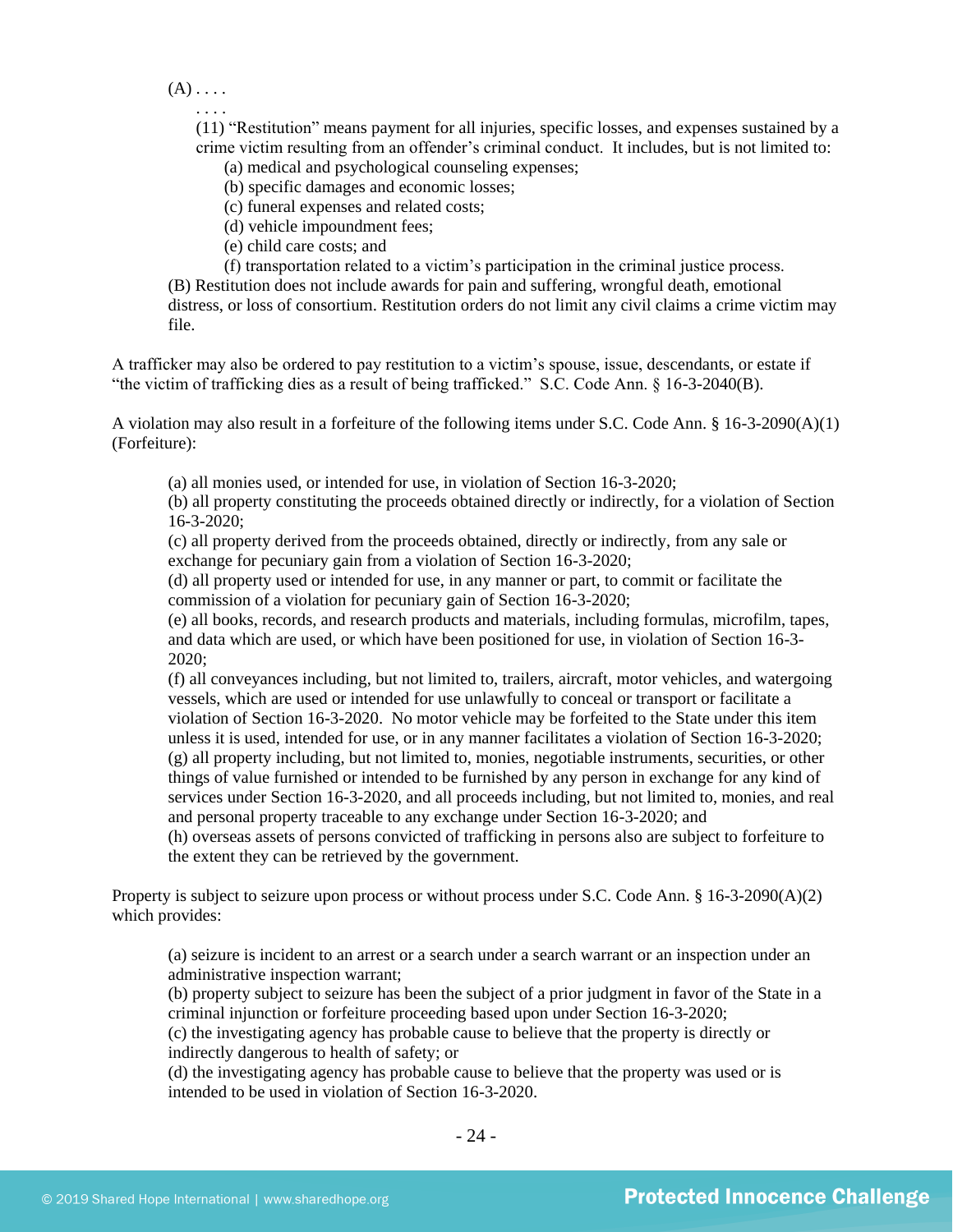(A) . . . .

. . . .

(11) "Restitution" means payment for all injuries, specific losses, and expenses sustained by a crime victim resulting from an offender's criminal conduct. It includes, but is not limited to:

(a) medical and psychological counseling expenses;

(b) specific damages and economic losses;

(c) funeral expenses and related costs;

(d) vehicle impoundment fees;

(e) child care costs; and

(f) transportation related to a victim's participation in the criminal justice process.

(B) Restitution does not include awards for pain and suffering, wrongful death, emotional distress, or loss of consortium. Restitution orders do not limit any civil claims a crime victim may file.

A trafficker may also be ordered to pay restitution to a victim's spouse, issue, descendants, or estate if "the victim of trafficking dies as a result of being trafficked." S.C. Code Ann. § 16-3-2040(B).

A violation may also result in a forfeiture of the following items under S.C. Code Ann. § 16-3-2090(A)(1) (Forfeiture):

> (a) all monies used, or intended for use, in violation of Section 16-3-2020;
>
> (b) all property constituting the proceeds obtained directly or indirectly, for a violation of Section 16-3-2020;
>
> (c) all property derived from the proceeds obtained, directly or indirectly, from any sale or exchange for pecuniary gain from a violation of Section 16-3-2020;
>
> (d) all property used or intended for use, in any manner or part, to commit or facilitate the commission of a violation for pecuniary gain of Section 16-3-2020;
>
> (e) all books, records, and research products and materials, including formulas, microfilm, tapes, and data which are used, or which have been positioned for use, in violation of Section 16-3-2020;
>
> (f) all conveyances including, but not limited to, trailers, aircraft, motor vehicles, and watergoing vessels, which are used or intended for use unlawfully to conceal or transport or facilitate a violation of Section 16-3-2020. No motor vehicle may be forfeited to the State under this item unless it is used, intended for use, or in any manner facilitates a violation of Section 16-3-2020;
>
> (g) all property including, but not limited to, monies, negotiable instruments, securities, or other things of value furnished or intended to be furnished by any person in exchange for any kind of services under Section 16-3-2020, and all proceeds including, but not limited to, monies, and real and personal property traceable to any exchange under Section 16-3-2020; and
>
> (h) overseas assets of persons convicted of trafficking in persons also are subject to forfeiture to the extent they can be retrieved by the government.

Property is subject to seizure upon process or without process under S.C. Code Ann. § 16-3-2090(A)(2) which provides:

> (a) seizure is incident to an arrest or a search under a search warrant or an inspection under an administrative inspection warrant;
>
> (b) property subject to seizure has been the subject of a prior judgment in favor of the State in a criminal injunction or forfeiture proceeding based upon under Section 16-3-2020;
>
> (c) the investigating agency has probable cause to believe that the property is directly or indirectly dangerous to health of safety; or
>
> (d) the investigating agency has probable cause to believe that the property was used or is intended to be used in violation of Section 16-3-2020.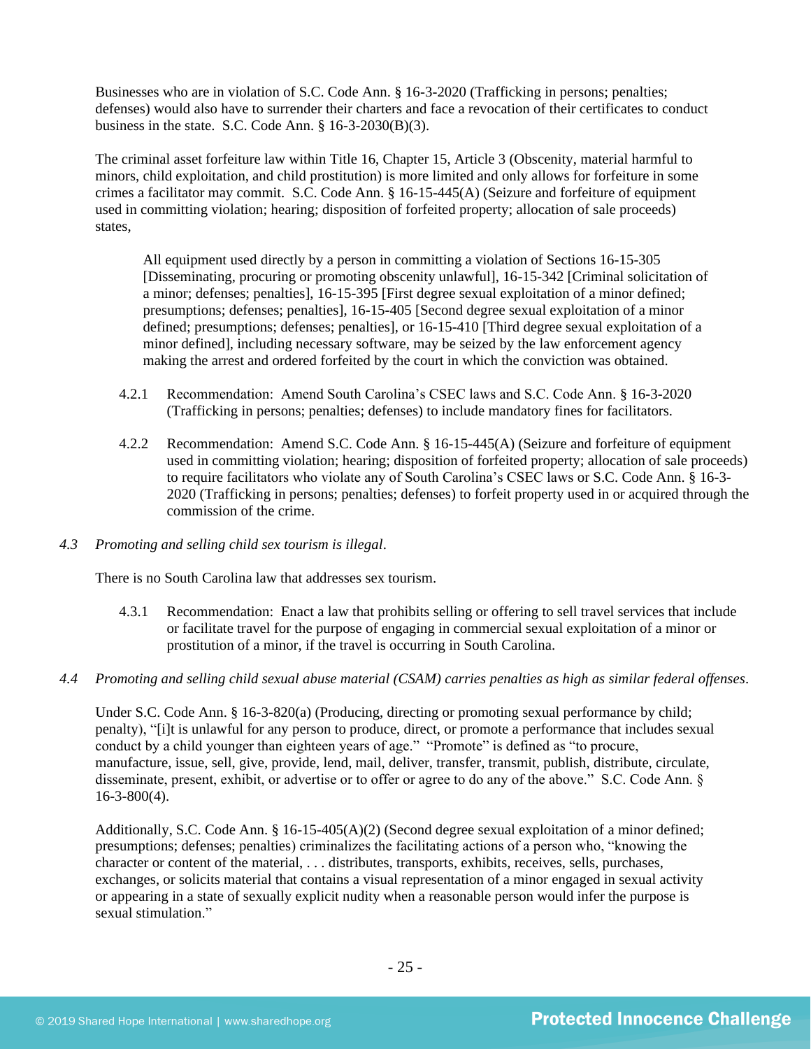Businesses who are in violation of S.C. Code Ann. § 16-3-2020 (Trafficking in persons; penalties; defenses) would also have to surrender their charters and face a revocation of their certificates to conduct business in the state. S.C. Code Ann. § 16-3-2030(B)(3).

The criminal asset forfeiture law within Title 16, Chapter 15, Article 3 (Obscenity, material harmful to minors, child exploitation, and child prostitution) is more limited and only allows for forfeiture in some crimes a facilitator may commit. S.C. Code Ann. § 16-15-445(A) (Seizure and forfeiture of equipment used in committing violation; hearing; disposition of forfeited property; allocation of sale proceeds) states,

> All equipment used directly by a person in committing a violation of Sections 16-15-305 [Disseminating, procuring or promoting obscenity unlawful], 16-15-342 [Criminal solicitation of a minor; defenses; penalties], 16-15-395 [First degree sexual exploitation of a minor defined; presumptions; defenses; penalties], 16-15-405 [Second degree sexual exploitation of a minor defined; presumptions; defenses; penalties], or 16-15-410 [Third degree sexual exploitation of a minor defined], including necessary software, may be seized by the law enforcement agency making the arrest and ordered forfeited by the court in which the conviction was obtained.

4.2.1 Recommendation: Amend South Carolina's CSEC laws and S.C. Code Ann. § 16-3-2020 (Trafficking in persons; penalties; defenses) to include mandatory fines for facilitators.

4.2.2 Recommendation: Amend S.C. Code Ann. § 16-15-445(A) (Seizure and forfeiture of equipment used in committing violation; hearing; disposition of forfeited property; allocation of sale proceeds) to require facilitators who violate any of South Carolina's CSEC laws or S.C. Code Ann. § 16-3-2020 (Trafficking in persons; penalties; defenses) to forfeit property used in or acquired through the commission of the crime.

*4.3 Promoting and selling child sex tourism is illegal*.

There is no South Carolina law that addresses sex tourism.

4.3.1 Recommendation: Enact a law that prohibits selling or offering to sell travel services that include or facilitate travel for the purpose of engaging in commercial sexual exploitation of a minor or prostitution of a minor, if the travel is occurring in South Carolina.

*4.4 Promoting and selling child sexual abuse material (CSAM) carries penalties as high as similar federal offenses*.

Under S.C. Code Ann. § 16-3-820(a) (Producing, directing or promoting sexual performance by child; penalty), "[i]t is unlawful for any person to produce, direct, or promote a performance that includes sexual conduct by a child younger than eighteen years of age." "Promote" is defined as "to procure, manufacture, issue, sell, give, provide, lend, mail, deliver, transfer, transmit, publish, distribute, circulate, disseminate, present, exhibit, or advertise or to offer or agree to do any of the above." S.C. Code Ann. § 16-3-800(4).

Additionally, S.C. Code Ann. § 16-15-405(A)(2) (Second degree sexual exploitation of a minor defined; presumptions; defenses; penalties) criminalizes the facilitating actions of a person who, "knowing the character or content of the material, . . . distributes, transports, exhibits, receives, sells, purchases, exchanges, or solicits material that contains a visual representation of a minor engaged in sexual activity or appearing in a state of sexually explicit nudity when a reasonable person would infer the purpose is sexual stimulation."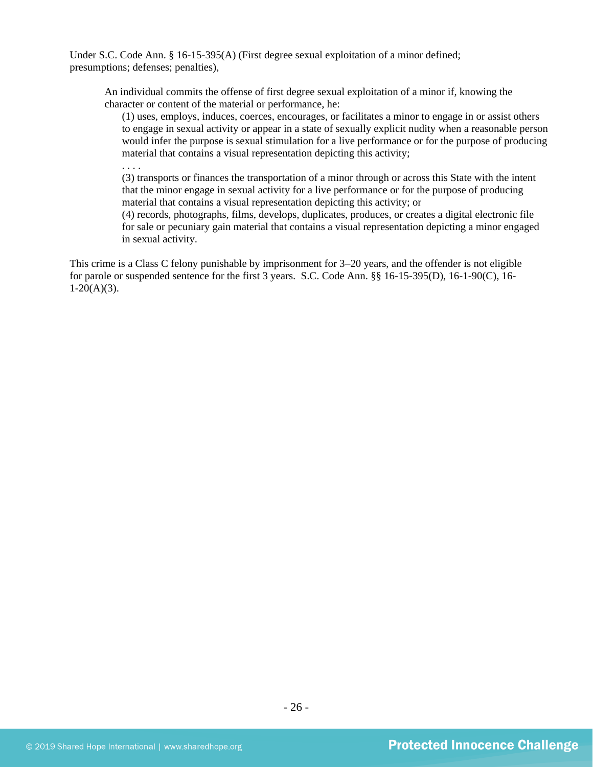Under S.C. Code Ann. § 16-15-395(A) (First degree sexual exploitation of a minor defined; presumptions; defenses; penalties),

> An individual commits the offense of first degree sexual exploitation of a minor if, knowing the character or content of the material or performance, he:
>
> (1) uses, employs, induces, coerces, encourages, or facilitates a minor to engage in or assist others to engage in sexual activity or appear in a state of sexually explicit nudity when a reasonable person would infer the purpose is sexual stimulation for a live performance or for the purpose of producing material that contains a visual representation depicting this activity;
>
> . . . .
>
> (3) transports or finances the transportation of a minor through or across this State with the intent that the minor engage in sexual activity for a live performance or for the purpose of producing material that contains a visual representation depicting this activity; or
>
> (4) records, photographs, films, develops, duplicates, produces, or creates a digital electronic file for sale or pecuniary gain material that contains a visual representation depicting a minor engaged in sexual activity.

This crime is a Class C felony punishable by imprisonment for 3–20 years, and the offender is not eligible for parole or suspended sentence for the first 3 years. S.C. Code Ann. §§ 16-15-395(D), 16-1-90(C), 16-1-20(A)(3).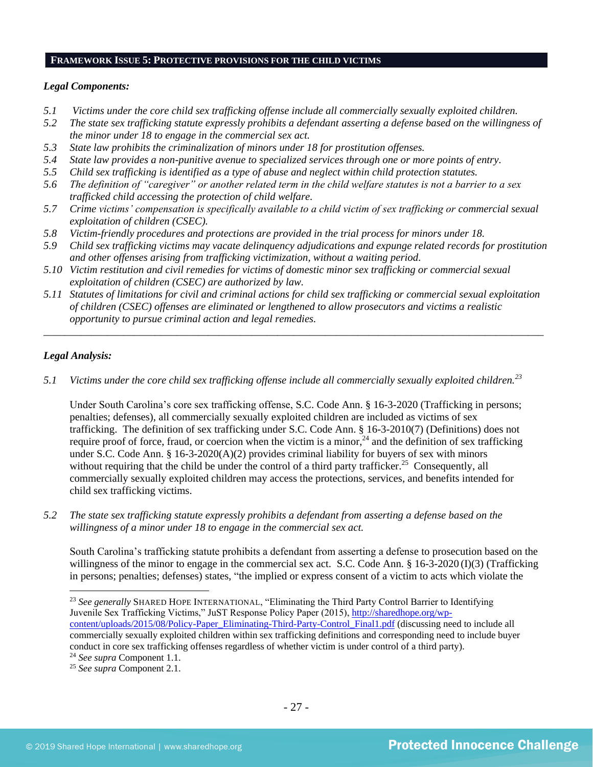## FRAMEWORK ISSUE 5: PROTECTIVE PROVISIONS FOR THE CHILD VICTIMS

***Legal Components:***

*5.1 Victims under the core child sex trafficking offense include all commercially sexually exploited children.*
*5.2 The state sex trafficking statute expressly prohibits a defendant asserting a defense based on the willingness of the minor under 18 to engage in the commercial sex act.*
*5.3 State law prohibits the criminalization of minors under 18 for prostitution offenses.*
*5.4 State law provides a non-punitive avenue to specialized services through one or more points of entry.*
*5.5 Child sex trafficking is identified as a type of abuse and neglect within child protection statutes.*
*5.6 The definition of "caregiver" or another related term in the child welfare statutes is not a barrier to a sex trafficked child accessing the protection of child welfare.*
*5.7 Crime victims' compensation is specifically available to a child victim of sex trafficking or commercial sexual exploitation of children (CSEC).*
*5.8 Victim-friendly procedures and protections are provided in the trial process for minors under 18.*
*5.9 Child sex trafficking victims may vacate delinquency adjudications and expunge related records for prostitution and other offenses arising from trafficking victimization, without a waiting period.*
*5.10 Victim restitution and civil remedies for victims of domestic minor sex trafficking or commercial sexual exploitation of children (CSEC) are authorized by law.*
*5.11 Statutes of limitations for civil and criminal actions for child sex trafficking or commercial sexual exploitation of children (CSEC) offenses are eliminated or lengthened to allow prosecutors and victims a realistic opportunity to pursue criminal action and legal remedies.*

---

***Legal Analysis:***

*5.1 Victims under the core child sex trafficking offense include all commercially sexually exploited children.*[23]

Under South Carolina's core sex trafficking offense, S.C. Code Ann. § 16-3-2020 (Trafficking in persons; penalties; defenses), all commercially sexually exploited children are included as victims of sex trafficking. The definition of sex trafficking under S.C. Code Ann. § 16-3-2010(7) (Definitions) does not require proof of force, fraud, or coercion when the victim is a minor,[24] and the definition of sex trafficking under S.C. Code Ann. § 16-3-2020(A)(2) provides criminal liability for buyers of sex with minors without requiring that the child be under the control of a third party trafficker.[25] Consequently, all commercially sexually exploited children may access the protections, services, and benefits intended for child sex trafficking victims.

*5.2 The state sex trafficking statute expressly prohibits a defendant from asserting a defense based on the willingness of a minor under 18 to engage in the commercial sex act.*

South Carolina's trafficking statute prohibits a defendant from asserting a defense to prosecution based on the willingness of the minor to engage in the commercial sex act. S.C. Code Ann. § 16-3-2020 (I)(3) (Trafficking in persons; penalties; defenses) states, "the implied or express consent of a victim to acts which violate the

---

[23] *See generally* SHARED HOPE INTERNATIONAL, "Eliminating the Third Party Control Barrier to Identifying Juvenile Sex Trafficking Victims," JuST Response Policy Paper (2015), http://sharedhope.org/wp-content/uploads/2015/08/Policy-Paper_Eliminating-Third-Party-Control_Final1.pdf (discussing need to include all commercially sexually exploited children within sex trafficking definitions and corresponding need to include buyer conduct in core sex trafficking offenses regardless of whether victim is under control of a third party).
[24] *See supra* Component 1.1.
[25] *See supra* Component 2.1.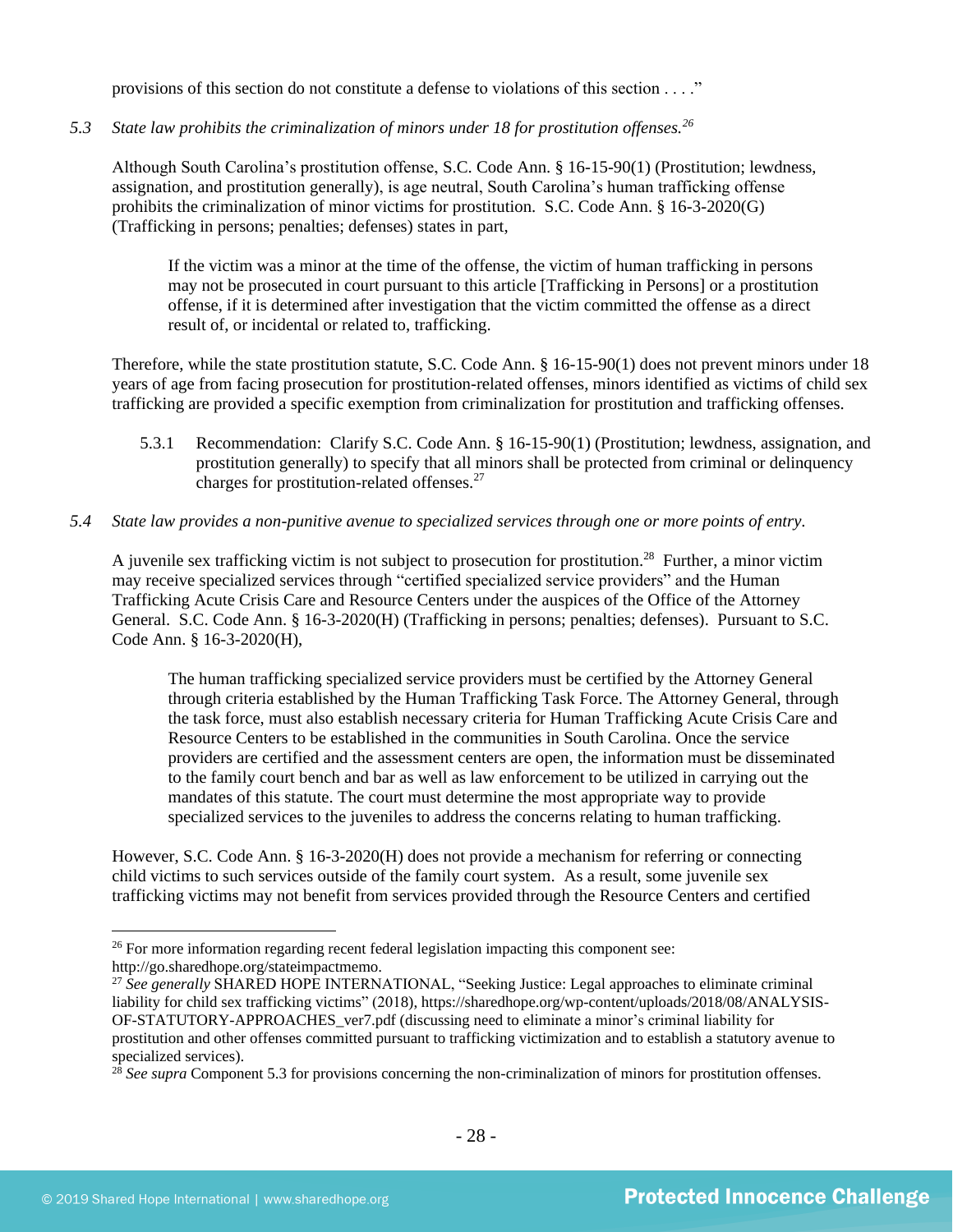provisions of this section do not constitute a defense to violations of this section . . . ."

*5.3 State law prohibits the criminalization of minors under 18 for prostitution offenses.*[26]

Although South Carolina's prostitution offense, S.C. Code Ann. § 16-15-90(1) (Prostitution; lewdness, assignation, and prostitution generally), is age neutral, South Carolina's human trafficking offense prohibits the criminalization of minor victims for prostitution. S.C. Code Ann. § 16-3-2020(G) (Trafficking in persons; penalties; defenses) states in part,

> If the victim was a minor at the time of the offense, the victim of human trafficking in persons may not be prosecuted in court pursuant to this article [Trafficking in Persons] or a prostitution offense, if it is determined after investigation that the victim committed the offense as a direct result of, or incidental or related to, trafficking.

Therefore, while the state prostitution statute, S.C. Code Ann. § 16-15-90(1) does not prevent minors under 18 years of age from facing prosecution for prostitution-related offenses, minors identified as victims of child sex trafficking are provided a specific exemption from criminalization for prostitution and trafficking offenses.

5.3.1 Recommendation: Clarify S.C. Code Ann. § 16-15-90(1) (Prostitution; lewdness, assignation, and prostitution generally) to specify that all minors shall be protected from criminal or delinquency charges for prostitution-related offenses.[27]

*5.4 State law provides a non-punitive avenue to specialized services through one or more points of entry.*

A juvenile sex trafficking victim is not subject to prosecution for prostitution.[28] Further, a minor victim may receive specialized services through "certified specialized service providers" and the Human Trafficking Acute Crisis Care and Resource Centers under the auspices of the Office of the Attorney General. S.C. Code Ann. § 16-3-2020(H) (Trafficking in persons; penalties; defenses). Pursuant to S.C. Code Ann. § 16-3-2020(H),

> The human trafficking specialized service providers must be certified by the Attorney General through criteria established by the Human Trafficking Task Force. The Attorney General, through the task force, must also establish necessary criteria for Human Trafficking Acute Crisis Care and Resource Centers to be established in the communities in South Carolina. Once the service providers are certified and the assessment centers are open, the information must be disseminated to the family court bench and bar as well as law enforcement to be utilized in carrying out the mandates of this statute. The court must determine the most appropriate way to provide specialized services to the juveniles to address the concerns relating to human trafficking.

However, S.C. Code Ann. § 16-3-2020(H) does not provide a mechanism for referring or connecting child victims to such services outside of the family court system. As a result, some juvenile sex trafficking victims may not benefit from services provided through the Resource Centers and certified

---

[26] For more information regarding recent federal legislation impacting this component see: http://go.sharedhope.org/stateimpactmemo.

[27] *See generally* SHARED HOPE INTERNATIONAL, "Seeking Justice: Legal approaches to eliminate criminal liability for child sex trafficking victims" (2018), https://sharedhope.org/wp-content/uploads/2018/08/ANALYSIS-OF-STATUTORY-APPROACHES_ver7.pdf (discussing need to eliminate a minor's criminal liability for prostitution and other offenses committed pursuant to trafficking victimization and to establish a statutory avenue to specialized services).

[28] *See supra* Component 5.3 for provisions concerning the non-criminalization of minors for prostitution offenses.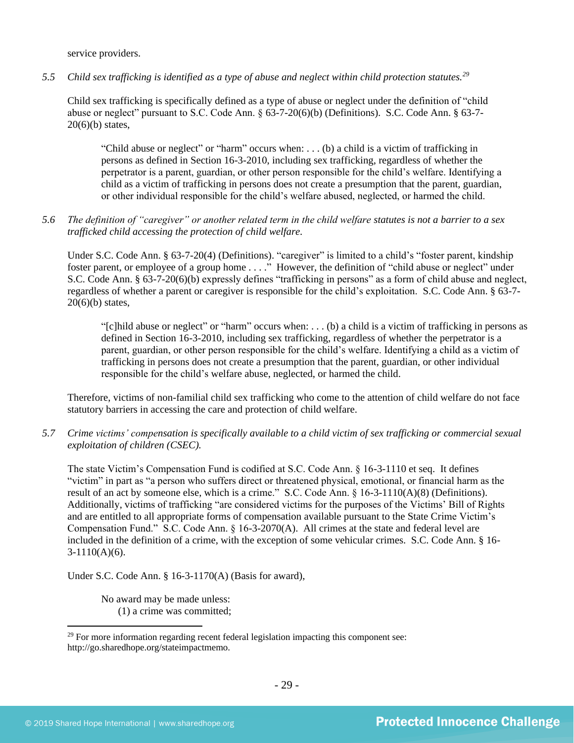service providers.

*5.5 Child sex trafficking is identified as a type of abuse and neglect within child protection statutes.*[29]

Child sex trafficking is specifically defined as a type of abuse or neglect under the definition of "child abuse or neglect" pursuant to S.C. Code Ann. § 63-7-20(6)(b) (Definitions). S.C. Code Ann. § 63-7-20(6)(b) states,

> "Child abuse or neglect" or "harm" occurs when: . . . (b) a child is a victim of trafficking in persons as defined in Section 16-3-2010, including sex trafficking, regardless of whether the perpetrator is a parent, guardian, or other person responsible for the child's welfare. Identifying a child as a victim of trafficking in persons does not create a presumption that the parent, guardian, or other individual responsible for the child's welfare abused, neglected, or harmed the child.

*5.6 The definition of "caregiver" or another related term in the child welfare statutes is not a barrier to a sex trafficked child accessing the protection of child welfare.*

Under S.C. Code Ann. § 63-7-20(4) (Definitions). "caregiver" is limited to a child's "foster parent, kinship foster parent, or employee of a group home . . . ." However, the definition of "child abuse or neglect" under S.C. Code Ann. § 63-7-20(6)(b) expressly defines "trafficking in persons" as a form of child abuse and neglect, regardless of whether a parent or caregiver is responsible for the child's exploitation. S.C. Code Ann. § 63-7-20(6)(b) states,

> "[c]hild abuse or neglect" or "harm" occurs when: . . . (b) a child is a victim of trafficking in persons as defined in Section 16-3-2010, including sex trafficking, regardless of whether the perpetrator is a parent, guardian, or other person responsible for the child's welfare. Identifying a child as a victim of trafficking in persons does not create a presumption that the parent, guardian, or other individual responsible for the child's welfare abuse, neglected, or harmed the child.

Therefore, victims of non-familial child sex trafficking who come to the attention of child welfare do not face statutory barriers in accessing the care and protection of child welfare.

*5.7 Crime victims' compensation is specifically available to a child victim of sex trafficking or commercial sexual exploitation of children (CSEC).*

The state Victim's Compensation Fund is codified at S.C. Code Ann. § 16-3-1110 et seq. It defines "victim" in part as "a person who suffers direct or threatened physical, emotional, or financial harm as the result of an act by someone else, which is a crime." S.C. Code Ann. § 16-3-1110(A)(8) (Definitions). Additionally, victims of trafficking "are considered victims for the purposes of the Victims' Bill of Rights and are entitled to all appropriate forms of compensation available pursuant to the State Crime Victim's Compensation Fund." S.C. Code Ann. § 16-3-2070(A). All crimes at the state and federal level are included in the definition of a crime, with the exception of some vehicular crimes. S.C. Code Ann. § 16-3-1110(A)(6).

Under S.C. Code Ann. § 16-3-1170(A) (Basis for award),

> No award may be made unless:
> (1) a crime was committed;

[29] For more information regarding recent federal legislation impacting this component see: http://go.sharedhope.org/stateimpactmemo.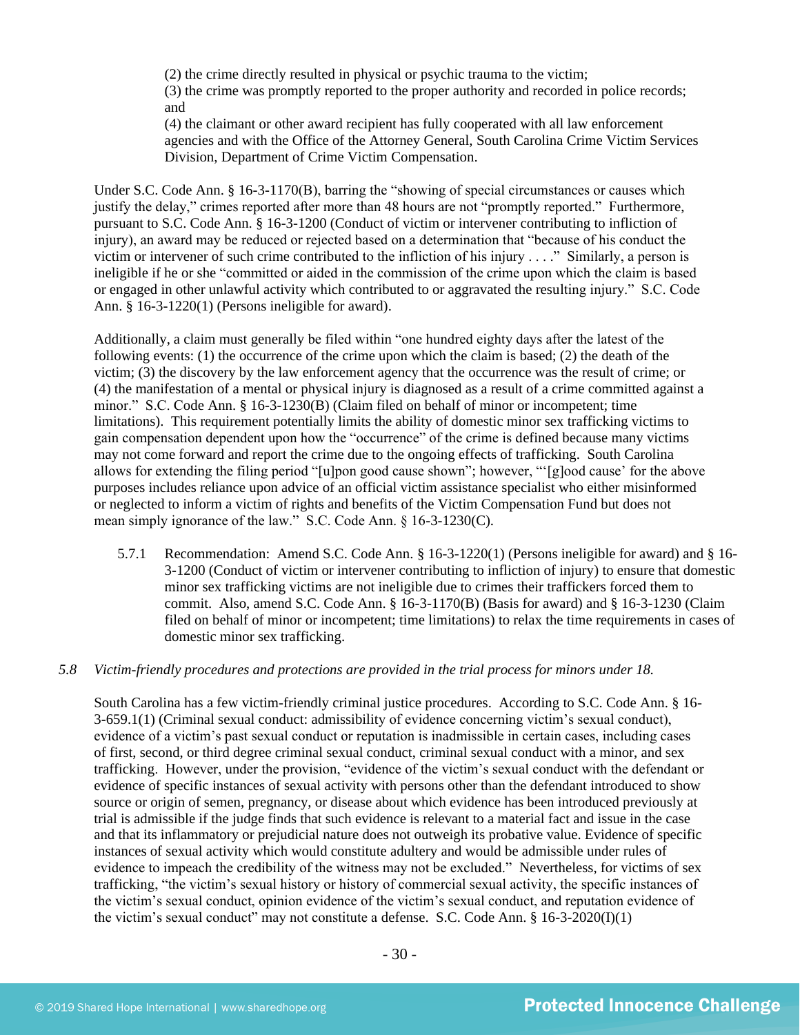(2) the crime directly resulted in physical or psychic trauma to the victim;
(3) the crime was promptly reported to the proper authority and recorded in police records; and
(4) the claimant or other award recipient has fully cooperated with all law enforcement agencies and with the Office of the Attorney General, South Carolina Crime Victim Services Division, Department of Crime Victim Compensation.

Under S.C. Code Ann. § 16-3-1170(B), barring the "showing of special circumstances or causes which justify the delay," crimes reported after more than 48 hours are not "promptly reported." Furthermore, pursuant to S.C. Code Ann. § 16-3-1200 (Conduct of victim or intervener contributing to infliction of injury), an award may be reduced or rejected based on a determination that "because of his conduct the victim or intervener of such crime contributed to the infliction of his injury . . . ." Similarly, a person is ineligible if he or she "committed or aided in the commission of the crime upon which the claim is based or engaged in other unlawful activity which contributed to or aggravated the resulting injury." S.C. Code Ann. § 16-3-1220(1) (Persons ineligible for award).

Additionally, a claim must generally be filed within "one hundred eighty days after the latest of the following events: (1) the occurrence of the crime upon which the claim is based; (2) the death of the victim; (3) the discovery by the law enforcement agency that the occurrence was the result of crime; or (4) the manifestation of a mental or physical injury is diagnosed as a result of a crime committed against a minor." S.C. Code Ann. § 16-3-1230(B) (Claim filed on behalf of minor or incompetent; time limitations). This requirement potentially limits the ability of domestic minor sex trafficking victims to gain compensation dependent upon how the "occurrence" of the crime is defined because many victims may not come forward and report the crime due to the ongoing effects of trafficking. South Carolina allows for extending the filing period "[u]pon good cause shown"; however, "'[g]ood cause' for the above purposes includes reliance upon advice of an official victim assistance specialist who either misinformed or neglected to inform a victim of rights and benefits of the Victim Compensation Fund but does not mean simply ignorance of the law." S.C. Code Ann. § 16-3-1230(C).

5.7.1 Recommendation: Amend S.C. Code Ann. § 16-3-1220(1) (Persons ineligible for award) and § 16-3-1200 (Conduct of victim or intervener contributing to infliction of injury) to ensure that domestic minor sex trafficking victims are not ineligible due to crimes their traffickers forced them to commit. Also, amend S.C. Code Ann. § 16-3-1170(B) (Basis for award) and § 16-3-1230 (Claim filed on behalf of minor or incompetent; time limitations) to relax the time requirements in cases of domestic minor sex trafficking.

*5.8 Victim-friendly procedures and protections are provided in the trial process for minors under 18.*

South Carolina has a few victim-friendly criminal justice procedures. According to S.C. Code Ann. § 16-3-659.1(1) (Criminal sexual conduct: admissibility of evidence concerning victim's sexual conduct), evidence of a victim's past sexual conduct or reputation is inadmissible in certain cases, including cases of first, second, or third degree criminal sexual conduct, criminal sexual conduct with a minor, and sex trafficking. However, under the provision, "evidence of the victim's sexual conduct with the defendant or evidence of specific instances of sexual activity with persons other than the defendant introduced to show source or origin of semen, pregnancy, or disease about which evidence has been introduced previously at trial is admissible if the judge finds that such evidence is relevant to a material fact and issue in the case and that its inflammatory or prejudicial nature does not outweigh its probative value. Evidence of specific instances of sexual activity which would constitute adultery and would be admissible under rules of evidence to impeach the credibility of the witness may not be excluded." Nevertheless, for victims of sex trafficking, "the victim's sexual history or history of commercial sexual activity, the specific instances of the victim's sexual conduct, opinion evidence of the victim's sexual conduct, and reputation evidence of the victim's sexual conduct" may not constitute a defense. S.C. Code Ann. § 16-3-2020(I)(1)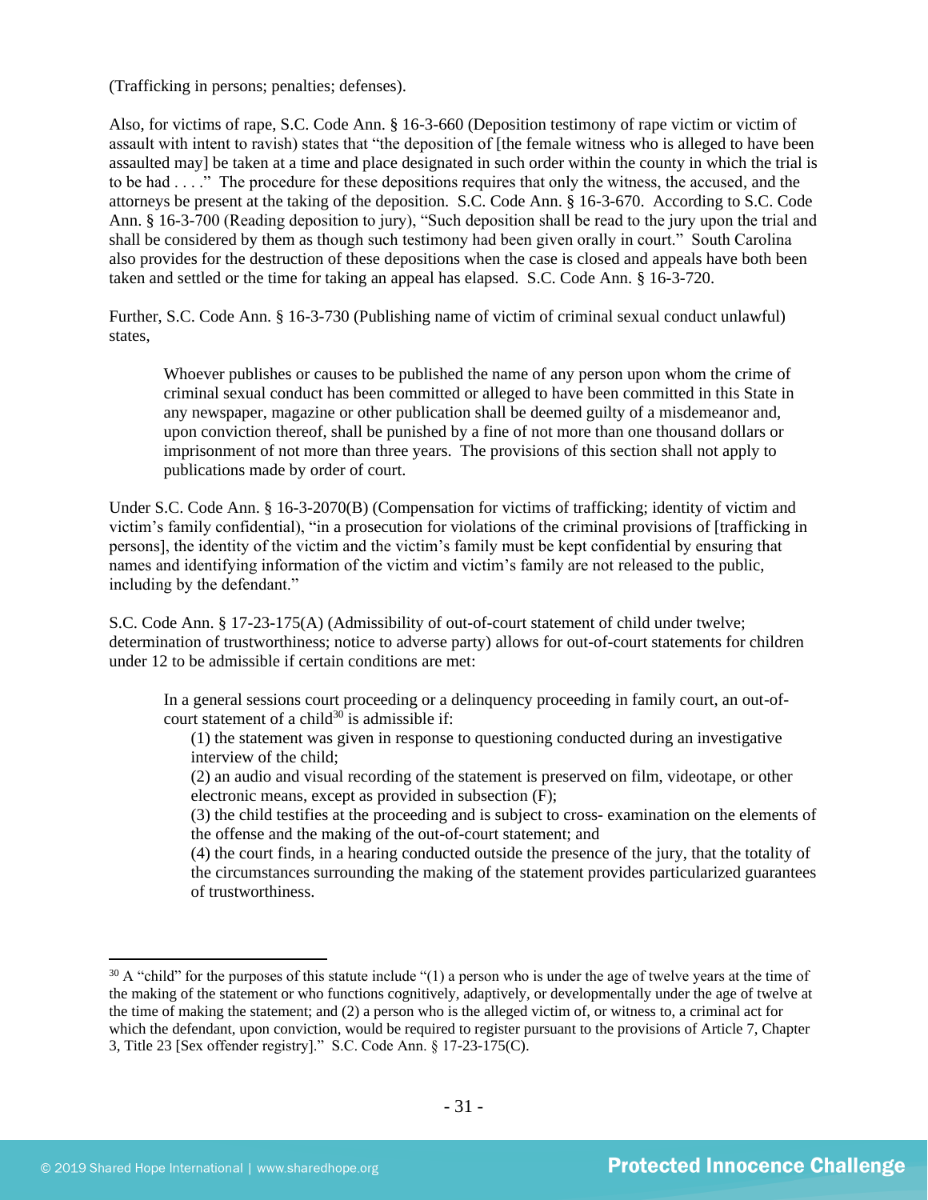(Trafficking in persons; penalties; defenses).

Also, for victims of rape, S.C. Code Ann. § 16-3-660 (Deposition testimony of rape victim or victim of assault with intent to ravish) states that "the deposition of [the female witness who is alleged to have been assaulted may] be taken at a time and place designated in such order within the county in which the trial is to be had . . . ." The procedure for these depositions requires that only the witness, the accused, and the attorneys be present at the taking of the deposition. S.C. Code Ann. § 16-3-670. According to S.C. Code Ann. § 16-3-700 (Reading deposition to jury), "Such deposition shall be read to the jury upon the trial and shall be considered by them as though such testimony had been given orally in court." South Carolina also provides for the destruction of these depositions when the case is closed and appeals have both been taken and settled or the time for taking an appeal has elapsed. S.C. Code Ann. § 16-3-720.

Further, S.C. Code Ann. § 16-3-730 (Publishing name of victim of criminal sexual conduct unlawful) states,

> Whoever publishes or causes to be published the name of any person upon whom the crime of criminal sexual conduct has been committed or alleged to have been committed in this State in any newspaper, magazine or other publication shall be deemed guilty of a misdemeanor and, upon conviction thereof, shall be punished by a fine of not more than one thousand dollars or imprisonment of not more than three years. The provisions of this section shall not apply to publications made by order of court.

Under S.C. Code Ann. § 16-3-2070(B) (Compensation for victims of trafficking; identity of victim and victim's family confidential), "in a prosecution for violations of the criminal provisions of [trafficking in persons], the identity of the victim and the victim's family must be kept confidential by ensuring that names and identifying information of the victim and victim's family are not released to the public, including by the defendant."

S.C. Code Ann. § 17-23-175(A) (Admissibility of out-of-court statement of child under twelve; determination of trustworthiness; notice to adverse party) allows for out-of-court statements for children under 12 to be admissible if certain conditions are met:

> In a general sessions court proceeding or a delinquency proceeding in family court, an out-of-court statement of a child[30] is admissible if:
>
> (1) the statement was given in response to questioning conducted during an investigative interview of the child;
>
> (2) an audio and visual recording of the statement is preserved on film, videotape, or other electronic means, except as provided in subsection (F);
>
> (3) the child testifies at the proceeding and is subject to cross- examination on the elements of the offense and the making of the out-of-court statement; and
>
> (4) the court finds, in a hearing conducted outside the presence of the jury, that the totality of the circumstances surrounding the making of the statement provides particularized guarantees of trustworthiness.

---

[30] A "child" for the purposes of this statute include "(1) a person who is under the age of twelve years at the time of the making of the statement or who functions cognitively, adaptively, or developmentally under the age of twelve at the time of making the statement; and (2) a person who is the alleged victim of, or witness to, a criminal act for which the defendant, upon conviction, would be required to register pursuant to the provisions of Article 7, Chapter 3, Title 23 [Sex offender registry]." S.C. Code Ann. § 17-23-175(C).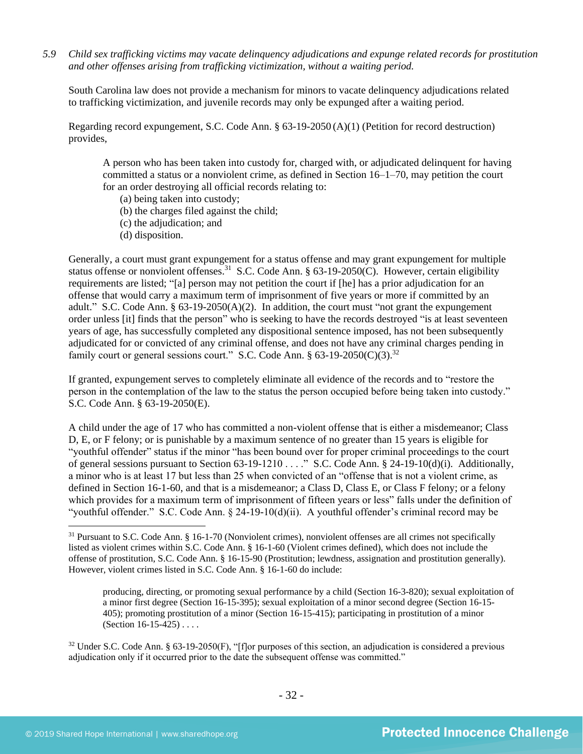*5.9 Child sex trafficking victims may vacate delinquency adjudications and expunge related records for prostitution and other offenses arising from trafficking victimization, without a waiting period.*

South Carolina law does not provide a mechanism for minors to vacate delinquency adjudications related to trafficking victimization, and juvenile records may only be expunged after a waiting period.

Regarding record expungement, S.C. Code Ann. § 63-19-2050 (A)(1) (Petition for record destruction) provides,

> A person who has been taken into custody for, charged with, or adjudicated delinquent for having committed a status or a nonviolent crime, as defined in Section 16–1–70, may petition the court for an order destroying all official records relating to:
> (a) being taken into custody;
> (b) the charges filed against the child;
> (c) the adjudication; and
> (d) disposition.

Generally, a court must grant expungement for a status offense and may grant expungement for multiple status offense or nonviolent offenses.[31] S.C. Code Ann. § 63-19-2050(C). However, certain eligibility requirements are listed; "[a] person may not petition the court if [he] has a prior adjudication for an offense that would carry a maximum term of imprisonment of five years or more if committed by an adult." S.C. Code Ann. § 63-19-2050(A)(2). In addition, the court must "not grant the expungement order unless [it] finds that the person" who is seeking to have the records destroyed "is at least seventeen years of age, has successfully completed any dispositional sentence imposed, has not been subsequently adjudicated for or convicted of any criminal offense, and does not have any criminal charges pending in family court or general sessions court." S.C. Code Ann. § 63-19-2050(C)(3).[32]

If granted, expungement serves to completely eliminate all evidence of the records and to "restore the person in the contemplation of the law to the status the person occupied before being taken into custody." S.C. Code Ann. § 63-19-2050(E).

A child under the age of 17 who has committed a non-violent offense that is either a misdemeanor; Class D, E, or F felony; or is punishable by a maximum sentence of no greater than 15 years is eligible for "youthful offender" status if the minor "has been bound over for proper criminal proceedings to the court of general sessions pursuant to Section 63-19-1210 . . . ." S.C. Code Ann. § 24-19-10(d)(i). Additionally, a minor who is at least 17 but less than 25 when convicted of an "offense that is not a violent crime, as defined in Section 16-1-60, and that is a misdemeanor; a Class D, Class E, or Class F felony; or a felony which provides for a maximum term of imprisonment of fifteen years or less" falls under the definition of "youthful offender." S.C. Code Ann. § 24-19-10(d)(ii). A youthful offender's criminal record may be

---

[31] Pursuant to S.C. Code Ann. § 16-1-70 (Nonviolent crimes), nonviolent offenses are all crimes not specifically listed as violent crimes within S.C. Code Ann. § 16-1-60 (Violent crimes defined), which does not include the offense of prostitution, S.C. Code Ann. § 16-15-90 (Prostitution; lewdness, assignation and prostitution generally). However, violent crimes listed in S.C. Code Ann. § 16-1-60 do include:

> producing, directing, or promoting sexual performance by a child (Section 16-3-820); sexual exploitation of a minor first degree (Section 16-15-395); sexual exploitation of a minor second degree (Section 16-15-405); promoting prostitution of a minor (Section 16-15-415); participating in prostitution of a minor (Section 16-15-425) . . . .

[32] Under S.C. Code Ann. § 63-19-2050(F), "[f]or purposes of this section, an adjudication is considered a previous adjudication only if it occurred prior to the date the subsequent offense was committed."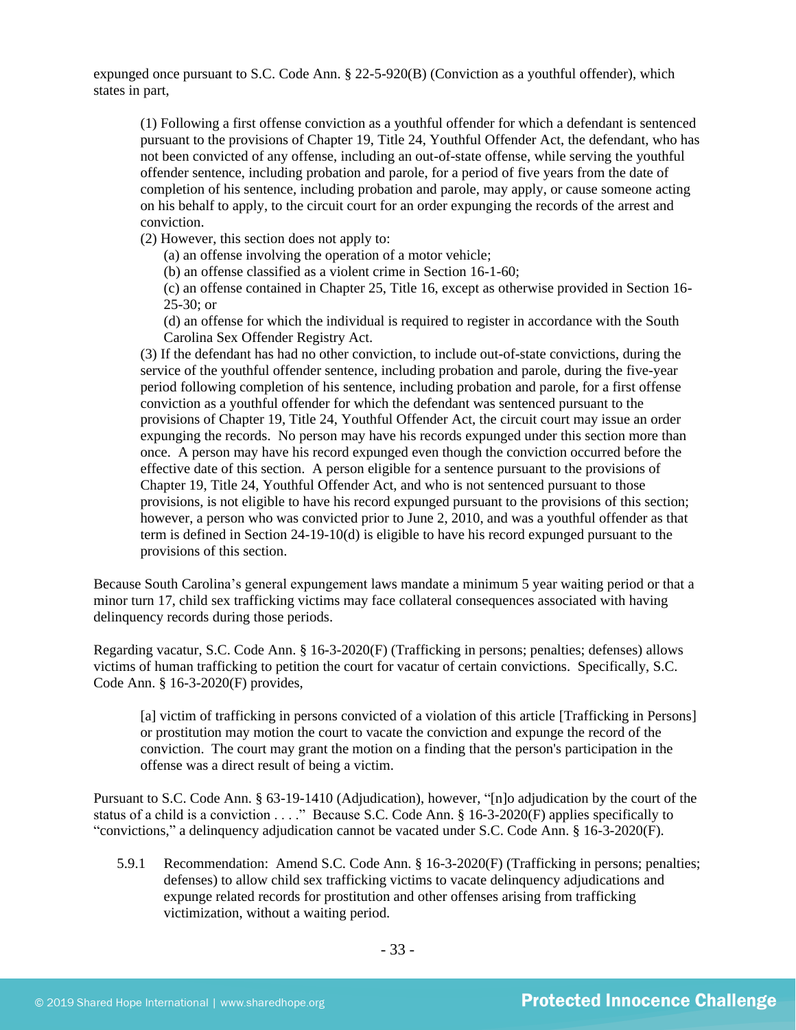expunged once pursuant to S.C. Code Ann. § 22-5-920(B) (Conviction as a youthful offender), which states in part,

> (1) Following a first offense conviction as a youthful offender for which a defendant is sentenced pursuant to the provisions of Chapter 19, Title 24, Youthful Offender Act, the defendant, who has not been convicted of any offense, including an out-of-state offense, while serving the youthful offender sentence, including probation and parole, for a period of five years from the date of completion of his sentence, including probation and parole, may apply, or cause someone acting on his behalf to apply, to the circuit court for an order expunging the records of the arrest and conviction.
>
> (2) However, this section does not apply to:
>
> (a) an offense involving the operation of a motor vehicle;
>
> (b) an offense classified as a violent crime in Section 16-1-60;
>
> (c) an offense contained in Chapter 25, Title 16, except as otherwise provided in Section 16-25-30; or
>
> (d) an offense for which the individual is required to register in accordance with the South Carolina Sex Offender Registry Act.
>
> (3) If the defendant has had no other conviction, to include out-of-state convictions, during the service of the youthful offender sentence, including probation and parole, during the five-year period following completion of his sentence, including probation and parole, for a first offense conviction as a youthful offender for which the defendant was sentenced pursuant to the provisions of Chapter 19, Title 24, Youthful Offender Act, the circuit court may issue an order expunging the records. No person may have his records expunged under this section more than once. A person may have his record expunged even though the conviction occurred before the effective date of this section. A person eligible for a sentence pursuant to the provisions of Chapter 19, Title 24, Youthful Offender Act, and who is not sentenced pursuant to those provisions, is not eligible to have his record expunged pursuant to the provisions of this section; however, a person who was convicted prior to June 2, 2010, and was a youthful offender as that term is defined in Section 24-19-10(d) is eligible to have his record expunged pursuant to the provisions of this section.

Because South Carolina's general expungement laws mandate a minimum 5 year waiting period or that a minor turn 17, child sex trafficking victims may face collateral consequences associated with having delinquency records during those periods.

Regarding vacatur, S.C. Code Ann. § 16-3-2020(F) (Trafficking in persons; penalties; defenses) allows victims of human trafficking to petition the court for vacatur of certain convictions. Specifically, S.C. Code Ann. § 16-3-2020(F) provides,

> [a] victim of trafficking in persons convicted of a violation of this article [Trafficking in Persons] or prostitution may motion the court to vacate the conviction and expunge the record of the conviction. The court may grant the motion on a finding that the person's participation in the offense was a direct result of being a victim.

Pursuant to S.C. Code Ann. § 63-19-1410 (Adjudication), however, "[n]o adjudication by the court of the status of a child is a conviction . . . ." Because S.C. Code Ann. § 16-3-2020(F) applies specifically to "convictions," a delinquency adjudication cannot be vacated under S.C. Code Ann. § 16-3-2020(F).

5.9.1 Recommendation: Amend S.C. Code Ann. § 16-3-2020(F) (Trafficking in persons; penalties; defenses) to allow child sex trafficking victims to vacate delinquency adjudications and expunge related records for prostitution and other offenses arising from trafficking victimization, without a waiting period.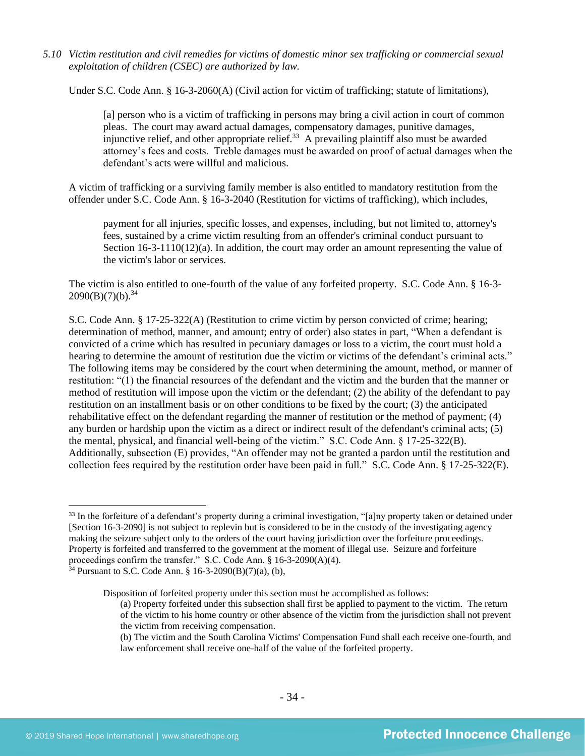*5.10 Victim restitution and civil remedies for victims of domestic minor sex trafficking or commercial sexual exploitation of children (CSEC) are authorized by law.*

Under S.C. Code Ann. § 16-3-2060(A) (Civil action for victim of trafficking; statute of limitations),

> [a] person who is a victim of trafficking in persons may bring a civil action in court of common pleas. The court may award actual damages, compensatory damages, punitive damages, injunctive relief, and other appropriate relief.[33] A prevailing plaintiff also must be awarded attorney's fees and costs. Treble damages must be awarded on proof of actual damages when the defendant's acts were willful and malicious.

A victim of trafficking or a surviving family member is also entitled to mandatory restitution from the offender under S.C. Code Ann. § 16-3-2040 (Restitution for victims of trafficking), which includes,

> payment for all injuries, specific losses, and expenses, including, but not limited to, attorney's fees, sustained by a crime victim resulting from an offender's criminal conduct pursuant to Section 16-3-1110(12)(a). In addition, the court may order an amount representing the value of the victim's labor or services.

The victim is also entitled to one-fourth of the value of any forfeited property. S.C. Code Ann. § 16-3-2090(B)(7)(b).[34]

S.C. Code Ann. § 17-25-322(A) (Restitution to crime victim by person convicted of crime; hearing; determination of method, manner, and amount; entry of order) also states in part, "When a defendant is convicted of a crime which has resulted in pecuniary damages or loss to a victim, the court must hold a hearing to determine the amount of restitution due the victim or victims of the defendant's criminal acts." The following items may be considered by the court when determining the amount, method, or manner of restitution: "(1) the financial resources of the defendant and the victim and the burden that the manner or method of restitution will impose upon the victim or the defendant; (2) the ability of the defendant to pay restitution on an installment basis or on other conditions to be fixed by the court; (3) the anticipated rehabilitative effect on the defendant regarding the manner of restitution or the method of payment; (4) any burden or hardship upon the victim as a direct or indirect result of the defendant's criminal acts; (5) the mental, physical, and financial well-being of the victim." S.C. Code Ann. § 17-25-322(B). Additionally, subsection (E) provides, "An offender may not be granted a pardon until the restitution and collection fees required by the restitution order have been paid in full." S.C. Code Ann. § 17-25-322(E).

---

[33] In the forfeiture of a defendant's property during a criminal investigation, "[a]ny property taken or detained under [Section 16-3-2090] is not subject to replevin but is considered to be in the custody of the investigating agency making the seizure subject only to the orders of the court having jurisdiction over the forfeiture proceedings. Property is forfeited and transferred to the government at the moment of illegal use. Seizure and forfeiture proceedings confirm the transfer." S.C. Code Ann. § 16-3-2090(A)(4).

[34] Pursuant to S.C. Code Ann. § 16-3-2090(B)(7)(a), (b),

> Disposition of forfeited property under this section must be accomplished as follows:
>
> (a) Property forfeited under this subsection shall first be applied to payment to the victim. The return of the victim to his home country or other absence of the victim from the jurisdiction shall not prevent the victim from receiving compensation.
>
> (b) The victim and the South Carolina Victims' Compensation Fund shall each receive one-fourth, and law enforcement shall receive one-half of the value of the forfeited property.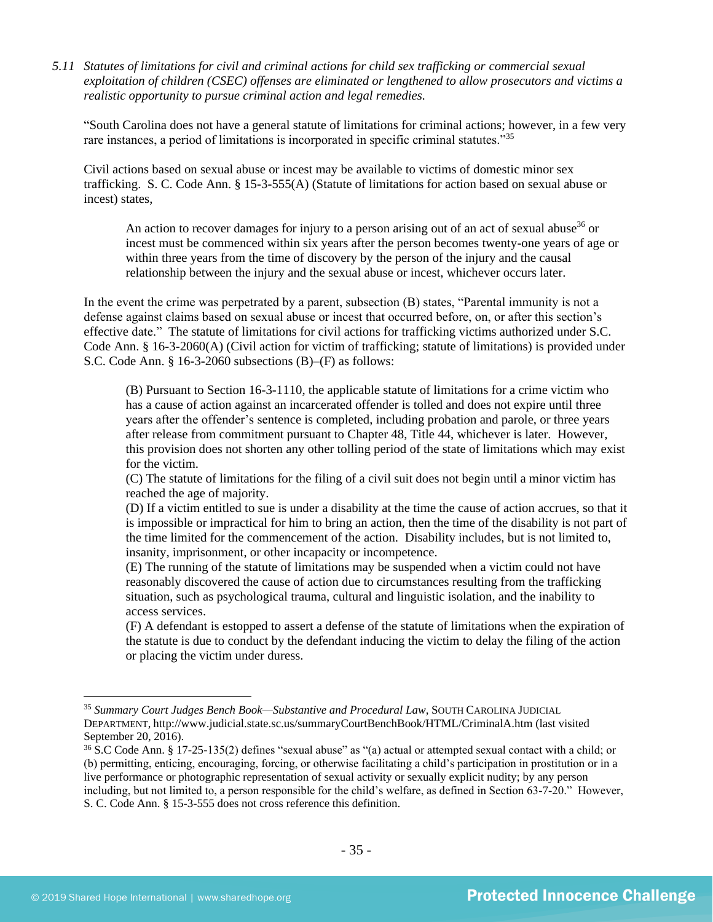*5.11 Statutes of limitations for civil and criminal actions for child sex trafficking or commercial sexual exploitation of children (CSEC) offenses are eliminated or lengthened to allow prosecutors and victims a realistic opportunity to pursue criminal action and legal remedies.*

"South Carolina does not have a general statute of limitations for criminal actions; however, in a few very rare instances, a period of limitations is incorporated in specific criminal statutes."[35]

Civil actions based on sexual abuse or incest may be available to victims of domestic minor sex trafficking. S. C. Code Ann. § 15-3-555(A) (Statute of limitations for action based on sexual abuse or incest) states,

> An action to recover damages for injury to a person arising out of an act of sexual abuse[36] or incest must be commenced within six years after the person becomes twenty-one years of age or within three years from the time of discovery by the person of the injury and the causal relationship between the injury and the sexual abuse or incest, whichever occurs later.

In the event the crime was perpetrated by a parent, subsection (B) states, "Parental immunity is not a defense against claims based on sexual abuse or incest that occurred before, on, or after this section's effective date." The statute of limitations for civil actions for trafficking victims authorized under S.C. Code Ann. § 16-3-2060(A) (Civil action for victim of trafficking; statute of limitations) is provided under S.C. Code Ann. § 16-3-2060 subsections (B)–(F) as follows:

> (B) Pursuant to Section 16-3-1110, the applicable statute of limitations for a crime victim who has a cause of action against an incarcerated offender is tolled and does not expire until three years after the offender's sentence is completed, including probation and parole, or three years after release from commitment pursuant to Chapter 48, Title 44, whichever is later. However, this provision does not shorten any other tolling period of the state of limitations which may exist for the victim.
> (C) The statute of limitations for the filing of a civil suit does not begin until a minor victim has reached the age of majority.
> (D) If a victim entitled to sue is under a disability at the time the cause of action accrues, so that it is impossible or impractical for him to bring an action, then the time of the disability is not part of the time limited for the commencement of the action. Disability includes, but is not limited to, insanity, imprisonment, or other incapacity or incompetence.
> (E) The running of the statute of limitations may be suspended when a victim could not have reasonably discovered the cause of action due to circumstances resulting from the trafficking situation, such as psychological trauma, cultural and linguistic isolation, and the inability to access services.
> (F) A defendant is estopped to assert a defense of the statute of limitations when the expiration of the statute is due to conduct by the defendant inducing the victim to delay the filing of the action or placing the victim under duress.

---

[35] *Summary Court Judges Bench Book—Substantive and Procedural Law*, SOUTH CAROLINA JUDICIAL DEPARTMENT, http://www.judicial.state.sc.us/summaryCourtBenchBook/HTML/CriminalA.htm (last visited September 20, 2016).

[36] S.C Code Ann. § 17-25-135(2) defines "sexual abuse" as "(a) actual or attempted sexual contact with a child; or (b) permitting, enticing, encouraging, forcing, or otherwise facilitating a child's participation in prostitution or in a live performance or photographic representation of sexual activity or sexually explicit nudity; by any person including, but not limited to, a person responsible for the child's welfare, as defined in Section 63-7-20." However, S. C. Code Ann. § 15-3-555 does not cross reference this definition.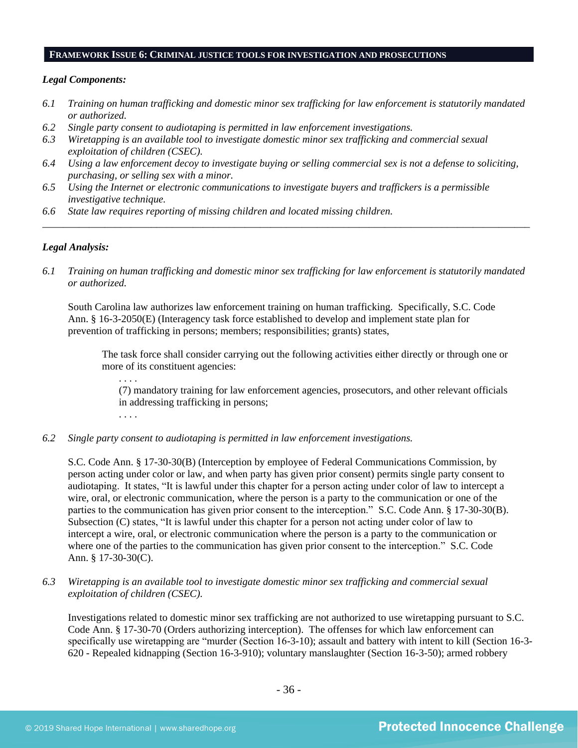**FRAMEWORK ISSUE 6: CRIMINAL JUSTICE TOOLS FOR INVESTIGATION AND PROSECUTIONS**

***Legal Components:***

*6.1 Training on human trafficking and domestic minor sex trafficking for law enforcement is statutorily mandated or authorized.*
*6.2 Single party consent to audiotaping is permitted in law enforcement investigations.*
*6.3 Wiretapping is an available tool to investigate domestic minor sex trafficking and commercial sexual exploitation of children (CSEC).*
*6.4 Using a law enforcement decoy to investigate buying or selling commercial sex is not a defense to soliciting, purchasing, or selling sex with a minor.*
*6.5 Using the Internet or electronic communications to investigate buyers and traffickers is a permissible investigative technique.*
*6.6 State law requires reporting of missing children and located missing children.*

---

***Legal Analysis:***

*6.1 Training on human trafficking and domestic minor sex trafficking for law enforcement is statutorily mandated or authorized.*

South Carolina law authorizes law enforcement training on human trafficking. Specifically, S.C. Code Ann. § 16-3-2050(E) (Interagency task force established to develop and implement state plan for prevention of trafficking in persons; members; responsibilities; grants) states,

> The task force shall consider carrying out the following activities either directly or through one or more of its constituent agencies:
>
> . . . .
>
> (7) mandatory training for law enforcement agencies, prosecutors, and other relevant officials in addressing trafficking in persons;
>
> . . . .

*6.2 Single party consent to audiotaping is permitted in law enforcement investigations.*

S.C. Code Ann. § 17-30-30(B) (Interception by employee of Federal Communications Commission, by person acting under color or law, and when party has given prior consent) permits single party consent to audiotaping. It states, "It is lawful under this chapter for a person acting under color of law to intercept a wire, oral, or electronic communication, where the person is a party to the communication or one of the parties to the communication has given prior consent to the interception." S.C. Code Ann. § 17-30-30(B). Subsection (C) states, "It is lawful under this chapter for a person not acting under color of law to intercept a wire, oral, or electronic communication where the person is a party to the communication or where one of the parties to the communication has given prior consent to the interception." S.C. Code Ann. § 17-30-30(C).

*6.3 Wiretapping is an available tool to investigate domestic minor sex trafficking and commercial sexual exploitation of children (CSEC).*

Investigations related to domestic minor sex trafficking are not authorized to use wiretapping pursuant to S.C. Code Ann. § 17-30-70 (Orders authorizing interception). The offenses for which law enforcement can specifically use wiretapping are "murder (Section 16-3-10); assault and battery with intent to kill (Section 16-3-620 - Repealed kidnapping (Section 16-3-910); voluntary manslaughter (Section 16-3-50); armed robbery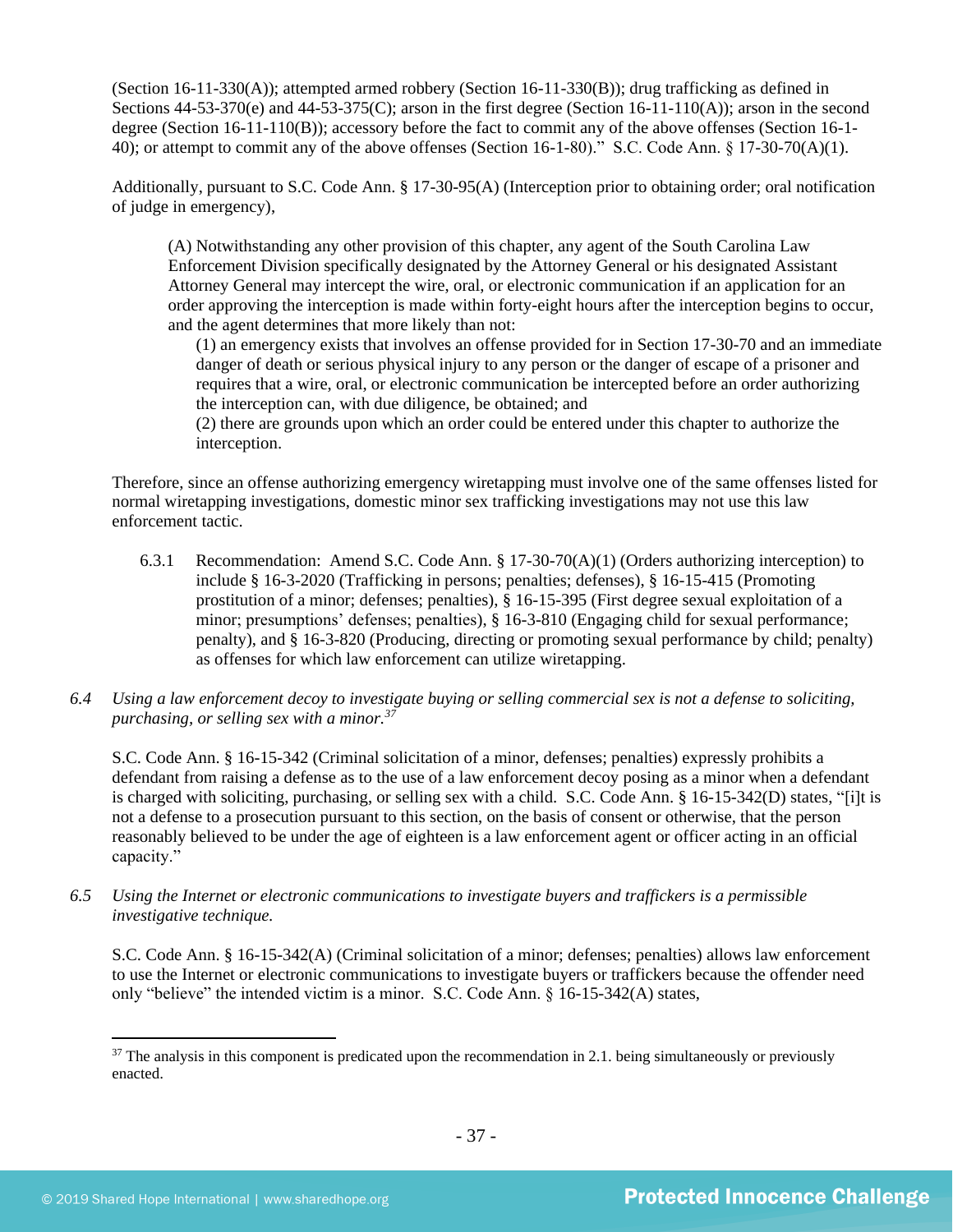(Section 16-11-330(A)); attempted armed robbery (Section 16-11-330(B)); drug trafficking as defined in Sections 44-53-370(e) and 44-53-375(C); arson in the first degree (Section 16-11-110(A)); arson in the second degree (Section 16-11-110(B)); accessory before the fact to commit any of the above offenses (Section 16-1-40); or attempt to commit any of the above offenses (Section 16-1-80)." S.C. Code Ann. § 17-30-70(A)(1).

Additionally, pursuant to S.C. Code Ann. § 17-30-95(A) (Interception prior to obtaining order; oral notification of judge in emergency),

> (A) Notwithstanding any other provision of this chapter, any agent of the South Carolina Law Enforcement Division specifically designated by the Attorney General or his designated Assistant Attorney General may intercept the wire, oral, or electronic communication if an application for an order approving the interception is made within forty-eight hours after the interception begins to occur, and the agent determines that more likely than not:
>
> (1) an emergency exists that involves an offense provided for in Section 17-30-70 and an immediate danger of death or serious physical injury to any person or the danger of escape of a prisoner and requires that a wire, oral, or electronic communication be intercepted before an order authorizing the interception can, with due diligence, be obtained; and
>
> (2) there are grounds upon which an order could be entered under this chapter to authorize the interception.

Therefore, since an offense authorizing emergency wiretapping must involve one of the same offenses listed for normal wiretapping investigations, domestic minor sex trafficking investigations may not use this law enforcement tactic.

6.3.1 Recommendation: Amend S.C. Code Ann. § 17-30-70(A)(1) (Orders authorizing interception) to include § 16-3-2020 (Trafficking in persons; penalties; defenses), § 16-15-415 (Promoting prostitution of a minor; defenses; penalties), § 16-15-395 (First degree sexual exploitation of a minor; presumptions' defenses; penalties), § 16-3-810 (Engaging child for sexual performance; penalty), and § 16-3-820 (Producing, directing or promoting sexual performance by child; penalty) as offenses for which law enforcement can utilize wiretapping.

*6.4 Using a law enforcement decoy to investigate buying or selling commercial sex is not a defense to soliciting, purchasing, or selling sex with a minor.*[37]

S.C. Code Ann. § 16-15-342 (Criminal solicitation of a minor, defenses; penalties) expressly prohibits a defendant from raising a defense as to the use of a law enforcement decoy posing as a minor when a defendant is charged with soliciting, purchasing, or selling sex with a child. S.C. Code Ann. § 16-15-342(D) states, "[i]t is not a defense to a prosecution pursuant to this section, on the basis of consent or otherwise, that the person reasonably believed to be under the age of eighteen is a law enforcement agent or officer acting in an official capacity."

*6.5 Using the Internet or electronic communications to investigate buyers and traffickers is a permissible investigative technique.*

S.C. Code Ann. § 16-15-342(A) (Criminal solicitation of a minor; defenses; penalties) allows law enforcement to use the Internet or electronic communications to investigate buyers or traffickers because the offender need only "believe" the intended victim is a minor. S.C. Code Ann. § 16-15-342(A) states,

---

[37] The analysis in this component is predicated upon the recommendation in 2.1. being simultaneously or previously enacted.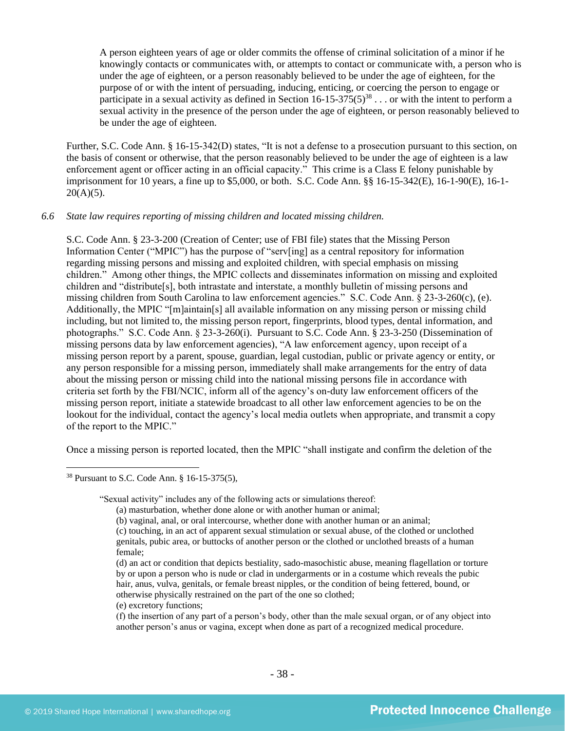> A person eighteen years of age or older commits the offense of criminal solicitation of a minor if he knowingly contacts or communicates with, or attempts to contact or communicate with, a person who is under the age of eighteen, or a person reasonably believed to be under the age of eighteen, for the purpose of or with the intent of persuading, inducing, enticing, or coercing the person to engage or participate in a sexual activity as defined in Section 16-15-375(5)[38] . . . or with the intent to perform a sexual activity in the presence of the person under the age of eighteen, or person reasonably believed to be under the age of eighteen.

Further, S.C. Code Ann. § 16-15-342(D) states, "It is not a defense to a prosecution pursuant to this section, on the basis of consent or otherwise, that the person reasonably believed to be under the age of eighteen is a law enforcement agent or officer acting in an official capacity." This crime is a Class E felony punishable by imprisonment for 10 years, a fine up to $5,000, or both. S.C. Code Ann. §§ 16-15-342(E), 16-1-90(E), 16-1-20(A)(5).

*6.6 State law requires reporting of missing children and located missing children.*

S.C. Code Ann. § 23-3-200 (Creation of Center; use of FBI file) states that the Missing Person Information Center ("MPIC") has the purpose of "serv[ing] as a central repository for information regarding missing persons and missing and exploited children, with special emphasis on missing children." Among other things, the MPIC collects and disseminates information on missing and exploited children and "distribute[s], both intrastate and interstate, a monthly bulletin of missing persons and missing children from South Carolina to law enforcement agencies." S.C. Code Ann. § 23-3-260(c), (e). Additionally, the MPIC "[m]aintain[s] all available information on any missing person or missing child including, but not limited to, the missing person report, fingerprints, blood types, dental information, and photographs." S.C. Code Ann. § 23-3-260(i). Pursuant to S.C. Code Ann. § 23-3-250 (Dissemination of missing persons data by law enforcement agencies), "A law enforcement agency, upon receipt of a missing person report by a parent, spouse, guardian, legal custodian, public or private agency or entity, or any person responsible for a missing person, immediately shall make arrangements for the entry of data about the missing person or missing child into the national missing persons file in accordance with criteria set forth by the FBI/NCIC, inform all of the agency's on-duty law enforcement officers of the missing person report, initiate a statewide broadcast to all other law enforcement agencies to be on the lookout for the individual, contact the agency's local media outlets when appropriate, and transmit a copy of the report to the MPIC."

Once a missing person is reported located, then the MPIC "shall instigate and confirm the deletion of the

---

[38] Pursuant to S.C. Code Ann. § 16-15-375(5),

> "Sexual activity" includes any of the following acts or simulations thereof:
> (a) masturbation, whether done alone or with another human or animal;
> (b) vaginal, anal, or oral intercourse, whether done with another human or an animal;
> (c) touching, in an act of apparent sexual stimulation or sexual abuse, of the clothed or unclothed genitals, pubic area, or buttocks of another person or the clothed or unclothed breasts of a human female;
> (d) an act or condition that depicts bestiality, sado-masochistic abuse, meaning flagellation or torture by or upon a person who is nude or clad in undergarments or in a costume which reveals the pubic hair, anus, vulva, genitals, or female breast nipples, or the condition of being fettered, bound, or otherwise physically restrained on the part of the one so clothed;
> (e) excretory functions;
> (f) the insertion of any part of a person's body, other than the male sexual organ, or of any object into another person's anus or vagina, except when done as part of a recognized medical procedure.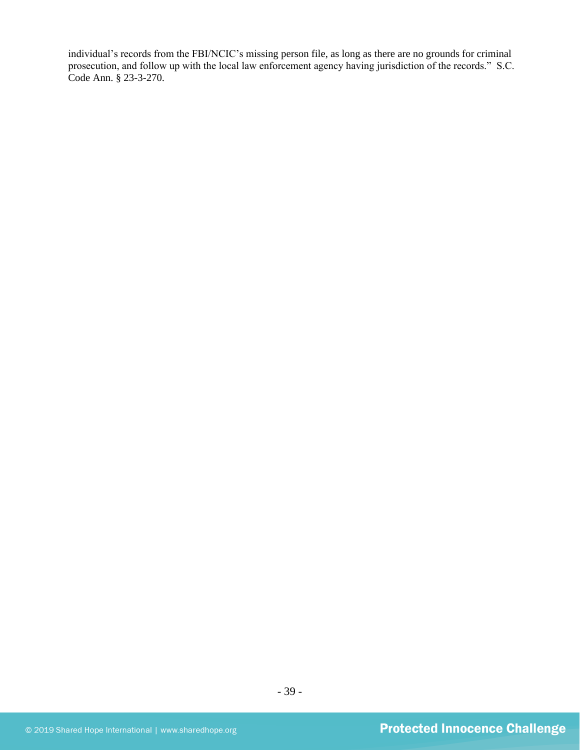individual's records from the FBI/NCIC's missing person file, as long as there are no grounds for criminal prosecution, and follow up with the local law enforcement agency having jurisdiction of the records." S.C. Code Ann. § 23-3-270.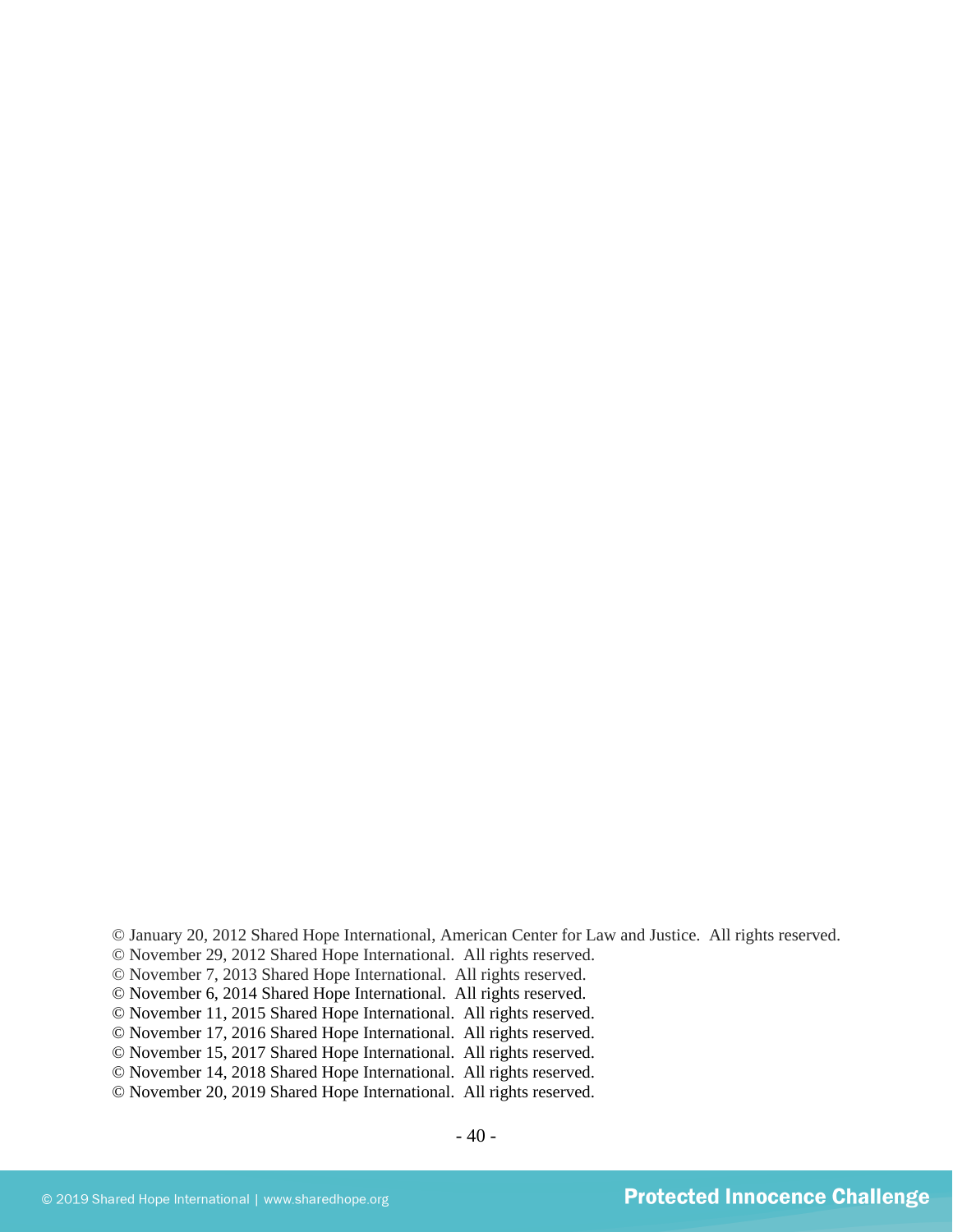© January 20, 2012 Shared Hope International, American Center for Law and Justice. All rights reserved.
© November 29, 2012 Shared Hope International. All rights reserved.
© November 7, 2013 Shared Hope International. All rights reserved.
© November 6, 2014 Shared Hope International. All rights reserved.
© November 11, 2015 Shared Hope International. All rights reserved.
© November 17, 2016 Shared Hope International. All rights reserved.
© November 15, 2017 Shared Hope International. All rights reserved.
© November 14, 2018 Shared Hope International. All rights reserved.
© November 20, 2019 Shared Hope International. All rights reserved.